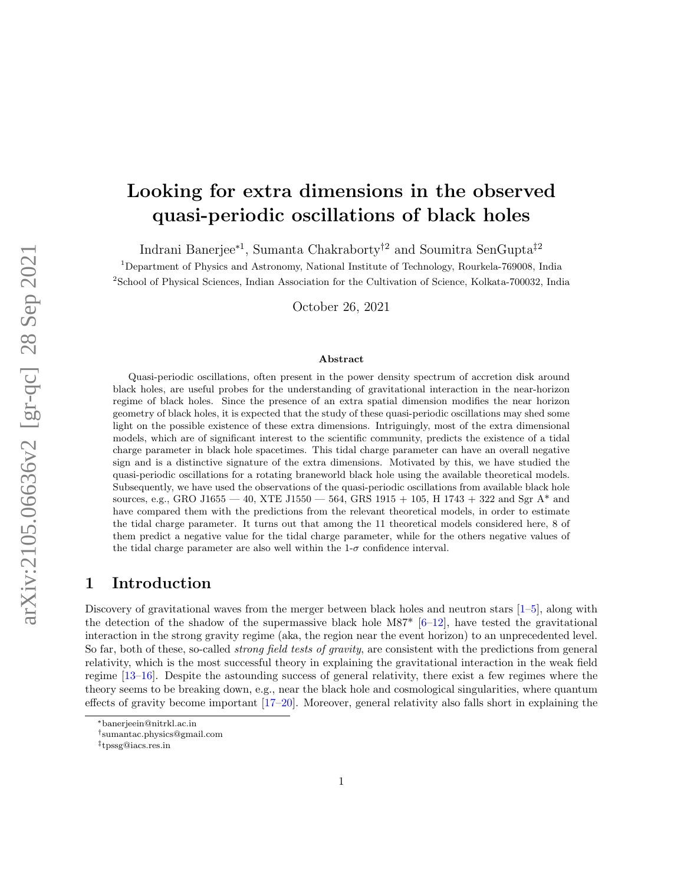# Looking for extra dimensions in the observed quasi-periodic oscillations of black holes

Indrani Banerjee*[1], Sumanta Chakraborty†[2] and Soumitra SenGupta‡[2]

[1]Department of Physics and Astronomy, National Institute of Technology, Rourkela-769008, India

[2]School of Physical Sciences, Indian Association for the Cultivation of Science, Kolkata-700032, India

October 26, 2021

### Abstract

Quasi-periodic oscillations, often present in the power density spectrum of accretion disk around black holes, are useful probes for the understanding of gravitational interaction in the near-horizon regime of black holes. Since the presence of an extra spatial dimension modifies the near horizon geometry of black holes, it is expected that the study of these quasi-periodic oscillations may shed some light on the possible existence of these extra dimensions. Intriguingly, most of the extra dimensional models, which are of significant interest to the scientific community, predicts the existence of a tidal charge parameter in black hole spacetimes. This tidal charge parameter can have an overall negative sign and is a distinctive signature of the extra dimensions. Motivated by this, we have studied the quasi-periodic oscillations for a rotating braneworld black hole using the available theoretical models. Subsequently, we have used the observations of the quasi-periodic oscillations from available black hole sources, e.g., GRO J1655 — 40, XTE J1550 — 564, GRS 1915 + 105, H 1743 + 322 and Sgr A* and have compared them with the predictions from the relevant theoretical models, in order to estimate the tidal charge parameter. It turns out that among the 11 theoretical models considered here, 8 of them predict a negative value for the tidal charge parameter, while for the others negative values of the tidal charge parameter are also well within the 1-$\sigma$ confidence interval.

## 1 Introduction

Discovery of gravitational waves from the merger between black holes and neutron stars [1–5], along with the detection of the shadow of the supermassive black hole M87* [6–12], have tested the gravitational interaction in the strong gravity regime (aka, the region near the event horizon) to an unprecedented level. So far, both of these, so-called *strong field tests of gravity*, are consistent with the predictions from general relativity, which is the most successful theory in explaining the gravitational interaction in the weak field regime [13–16]. Despite the astounding success of general relativity, there exist a few regimes where the theory seems to be breaking down, e.g., near the black hole and cosmological singularities, where quantum effects of gravity become important [17–20]. Moreover, general relativity also falls short in explaining the

*banerjeein@nitrkl.ac.in

†sumantac.physics@gmail.com

‡tpssg@iacs.res.in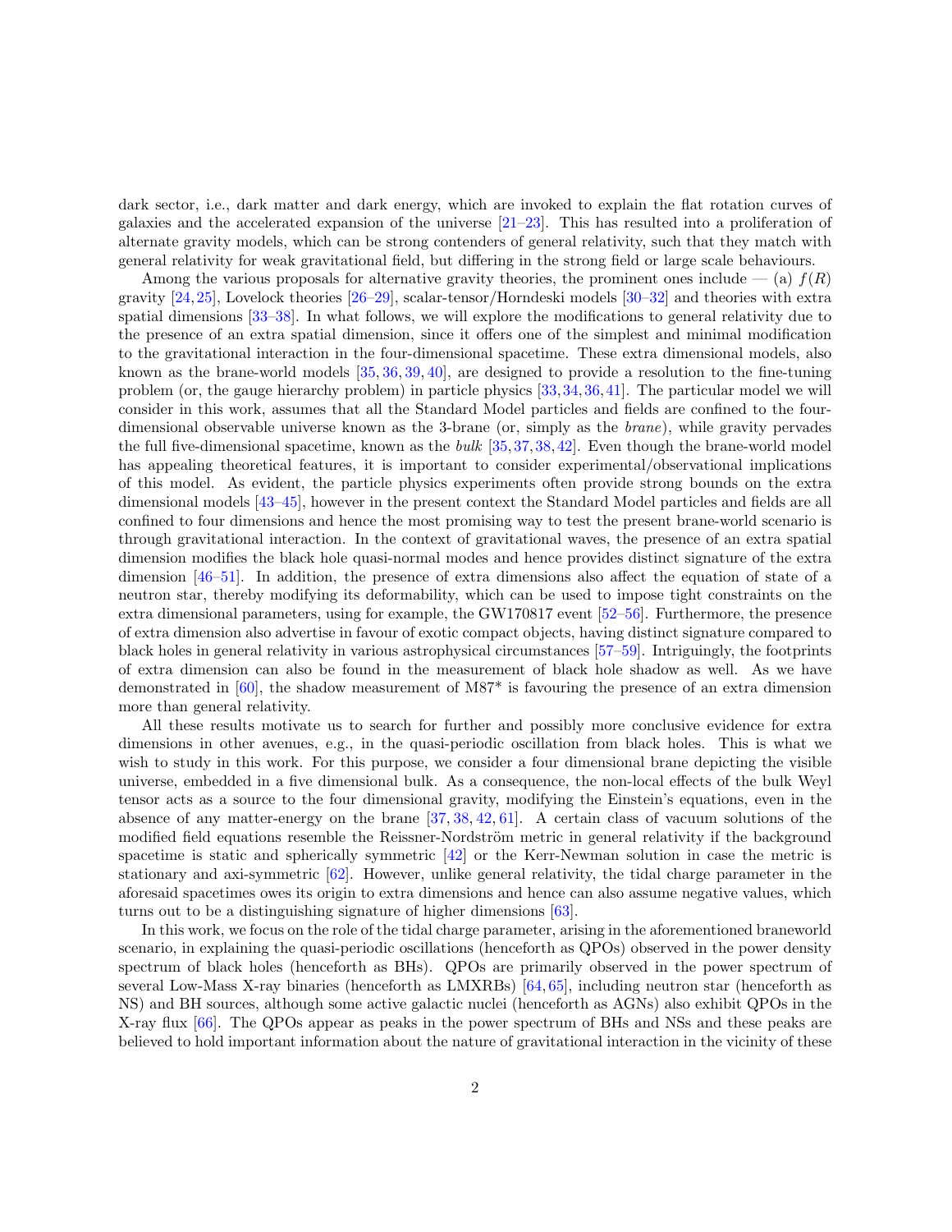dark sector, i.e., dark matter and dark energy, which are invoked to explain the flat rotation curves of galaxies and the accelerated expansion of the universe [21–23]. This has resulted into a proliferation of alternate gravity models, which can be strong contenders of general relativity, such that they match with general relativity for weak gravitational field, but differing in the strong field or large scale behaviours.

Among the various proposals for alternative gravity theories, the prominent ones include — (a) $f(R)$ gravity [24, 25], Lovelock theories [26–29], scalar-tensor/Horndeski models [30–32] and theories with extra spatial dimensions [33–38]. In what follows, we will explore the modifications to general relativity due to the presence of an extra spatial dimension, since it offers one of the simplest and minimal modification to the gravitational interaction in the four-dimensional spacetime. These extra dimensional models, also known as the brane-world models [35, 36, 39, 40], are designed to provide a resolution to the fine-tuning problem (or, the gauge hierarchy problem) in particle physics [33, 34, 36, 41]. The particular model we will consider in this work, assumes that all the Standard Model particles and fields are confined to the four-dimensional observable universe known as the 3-brane (or, simply as the *brane*), while gravity pervades the full five-dimensional spacetime, known as the *bulk* [35, 37, 38, 42]. Even though the brane-world model has appealing theoretical features, it is important to consider experimental/observational implications of this model. As evident, the particle physics experiments often provide strong bounds on the extra dimensional models [43–45], however in the present context the Standard Model particles and fields are all confined to four dimensions and hence the most promising way to test the present brane-world scenario is through gravitational interaction. In the context of gravitational waves, the presence of an extra spatial dimension modifies the black hole quasi-normal modes and hence provides distinct signature of the extra dimension [46–51]. In addition, the presence of extra dimensions also affect the equation of state of a neutron star, thereby modifying its deformability, which can be used to impose tight constraints on the extra dimensional parameters, using for example, the GW170817 event [52–56]. Furthermore, the presence of extra dimension also advertise in favour of exotic compact objects, having distinct signature compared to black holes in general relativity in various astrophysical circumstances [57–59]. Intriguingly, the footprints of extra dimension can also be found in the measurement of black hole shadow as well. As we have demonstrated in [60], the shadow measurement of M87* is favouring the presence of an extra dimension more than general relativity.

All these results motivate us to search for further and possibly more conclusive evidence for extra dimensions in other avenues, e.g., in the quasi-periodic oscillation from black holes. This is what we wish to study in this work. For this purpose, we consider a four dimensional brane depicting the visible universe, embedded in a five dimensional bulk. As a consequence, the non-local effects of the bulk Weyl tensor acts as a source to the four dimensional gravity, modifying the Einstein's equations, even in the absence of any matter-energy on the brane [37, 38, 42, 61]. A certain class of vacuum solutions of the modified field equations resemble the Reissner-Nordström metric in general relativity if the background spacetime is static and spherically symmetric [42] or the Kerr-Newman solution in case the metric is stationary and axi-symmetric [62]. However, unlike general relativity, the tidal charge parameter in the aforesaid spacetimes owes its origin to extra dimensions and hence can also assume negative values, which turns out to be a distinguishing signature of higher dimensions [63].

In this work, we focus on the role of the tidal charge parameter, arising in the aforementioned braneworld scenario, in explaining the quasi-periodic oscillations (henceforth as QPOs) observed in the power density spectrum of black holes (henceforth as BHs). QPOs are primarily observed in the power spectrum of several Low-Mass X-ray binaries (henceforth as LMXRBs) [64, 65], including neutron star (henceforth as NS) and BH sources, although some active galactic nuclei (henceforth as AGNs) also exhibit QPOs in the X-ray flux [66]. The QPOs appear as peaks in the power spectrum of BHs and NSs and these peaks are believed to hold important information about the nature of gravitational interaction in the vicinity of these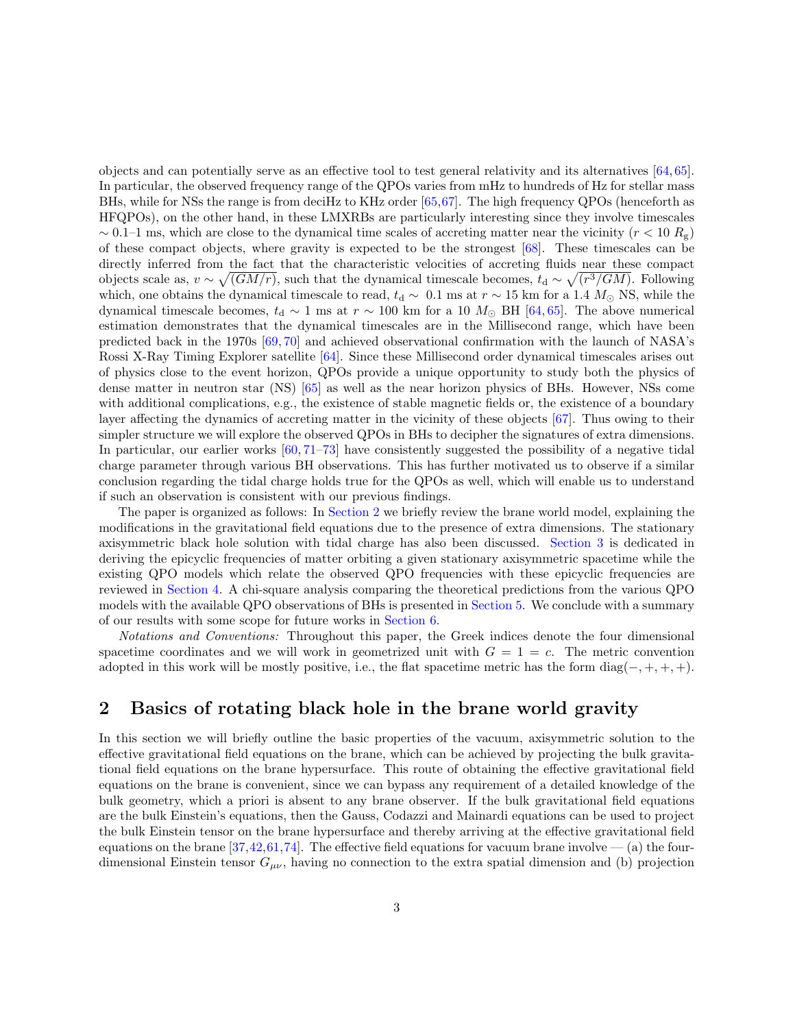objects and can potentially serve as an effective tool to test general relativity and its alternatives [64, 65]. In particular, the observed frequency range of the QPOs varies from mHz to hundreds of Hz for stellar mass BHs, while for NSs the range is from deciHz to KHz order [65,67]. The high frequency QPOs (henceforth as HFQPOs), on the other hand, in these LMXRBs are particularly interesting since they involve timescales $\sim 0.1$–1 ms, which are close to the dynamical time scales of accreting matter near the vicinity ($r < 10\ R_{\rm g}$) of these compact objects, where gravity is expected to be the strongest [68]. These timescales can be directly inferred from the fact that the characteristic velocities of accreting fluids near these compact objects scale as, $v \sim \sqrt{(GM/r)}$, such that the dynamical timescale becomes, $t_{\rm d} \sim \sqrt{(r^3/GM)}$. Following which, one obtains the dynamical timescale to read, $t_{\rm d} \sim\ 0.1$ ms at $r \sim 15$ km for a 1.4 $M_\odot$ NS, while the dynamical timescale becomes, $t_{\rm d} \sim 1$ ms at $r \sim 100$ km for a 10 $M_\odot$ BH [64, 65]. The above numerical estimation demonstrates that the dynamical timescales are in the Millisecond range, which have been predicted back in the 1970s [69, 70] and achieved observational confirmation with the launch of NASA's Rossi X-Ray Timing Explorer satellite [64]. Since these Millisecond order dynamical timescales arises out of physics close to the event horizon, QPOs provide a unique opportunity to study both the physics of dense matter in neutron star (NS) [65] as well as the near horizon physics of BHs. However, NSs come with additional complications, e.g., the existence of stable magnetic fields or, the existence of a boundary layer affecting the dynamics of accreting matter in the vicinity of these objects [67]. Thus owing to their simpler structure we will explore the observed QPOs in BHs to decipher the signatures of extra dimensions. In particular, our earlier works [60, 71–73] have consistently suggested the possibility of a negative tidal charge parameter through various BH observations. This has further motivated us to observe if a similar conclusion regarding the tidal charge holds true for the QPOs as well, which will enable us to understand if such an observation is consistent with our previous findings.

The paper is organized as follows: In Section 2 we briefly review the brane world model, explaining the modifications in the gravitational field equations due to the presence of extra dimensions. The stationary axisymmetric black hole solution with tidal charge has also been discussed. Section 3 is dedicated in deriving the epicyclic frequencies of matter orbiting a given stationary axisymmetric spacetime while the existing QPO models which relate the observed QPO frequencies with these epicyclic frequencies are reviewed in Section 4. A chi-square analysis comparing the theoretical predictions from the various QPO models with the available QPO observations of BHs is presented in Section 5. We conclude with a summary of our results with some scope for future works in Section 6.

*Notations and Conventions:* Throughout this paper, the Greek indices denote the four dimensional spacetime coordinates and we will work in geometrized unit with $G = 1 = c$. The metric convention adopted in this work will be mostly positive, i.e., the flat spacetime metric has the form diag$(-,+,+,+)$.

## 2 Basics of rotating black hole in the brane world gravity

In this section we will briefly outline the basic properties of the vacuum, axisymmetric solution to the effective gravitational field equations on the brane, which can be achieved by projecting the bulk gravitational field equations on the brane hypersurface. This route of obtaining the effective gravitational field equations on the brane is convenient, since we can bypass any requirement of a detailed knowledge of the bulk geometry, which a priori is absent to any brane observer. If the bulk gravitational field equations are the bulk Einstein's equations, then the Gauss, Codazzi and Mainardi equations can be used to project the bulk Einstein tensor on the brane hypersurface and thereby arriving at the effective gravitational field equations on the brane [37,42,61,74]. The effective field equations for vacuum brane involve — (a) the four-dimensional Einstein tensor $G_{\mu\nu}$, having no connection to the extra spatial dimension and (b) projection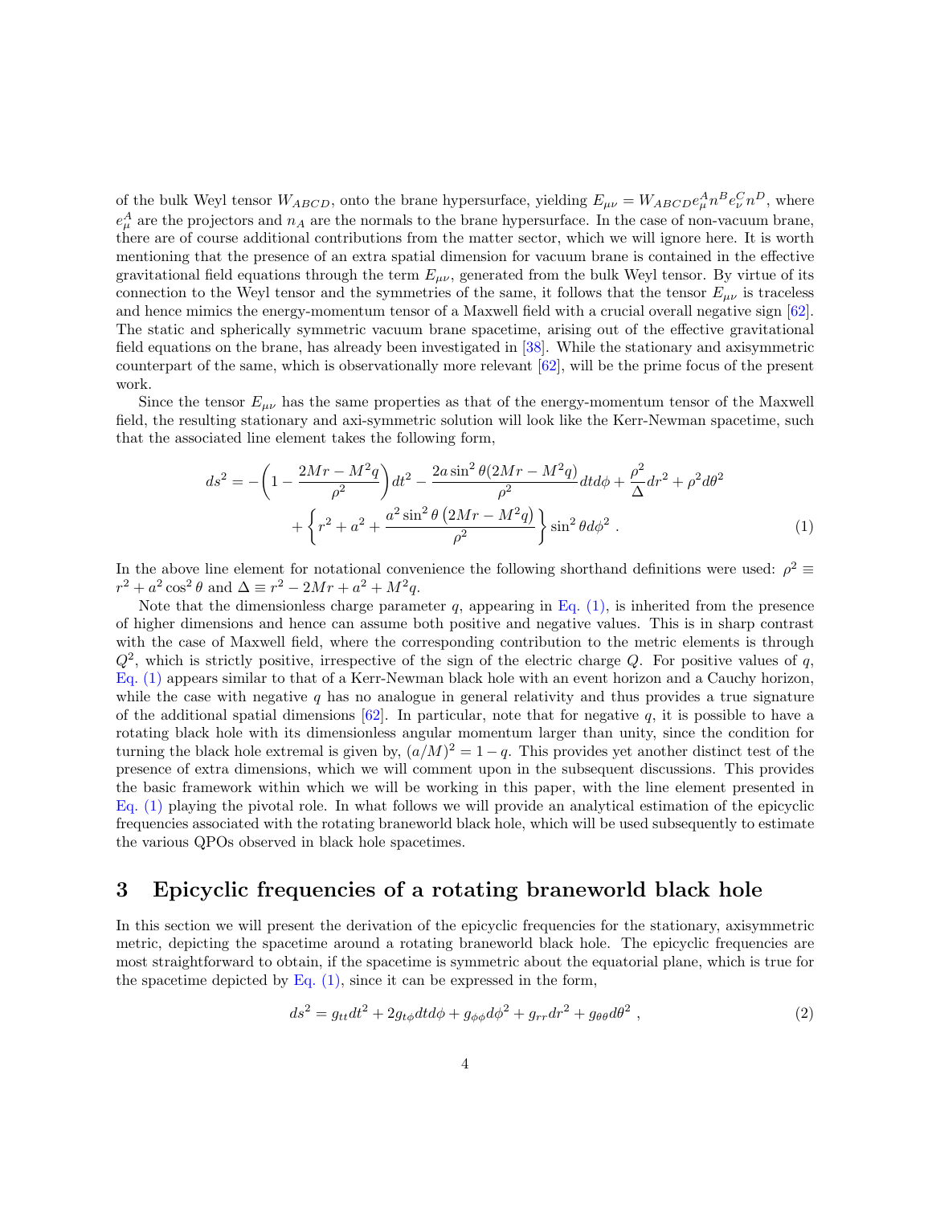of the bulk Weyl tensor $W_{ABCD}$, onto the brane hypersurface, yielding $E_{\mu\nu} = W_{ABCD}e^A_\mu n^B e^C_\nu n^D$, where $e^A_\mu$ are the projectors and $n_A$ are the normals to the brane hypersurface. In the case of non-vacuum brane, there are of course additional contributions from the matter sector, which we will ignore here. It is worth mentioning that the presence of an extra spatial dimension for vacuum brane is contained in the effective gravitational field equations through the term $E_{\mu\nu}$, generated from the bulk Weyl tensor. By virtue of its connection to the Weyl tensor and the symmetries of the same, it follows that the tensor $E_{\mu\nu}$ is traceless and hence mimics the energy-momentum tensor of a Maxwell field with a crucial overall negative sign [62]. The static and spherically symmetric vacuum brane spacetime, arising out of the effective gravitational field equations on the brane, has already been investigated in [38]. While the stationary and axisymmetric counterpart of the same, which is observationally more relevant [62], will be the prime focus of the present work.

Since the tensor $E_{\mu\nu}$ has the same properties as that of the energy-momentum tensor of the Maxwell field, the resulting stationary and axi-symmetric solution will look like the Kerr-Newman spacetime, such that the associated line element takes the following form,

$$
\begin{aligned}
ds^2 = &-\left(1 - \frac{2Mr - M^2q}{\rho^2}\right)dt^2 - \frac{2a\sin^2\theta(2Mr - M^2q)}{\rho^2}dtd\phi + \frac{\rho^2}{\Delta}dr^2 + \rho^2 d\theta^2 \\
&+ \left\{r^2 + a^2 + \frac{a^2\sin^2\theta\left(2Mr - M^2q\right)}{\rho^2}\right\}\sin^2\theta d\phi^2 \ . \qquad (1)
\end{aligned}
$$

In the above line element for notational convenience the following shorthand definitions were used: $\rho^2 \equiv r^2 + a^2\cos^2\theta$ and $\Delta \equiv r^2 - 2Mr + a^2 + M^2q$.

Note that the dimensionless charge parameter $q$, appearing in Eq. (1), is inherited from the presence of higher dimensions and hence can assume both positive and negative values. This is in sharp contrast with the case of Maxwell field, where the corresponding contribution to the metric elements is through $Q^2$, which is strictly positive, irrespective of the sign of the electric charge $Q$. For positive values of $q$, Eq. (1) appears similar to that of a Kerr-Newman black hole with an event horizon and a Cauchy horizon, while the case with negative $q$ has no analogue in general relativity and thus provides a true signature of the additional spatial dimensions [62]. In particular, note that for negative $q$, it is possible to have a rotating black hole with its dimensionless angular momentum larger than unity, since the condition for turning the black hole extremal is given by, $(a/M)^2 = 1 - q$. This provides yet another distinct test of the presence of extra dimensions, which we will comment upon in the subsequent discussions. This provides the basic framework within which we will be working in this paper, with the line element presented in Eq. (1) playing the pivotal role. In what follows we will provide an analytical estimation of the epicyclic frequencies associated with the rotating braneworld black hole, which will be used subsequently to estimate the various QPOs observed in black hole spacetimes.

## 3 Epicyclic frequencies of a rotating braneworld black hole

In this section we will present the derivation of the epicyclic frequencies for the stationary, axisymmetric metric, depicting the spacetime around a rotating braneworld black hole. The epicyclic frequencies are most straightforward to obtain, if the spacetime is symmetric about the equatorial plane, which is true for the spacetime depicted by Eq. (1), since it can be expressed in the form,

$$
ds^2 = g_{tt}dt^2 + 2g_{t\phi}dtd\phi + g_{\phi\phi}d\phi^2 + g_{rr}dr^2 + g_{\theta\theta}d\theta^2 \ , \qquad (2)
$$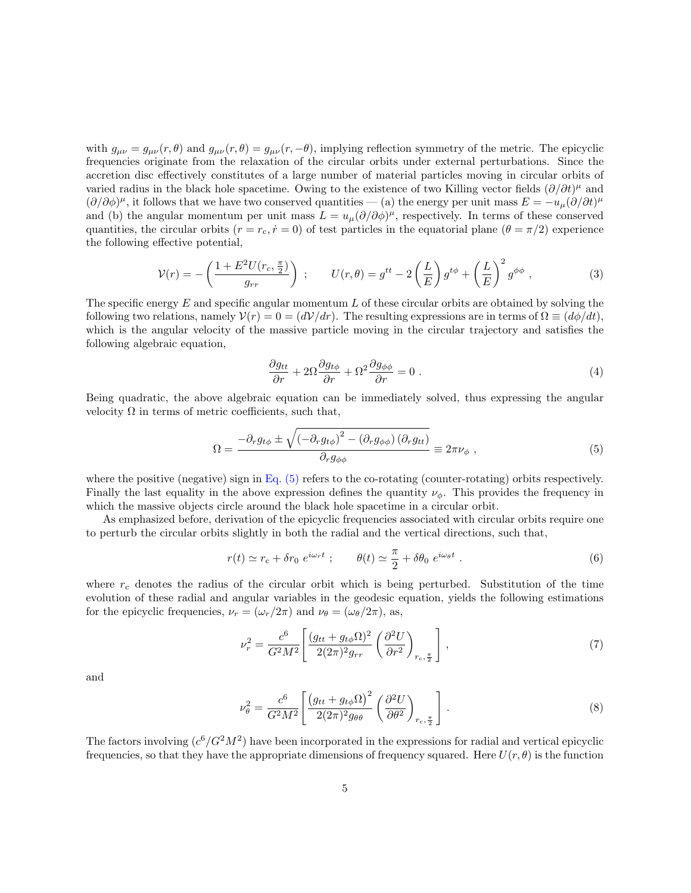with $g_{\mu\nu} = g_{\mu\nu}(r,\theta)$ and $g_{\mu\nu}(r,\theta) = g_{\mu\nu}(r,-\theta)$, implying reflection symmetry of the metric. The epicyclic frequencies originate from the relaxation of the circular orbits under external perturbations. Since the accretion disc effectively constitutes of a large number of material particles moving in circular orbits of varied radius in the black hole spacetime. Owing to the existence of two Killing vector fields $(\partial/\partial t)^\mu$ and $(\partial/\partial\phi)^\mu$, it follows that we have two conserved quantities — (a) the energy per unit mass $E = -u_\mu(\partial/\partial t)^\mu$ and (b) the angular momentum per unit mass $L = u_\mu(\partial/\partial\phi)^\mu$, respectively. In terms of these conserved quantities, the circular orbits ($r = r_c, \dot{r} = 0$) of test particles in the equatorial plane ($\theta = \pi/2$) experience the following effective potential,

$$
\mathcal{V}(r) = -\left(\frac{1 + E^2 U(r_c, \frac{\pi}{2})}{g_{rr}}\right) \; ; \qquad U(r,\theta) = g^{tt} - 2\left(\frac{L}{E}\right) g^{t\phi} + \left(\frac{L}{E}\right)^2 g^{\phi\phi} \; , \tag{3}
$$

The specific energy $E$ and specific angular momentum $L$ of these circular orbits are obtained by solving the following two relations, namely $\mathcal{V}(r) = 0 = (d\mathcal{V}/dr)$. The resulting expressions are in terms of $\Omega \equiv (d\phi/dt)$, which is the angular velocity of the massive particle moving in the circular trajectory and satisfies the following algebraic equation,

$$
\frac{\partial g_{tt}}{\partial r} + 2\Omega \frac{\partial g_{t\phi}}{\partial r} + \Omega^2 \frac{\partial g_{\phi\phi}}{\partial r} = 0 \; . \tag{4}
$$

Being quadratic, the above algebraic equation can be immediately solved, thus expressing the angular velocity $\Omega$ in terms of metric coefficients, such that,

$$
\Omega = \frac{-\partial_r g_{t\phi} \pm \sqrt{\left(-\partial_r g_{t\phi}\right)^2 - \left(\partial_r g_{\phi\phi}\right)\left(\partial_r g_{tt}\right)}}{\partial_r g_{\phi\phi}} \equiv 2\pi\nu_\phi \; , \tag{5}
$$

where the positive (negative) sign in Eq. (5) refers to the co-rotating (counter-rotating) orbits respectively. Finally the last equality in the above expression defines the quantity $\nu_\phi$. This provides the frequency in which the massive objects circle around the black hole spacetime in a circular orbit.

As emphasized before, derivation of the epicyclic frequencies associated with circular orbits require one to perturb the circular orbits slightly in both the radial and the vertical directions, such that,

$$
r(t) \simeq r_{\rm c} + \delta r_0 \; e^{i\omega_r t} \; ; \qquad \theta(t) \simeq \frac{\pi}{2} + \delta\theta_0 \; e^{i\omega_\theta t} \; . \tag{6}
$$

where $r_{\rm c}$ denotes the radius of the circular orbit which is being perturbed. Substitution of the time evolution of these radial and angular variables in the geodesic equation, yields the following estimations for the epicyclic frequencies, $\nu_r = (\omega_r/2\pi)$ and $\nu_\theta = (\omega_\theta/2\pi)$, as,

$$
\nu_r^2 = \frac{c^6}{G^2M^2}\left[\frac{(g_{tt} + g_{t\phi}\Omega)^2}{2(2\pi)^2 g_{rr}} \left(\frac{\partial^2 U}{\partial r^2}\right)_{r_{\rm c},\frac{\pi}{2}}\right] , \tag{7}
$$

and

$$
\nu_\theta^2 = \frac{c^6}{G^2M^2}\left[\frac{\left(g_{tt} + g_{t\phi}\Omega\right)^2}{2(2\pi)^2 g_{\theta\theta}} \left(\frac{\partial^2 U}{\partial \theta^2}\right)_{r_{\rm c},\frac{\pi}{2}}\right] . \tag{8}
$$

The factors involving $(c^6/G^2M^2)$ have been incorporated in the expressions for radial and vertical epicyclic frequencies, so that they have the appropriate dimensions of frequency squared. Here $U(r,\theta)$ is the function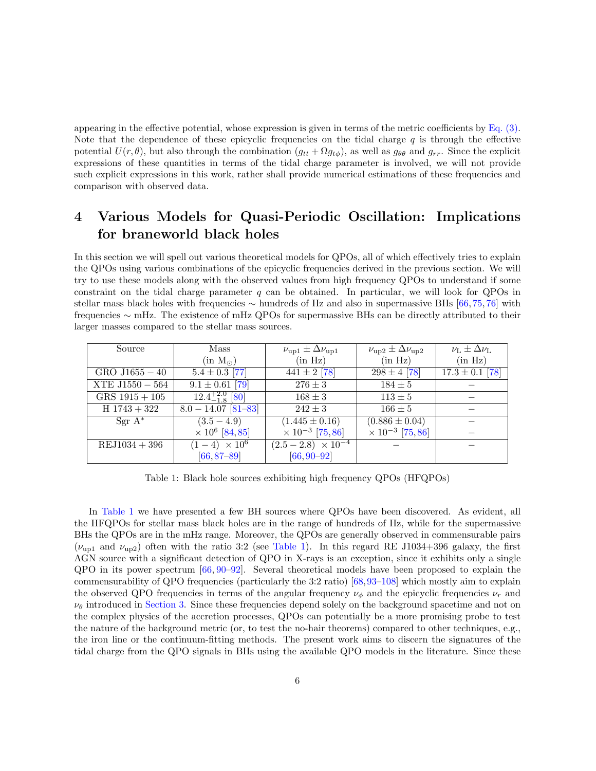appearing in the effective potential, whose expression is given in terms of the metric coefficients by Eq. (3). Note that the dependence of these epicyclic frequencies on the tidal charge $q$ is through the effective potential $U(r,\theta)$, but also through the combination $(g_{tt}+\Omega g_{t\phi})$, as well as $g_{\theta\theta}$ and $g_{rr}$. Since the explicit expressions of these quantities in terms of the tidal charge parameter is involved, we will not provide such explicit expressions in this work, rather shall provide numerical estimations of these frequencies and comparison with observed data.

# 4 Various Models for Quasi-Periodic Oscillation: Implications for braneworld black holes

In this section we will spell out various theoretical models for QPOs, all of which effectively tries to explain the QPOs using various combinations of the epicyclic frequencies derived in the previous section. We will try to use these models along with the observed values from high frequency QPOs to understand if some constraint on the tidal charge parameter $q$ can be obtained. In particular, we will look for QPOs in stellar mass black holes with frequencies $\sim$ hundreds of Hz and also in supermassive BHs [66, 75, 76] with frequencies $\sim$ mHz. The existence of mHz QPOs for supermassive BHs can be directly attributed to their larger masses compared to the stellar mass sources.

| Source | Mass (in $M_\odot$) | $\nu_{\rm up1} \pm \Delta\nu_{\rm up1}$ (in Hz) | $\nu_{\rm up2} \pm \Delta\nu_{\rm up2}$ (in Hz) | $\nu_{\rm L} \pm \Delta\nu_{\rm L}$ (in Hz) |
|---|---|---|---|---|
| GRO J1655 − 40 | $5.4 \pm 0.3$ [77] | $441 \pm 2$ [78] | $298 \pm 4$ [78] | $17.3 \pm 0.1$ [78] |
| XTE J1550 − 564 | $9.1 \pm 0.61$ [79] | $276 \pm 3$ | $184 \pm 5$ | − |
| GRS 1915 + 105 | $12.4^{+2.0}_{-1.8}$ [80] | $168 \pm 3$ | $113 \pm 5$ | − |
| H 1743 + 322 | $8.0 - 14.07$ [81–83] | $242 \pm 3$ | $166 \pm 5$ | − |
| Sgr A* | $(3.5 - 4.9) \times 10^6$ [84, 85] | $(1.445 \pm 0.16) \times 10^{-3}$ [75, 86] | $(0.886 \pm 0.04) \times 10^{-3}$ [75, 86] | − |
| REJ1034 + 396 | $(1 - 4) \times 10^6$ [66, 87–89] | $(2.5 - 2.8) \times 10^{-4}$ [66, 90–92] | − | − |

Table 1: Black hole sources exhibiting high frequency QPOs (HFQPOs)

In Table 1 we have presented a few BH sources where QPOs have been discovered. As evident, all the HFQPOs for stellar mass black holes are in the range of hundreds of Hz, while for the supermassive BHs the QPOs are in the mHz range. Moreover, the QPOs are generally observed in commensurable pairs ($\nu_{\rm up1}$ and $\nu_{\rm up2}$) often with the ratio 3:2 (see Table 1). In this regard RE J1034+396 galaxy, the first AGN source with a significant detection of QPO in X-rays is an exception, since it exhibits only a single QPO in its power spectrum [66, 90–92]. Several theoretical models have been proposed to explain the commensurability of QPO frequencies (particularly the 3:2 ratio) [68, 93–108] which mostly aim to explain the observed QPO frequencies in terms of the angular frequency $\nu_\phi$ and the epicyclic frequencies $\nu_r$ and $\nu_\theta$ introduced in Section 3. Since these frequencies depend solely on the background spacetime and not on the complex physics of the accretion processes, QPOs can potentially be a more promising probe to test the nature of the background metric (or, to test the no-hair theorems) compared to other techniques, e.g., the iron line or the continuum-fitting methods. The present work aims to discern the signatures of the tidal charge from the QPO signals in BHs using the available QPO models in the literature. Since these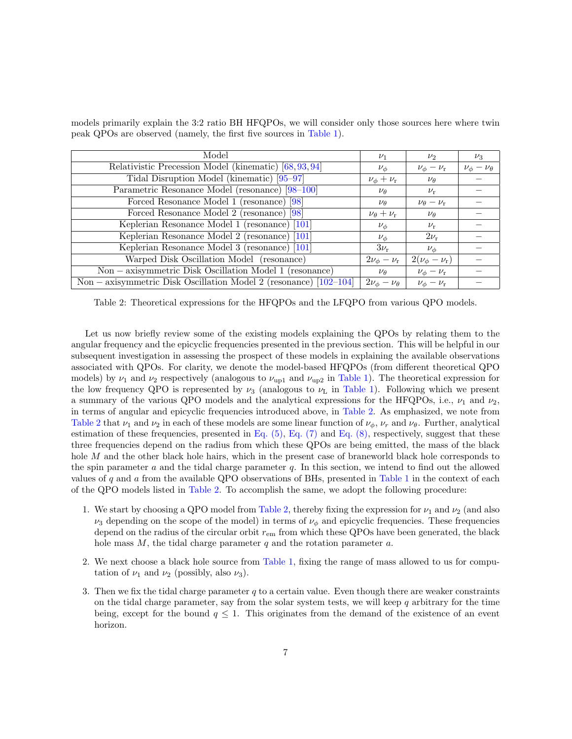models primarily explain the 3:2 ratio BH HFQPOs, we will consider only those sources here where twin peak QPOs are observed (namely, the first five sources in Table 1).

| Model | $\nu_1$ | $\nu_2$ | $\nu_3$ |
|---|---|---|---|
| Relativistic Precession Model (kinematic) [68,93,94] | $\nu_\phi$ | $\nu_\phi - \nu_{\rm r}$ | $\nu_\phi - \nu_\theta$ |
| Tidal Disruption Model (kinematic) [95–97] | $\nu_\phi + \nu_{\rm r}$ | $\nu_\theta$ | $-$ |
| Parametric Resonance Model (resonance) [98–100] | $\nu_\theta$ | $\nu_{\rm r}$ | $-$ |
| Forced Resonance Model 1 (resonance) [98] | $\nu_\theta$ | $\nu_\theta - \nu_{\rm r}$ | $-$ |
| Forced Resonance Model 2 (resonance) [98] | $\nu_\theta + \nu_{\rm r}$ | $\nu_\theta$ | $-$ |
| Keplerian Resonance Model 1 (resonance) [101] | $\nu_\phi$ | $\nu_{\rm r}$ | $-$ |
| Keplerian Resonance Model 2 (resonance) [101] | $\nu_\phi$ | $2\nu_{\rm r}$ | $-$ |
| Keplerian Resonance Model 3 (resonance) [101] | $3\nu_{\rm r}$ | $\nu_\phi$ | $-$ |
| Warped Disk Oscillation Model (resonance) | $2\nu_\phi - \nu_{\rm r}$ | $2(\nu_\phi - \nu_{\rm r})$ | $-$ |
| Non $-$ axisymmetric Disk Oscillation Model 1 (resonance) | $\nu_\theta$ | $\nu_\phi - \nu_{\rm r}$ | $-$ |
| Non $-$ axisymmetric Disk Oscillation Model 2 (resonance) [102–104] | $2\nu_\phi - \nu_\theta$ | $\nu_\phi - \nu_{\rm r}$ | $-$ |

Table 2: Theoretical expressions for the HFQPOs and the LFQPO from various QPO models.

Let us now briefly review some of the existing models explaining the QPOs by relating them to the angular frequency and the epicyclic frequencies presented in the previous section. This will be helpful in our subsequent investigation in assessing the prospect of these models in explaining the available observations associated with QPOs. For clarity, we denote the model-based HFQPOs (from different theoretical QPO models) by $\nu_1$ and $\nu_2$ respectively (analogous to $\nu_{\rm up1}$ and $\nu_{\rm up2}$ in Table 1). The theoretical expression for the low frequency QPO is represented by $\nu_3$ (analogous to $\nu_{\rm L}$ in Table 1). Following which we present a summary of the various QPO models and the analytical expressions for the HFQPOs, i.e., $\nu_1$ and $\nu_2$, in terms of angular and epicyclic frequencies introduced above, in Table 2. As emphasized, we note from Table 2 that $\nu_1$ and $\nu_2$ in each of these models are some linear function of $\nu_\phi$, $\nu_r$ and $\nu_\theta$. Further, analytical estimation of these frequencies, presented in Eq. (5), Eq. (7) and Eq. (8), respectively, suggest that these three frequencies depend on the radius from which these QPOs are being emitted, the mass of the black hole $M$ and the other black hole hairs, which in the present case of braneworld black hole corresponds to the spin parameter $a$ and the tidal charge parameter $q$. In this section, we intend to find out the allowed values of $q$ and $a$ from the available QPO observations of BHs, presented in Table 1 in the context of each of the QPO models listed in Table 2. To accomplish the same, we adopt the following procedure:

1. We start by choosing a QPO model from Table 2, thereby fixing the expression for $\nu_1$ and $\nu_2$ (and also $\nu_3$ depending on the scope of the model) in terms of $\nu_\phi$ and epicyclic frequencies. These frequencies depend on the radius of the circular orbit $r_{\rm em}$ from which these QPOs have been generated, the black hole mass $M$, the tidal charge parameter $q$ and the rotation parameter $a$.
2. We next choose a black hole source from Table 1, fixing the range of mass allowed to us for computation of $\nu_1$ and $\nu_2$ (possibly, also $\nu_3$).
3. Then we fix the tidal charge parameter $q$ to a certain value. Even though there are weaker constraints on the tidal charge parameter, say from the solar system tests, we will keep $q$ arbitrary for the time being, except for the bound $q \leq 1$. This originates from the demand of the existence of an event horizon.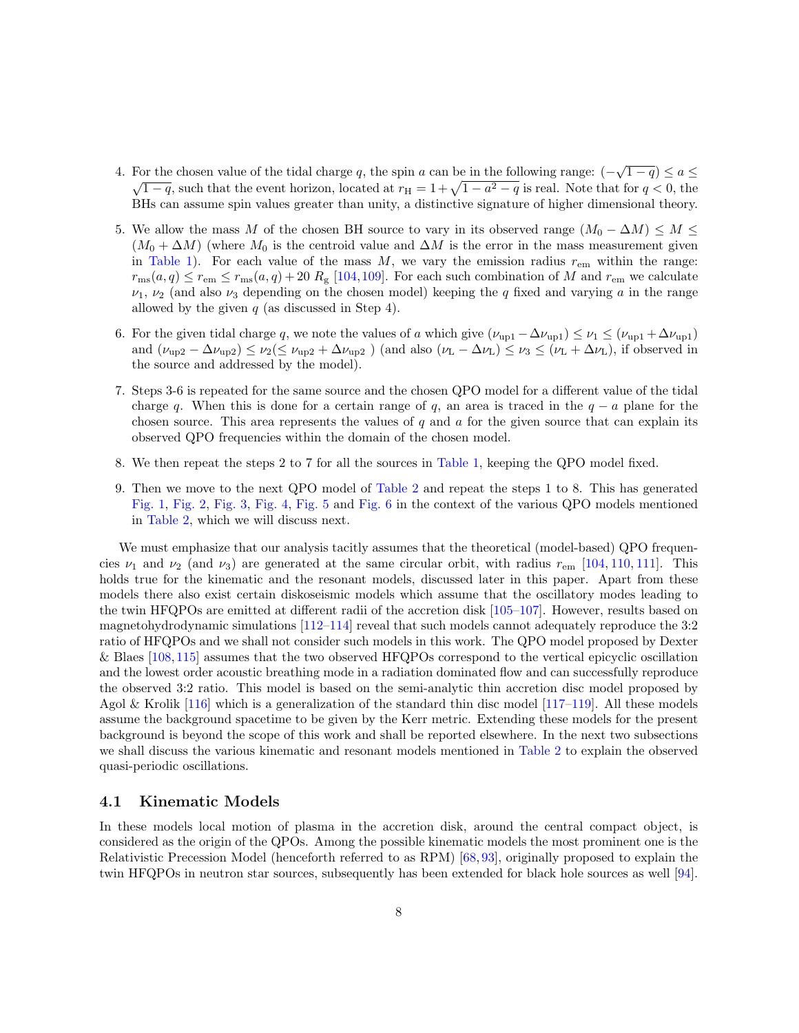4. For the chosen value of the tidal charge $q$, the spin $a$ can be in the following range: $(-\sqrt{1-q}) \leq a \leq \sqrt{1-q}$, such that the event horizon, located at $r_{\rm H} = 1 + \sqrt{1-a^2-q}$ is real. Note that for $q<0$, the BHs can assume spin values greater than unity, a distinctive signature of higher dimensional theory.

5. We allow the mass $M$ of the chosen BH source to vary in its observed range $(M_0 - \Delta M) \leq M \leq (M_0 + \Delta M)$ (where $M_0$ is the centroid value and $\Delta M$ is the error in the mass measurement given in Table 1). For each value of the mass $M$, we vary the emission radius $r_{\rm em}$ within the range: $r_{\rm ms}(a,q) \leq r_{\rm em} \leq r_{\rm ms}(a,q) + 20\ R_{\rm g}$ [104,109]. For each such combination of $M$ and $r_{\rm em}$ we calculate $\nu_1$, $\nu_2$ (and also $\nu_3$ depending on the chosen model) keeping the $q$ fixed and varying $a$ in the range allowed by the given $q$ (as discussed in Step 4).

6. For the given tidal charge $q$, we note the values of $a$ which give $(\nu_{\rm up1} - \Delta\nu_{\rm up1}) \leq \nu_1 \leq (\nu_{\rm up1} + \Delta\nu_{\rm up1})$ and $(\nu_{\rm up2} - \Delta\nu_{\rm up2}) \leq \nu_2 (\leq \nu_{\rm up2} + \Delta\nu_{\rm up2}$ ) (and also $(\nu_{\rm L} - \Delta\nu_{\rm L}) \leq \nu_3 \leq (\nu_{\rm L} + \Delta\nu_{\rm L})$, if observed in the source and addressed by the model).

7. Steps 3-6 is repeated for the same source and the chosen QPO model for a different value of the tidal charge $q$. When this is done for a certain range of $q$, an area is traced in the $q-a$ plane for the chosen source. This area represents the values of $q$ and $a$ for the given source that can explain its observed QPO frequencies within the domain of the chosen model.

8. We then repeat the steps 2 to 7 for all the sources in Table 1, keeping the QPO model fixed.

9. Then we move to the next QPO model of Table 2 and repeat the steps 1 to 8. This has generated Fig. 1, Fig. 2, Fig. 3, Fig. 4, Fig. 5 and Fig. 6 in the context of the various QPO models mentioned in Table 2, which we will discuss next.

We must emphasize that our analysis tacitly assumes that the theoretical (model-based) QPO frequencies $\nu_1$ and $\nu_2$ (and $\nu_3$) are generated at the same circular orbit, with radius $r_{\rm em}$ [104, 110, 111]. This holds true for the kinematic and the resonant models, discussed later in this paper. Apart from these models there also exist certain diskoseismic models which assume that the oscillatory modes leading to the twin HFQPOs are emitted at different radii of the accretion disk [105–107]. However, results based on magnetohydrodynamic simulations [112–114] reveal that such models cannot adequately reproduce the 3:2 ratio of HFQPOs and we shall not consider such models in this work. The QPO model proposed by Dexter & Blaes [108,115] assumes that the two observed HFQPOs correspond to the vertical epicyclic oscillation and the lowest order acoustic breathing mode in a radiation dominated flow and can successfully reproduce the observed 3:2 ratio. This model is based on the semi-analytic thin accretion disc model proposed by Agol & Krolik [116] which is a generalization of the standard thin disc model [117–119]. All these models assume the background spacetime to be given by the Kerr metric. Extending these models for the present background is beyond the scope of this work and shall be reported elsewhere. In the next two subsections we shall discuss the various kinematic and resonant models mentioned in Table 2 to explain the observed quasi-periodic oscillations.

### 4.1 Kinematic Models

In these models local motion of plasma in the accretion disk, around the central compact object, is considered as the origin of the QPOs. Among the possible kinematic models the most prominent one is the Relativistic Precession Model (henceforth referred to as RPM) [68,93], originally proposed to explain the twin HFQPOs in neutron star sources, subsequently has been extended for black hole sources as well [94].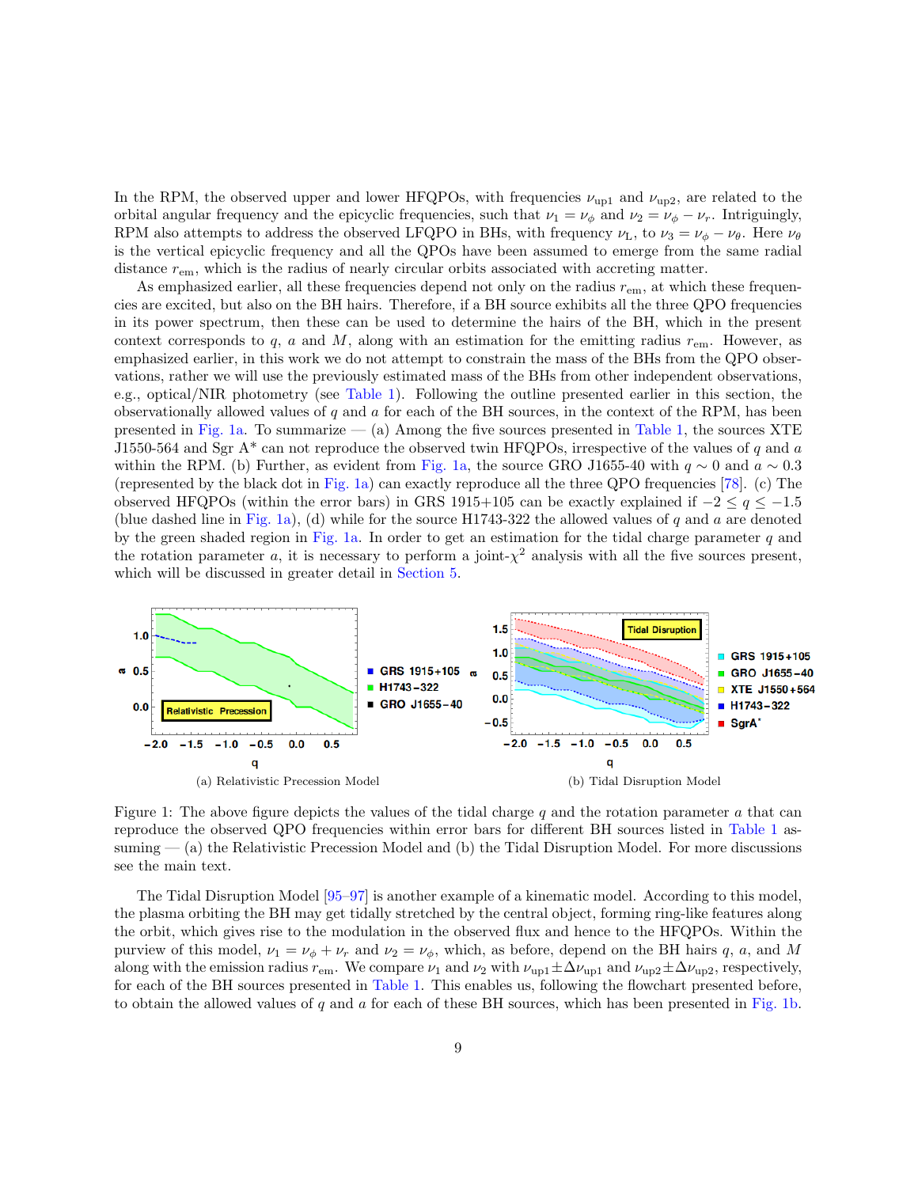In the RPM, the observed upper and lower HFQPOs, with frequencies $\nu_{\rm up1}$ and $\nu_{\rm up2}$, are related to the orbital angular frequency and the epicyclic frequencies, such that $\nu_1 = \nu_\phi$ and $\nu_2 = \nu_\phi - \nu_r$. Intriguingly, RPM also attempts to address the observed LFQPO in BHs, with frequency $\nu_{\rm L}$, to $\nu_3 = \nu_\phi - \nu_\theta$. Here $\nu_\theta$ is the vertical epicyclic frequency and all the QPOs have been assumed to emerge from the same radial distance $r_{\rm em}$, which is the radius of nearly circular orbits associated with accreting matter.

As emphasized earlier, all these frequencies depend not only on the radius $r_{\rm em}$, at which these frequencies are excited, but also on the BH hairs. Therefore, if a BH source exhibits all the three QPO frequencies in its power spectrum, then these can be used to determine the hairs of the BH, which in the present context corresponds to $q$, $a$ and $M$, along with an estimation for the emitting radius $r_{\rm em}$. However, as emphasized earlier, in this work we do not attempt to constrain the mass of the BHs from the QPO observations, rather we will use the previously estimated mass of the BHs from other independent observations, e.g., optical/NIR photometry (see Table 1). Following the outline presented earlier in this section, the observationally allowed values of $q$ and $a$ for each of the BH sources, in the context of the RPM, has been presented in Fig. 1a. To summarize — (a) Among the five sources presented in Table 1, the sources XTE J1550-564 and Sgr A* can not reproduce the observed twin HFQPOs, irrespective of the values of $q$ and $a$ within the RPM. (b) Further, as evident from Fig. 1a, the source GRO J1655-40 with $q \sim 0$ and $a \sim 0.3$ (represented by the black dot in Fig. 1a) can exactly reproduce all the three QPO frequencies [78]. (c) The observed HFQPOs (within the error bars) in GRS 1915+105 can be exactly explained if $-2 \leq q \leq -1.5$ (blue dashed line in Fig. 1a), (d) while for the source H1743-322 the allowed values of $q$ and $a$ are denoted by the green shaded region in Fig. 1a. In order to get an estimation for the tidal charge parameter $q$ and the rotation parameter $a$, it is necessary to perform a joint-$\chi^2$ analysis with all the five sources present, which will be discussed in greater detail in Section 5.

(a) Relativistic Precession Model

(b) Tidal Disruption Model

Figure 1: The above figure depicts the values of the tidal charge $q$ and the rotation parameter $a$ that can reproduce the observed QPO frequencies within error bars for different BH sources listed in Table 1 assuming — (a) the Relativistic Precession Model and (b) the Tidal Disruption Model. For more discussions see the main text.

The Tidal Disruption Model [95–97] is another example of a kinematic model. According to this model, the plasma orbiting the BH may get tidally stretched by the central object, forming ring-like features along the orbit, which gives rise to the modulation in the observed flux and hence to the HFQPOs. Within the purview of this model, $\nu_1 = \nu_\phi + \nu_r$ and $\nu_2 = \nu_\phi$, which, as before, depend on the BH hairs $q$, $a$, and $M$ along with the emission radius $r_{\rm em}$. We compare $\nu_1$ and $\nu_2$ with $\nu_{\rm up1} \pm \Delta\nu_{\rm up1}$ and $\nu_{\rm up2} \pm \Delta\nu_{\rm up2}$, respectively, for each of the BH sources presented in Table 1. This enables us, following the flowchart presented before, to obtain the allowed values of $q$ and $a$ for each of these BH sources, which has been presented in Fig. 1b.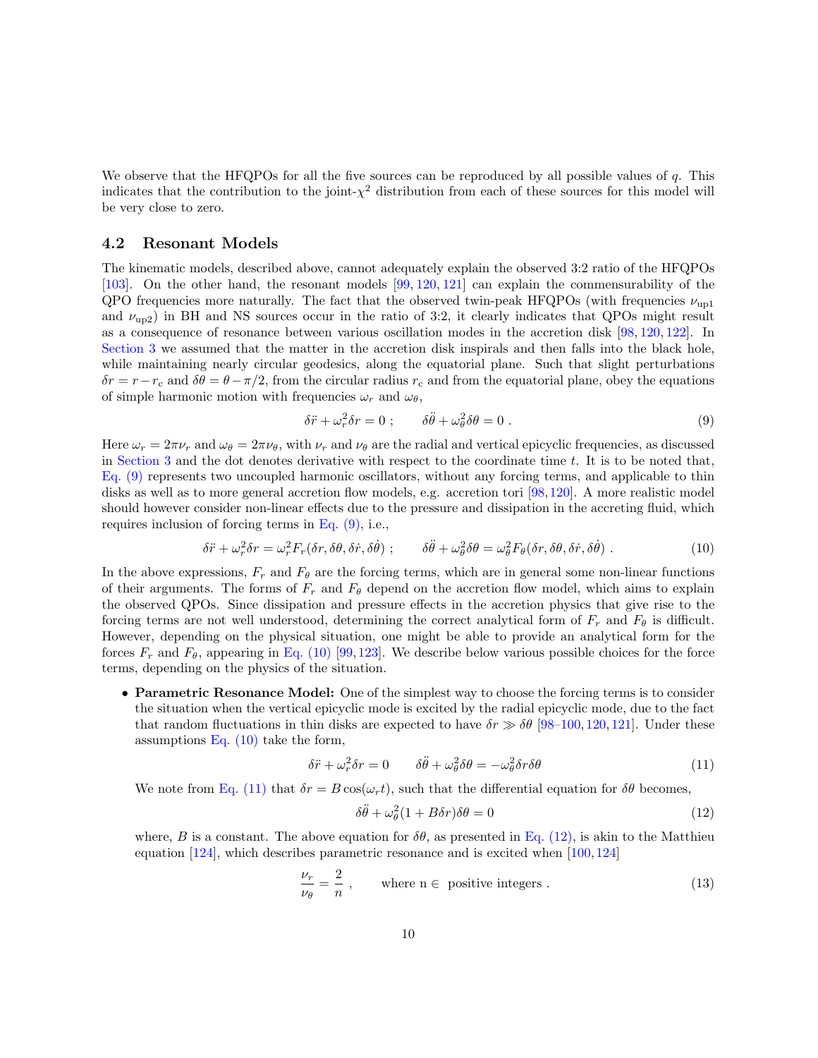We observe that the HFQPOs for all the five sources can be reproduced by all possible values of $q$. This indicates that the contribution to the joint-$\chi^2$ distribution from each of these sources for this model will be very close to zero.

### 4.2 Resonant Models

The kinematic models, described above, cannot adequately explain the observed 3:2 ratio of the HFQPOs [103]. On the other hand, the resonant models [99, 120, 121] can explain the commensurability of the QPO frequencies more naturally. The fact that the observed twin-peak HFQPOs (with frequencies $\nu_{\rm up1}$ and $\nu_{\rm up2}$) in BH and NS sources occur in the ratio of 3:2, it clearly indicates that QPOs might result as a consequence of resonance between various oscillation modes in the accretion disk [98, 120, 122]. In Section 3 we assumed that the matter in the accretion disk inspirals and then falls into the black hole, while maintaining nearly circular geodesics, along the equatorial plane. Such that slight perturbations $\delta r = r - r_{\rm c}$ and $\delta\theta = \theta - \pi/2$, from the circular radius $r_{\rm c}$ and from the equatorial plane, obey the equations of simple harmonic motion with frequencies $\omega_r$ and $\omega_\theta$,

$$\delta\ddot{r} + \omega_r^2 \delta r = 0 \; ; \qquad \delta\ddot{\theta} + \omega_\theta^2 \delta\theta = 0 \; . \tag{9}$$

Here $\omega_r = 2\pi\nu_r$ and $\omega_\theta = 2\pi\nu_\theta$, with $\nu_r$ and $\nu_\theta$ are the radial and vertical epicyclic frequencies, as discussed in Section 3 and the dot denotes derivative with respect to the coordinate time $t$. It is to be noted that, Eq. (9) represents two uncoupled harmonic oscillators, without any forcing terms, and applicable to thin disks as well as to more general accretion flow models, e.g. accretion tori [98, 120]. A more realistic model should however consider non-linear effects due to the pressure and dissipation in the accreting fluid, which requires inclusion of forcing terms in Eq. (9), i.e.,

$$\delta\ddot{r} + \omega_r^2 \delta r = \omega_r^2 F_r(\delta r, \delta\theta, \delta\dot{r}, \delta\dot{\theta}) \; ; \qquad \delta\ddot{\theta} + \omega_\theta^2 \delta\theta = \omega_\theta^2 F_\theta(\delta r, \delta\theta, \delta\dot{r}, \delta\dot{\theta}) \; . \tag{10}$$

In the above expressions, $F_r$ and $F_\theta$ are the forcing terms, which are in general some non-linear functions of their arguments. The forms of $F_r$ and $F_\theta$ depend on the accretion flow model, which aims to explain the observed QPOs. Since dissipation and pressure effects in the accretion physics that give rise to the forcing terms are not well understood, determining the correct analytical form of $F_r$ and $F_\theta$ is difficult. However, depending on the physical situation, one might be able to provide an analytical form for the forces $F_r$ and $F_\theta$, appearing in Eq. (10) [99, 123]. We describe below various possible choices for the force terms, depending on the physics of the situation.

- **Parametric Resonance Model:** One of the simplest way to choose the forcing terms is to consider the situation when the vertical epicyclic mode is excited by the radial epicyclic mode, due to the fact that random fluctuations in thin disks are expected to have $\delta r \gg \delta\theta$ [98–100, 120, 121]. Under these assumptions Eq. (10) take the form,

$$\delta\ddot{r} + \omega_r^2 \delta r = 0 \qquad \delta\ddot{\theta} + \omega_\theta^2 \delta\theta = -\omega_\theta^2 \delta r \delta\theta \tag{11}$$

  We note from Eq. (11) that $\delta r = B\cos(\omega_r t)$, such that the differential equation for $\delta\theta$ becomes,

$$\delta\ddot{\theta} + \omega_\theta^2 (1 + B\delta r)\delta\theta = 0 \tag{12}$$

  where, $B$ is a constant. The above equation for $\delta\theta$, as presented in Eq. (12), is akin to the Matthieu equation [124], which describes parametric resonance and is excited when [100, 124]

$$\frac{\nu_r}{\nu_\theta} = \frac{2}{n} \; , \qquad \text{where n} \in \text{ positive integers} \; . \tag{13}$$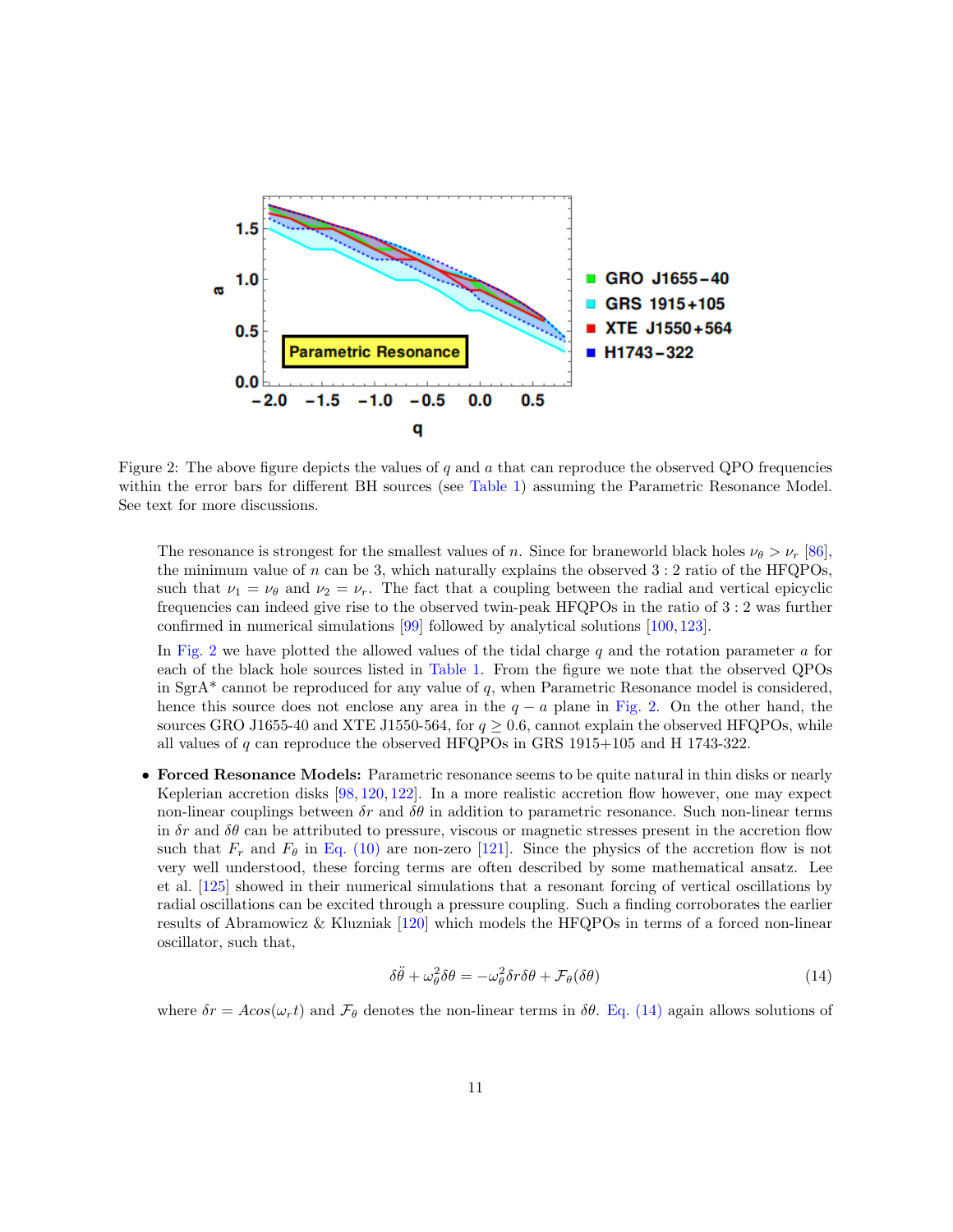Figure 2: The above figure depicts the values of $q$ and $a$ that can reproduce the observed QPO frequencies within the error bars for different BH sources (see Table 1) assuming the Parametric Resonance Model. See text for more discussions.

The resonance is strongest for the smallest values of $n$. Since for braneworld black holes $\nu_\theta > \nu_r$ [86], the minimum value of $n$ can be 3, which naturally explains the observed $3:2$ ratio of the HFQPOs, such that $\nu_1 = \nu_\theta$ and $\nu_2 = \nu_r$. The fact that a coupling between the radial and vertical epicyclic frequencies can indeed give rise to the observed twin-peak HFQPOs in the ratio of $3:2$ was further confirmed in numerical simulations [99] followed by analytical solutions [100, 123].

In Fig. 2 we have plotted the allowed values of the tidal charge $q$ and the rotation parameter $a$ for each of the black hole sources listed in Table 1. From the figure we note that the observed QPOs in SgrA* cannot be reproduced for any value of $q$, when Parametric Resonance model is considered, hence this source does not enclose any area in the $q-a$ plane in Fig. 2. On the other hand, the sources GRO J1655-40 and XTE J1550-564, for $q \geq 0.6$, cannot explain the observed HFQPOs, while all values of $q$ can reproduce the observed HFQPOs in GRS 1915+105 and H 1743-322.

- **Forced Resonance Models:** Parametric resonance seems to be quite natural in thin disks or nearly Keplerian accretion disks [98, 120, 122]. In a more realistic accretion flow however, one may expect non-linear couplings between $\delta r$ and $\delta\theta$ in addition to parametric resonance. Such non-linear terms in $\delta r$ and $\delta\theta$ can be attributed to pressure, viscous or magnetic stresses present in the accretion flow such that $F_r$ and $F_\theta$ in Eq. (10) are non-zero [121]. Since the physics of the accretion flow is not very well understood, these forcing terms are often described by some mathematical ansatz. Lee et al. [125] showed in their numerical simulations that a resonant forcing of vertical oscillations by radial oscillations can be excited through a pressure coupling. Such a finding corroborates the earlier results of Abramowicz & Kluzniak [120] which models the HFQPOs in terms of a forced non-linear oscillator, such that,

$$\delta\ddot{\theta} + \omega_\theta^2 \delta\theta = -\omega_\theta^2 \delta r \delta\theta + \mathcal{F}_\theta(\delta\theta) \tag{14}$$

where $\delta r = A cos(\omega_r t)$ and $\mathcal{F}_\theta$ denotes the non-linear terms in $\delta\theta$. Eq. (14) again allows solutions of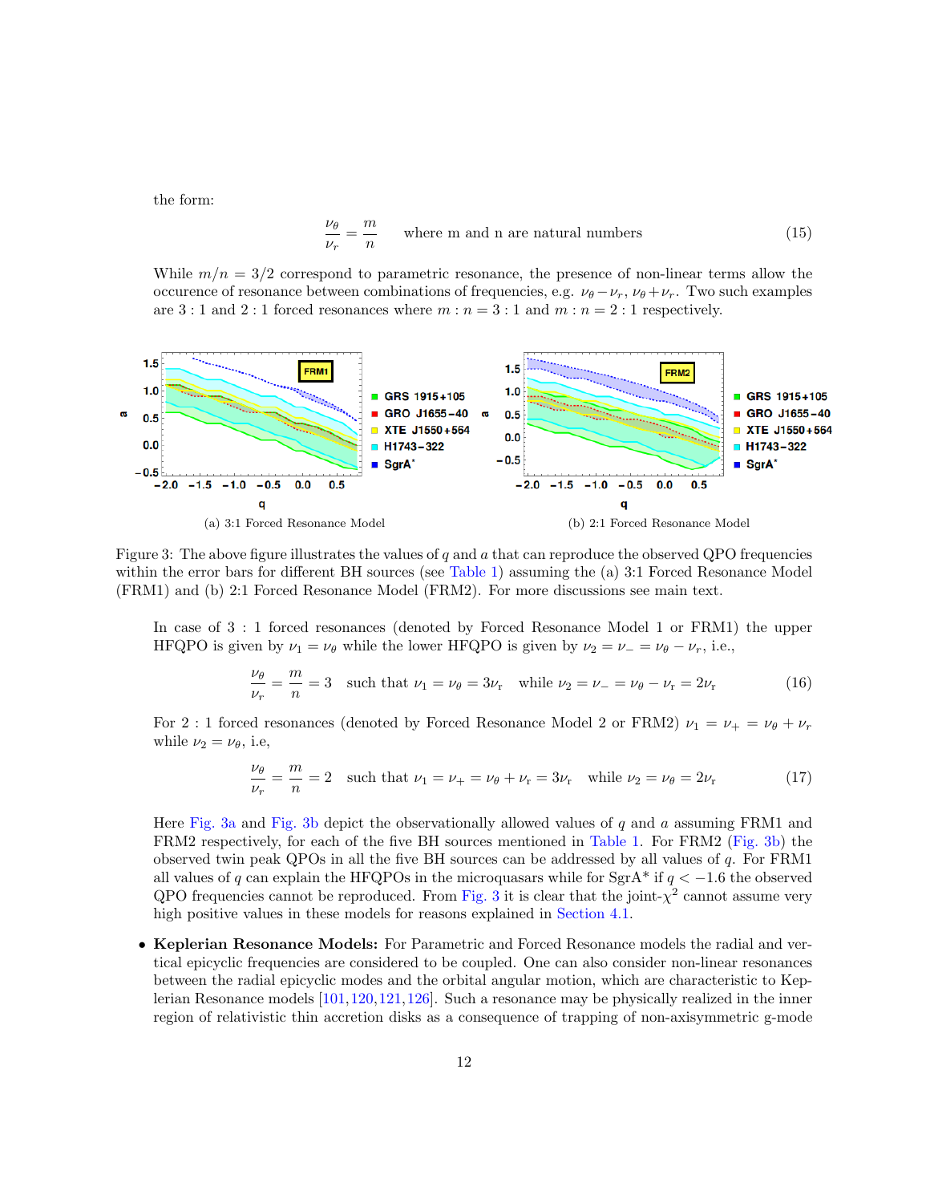the form:

$$\frac{\nu_\theta}{\nu_r} = \frac{m}{n} \qquad \text{where m and n are natural numbers} \tag{15}$$

While $m/n = 3/2$ correspond to parametric resonance, the presence of non-linear terms allow the occurence of resonance between combinations of frequencies, e.g. $\nu_\theta - \nu_r$, $\nu_\theta + \nu_r$. Two such examples are $3:1$ and $2:1$ forced resonances where $m:n = 3:1$ and $m:n = 2:1$ respectively.

(a) 3:1 Forced Resonance Model

(b) 2:1 Forced Resonance Model

Figure 3: The above figure illustrates the values of $q$ and $a$ that can reproduce the observed QPO frequencies within the error bars for different BH sources (see Table 1) assuming the (a) 3:1 Forced Resonance Model (FRM1) and (b) 2:1 Forced Resonance Model (FRM2). For more discussions see main text.

In case of $3:1$ forced resonances (denoted by Forced Resonance Model 1 or FRM1) the upper HFQPO is given by $\nu_1 = \nu_\theta$ while the lower HFQPO is given by $\nu_2 = \nu_- = \nu_\theta - \nu_r$, i.e.,

$$\frac{\nu_\theta}{\nu_r} = \frac{m}{n} = 3 \quad \text{such that } \nu_1 = \nu_\theta = 3\nu_{\rm r} \quad \text{while } \nu_2 = \nu_- = \nu_\theta - \nu_{\rm r} = 2\nu_{\rm r} \tag{16}$$

For $2:1$ forced resonances (denoted by Forced Resonance Model 2 or FRM2) $\nu_1 = \nu_+ = \nu_\theta + \nu_r$ while $\nu_2 = \nu_\theta$, i.e,

$$\frac{\nu_\theta}{\nu_r} = \frac{m}{n} = 2 \quad \text{such that } \nu_1 = \nu_+ = \nu_\theta + \nu_{\rm r} = 3\nu_{\rm r} \quad \text{while } \nu_2 = \nu_\theta = 2\nu_{\rm r} \tag{17}$$

Here Fig. 3a and Fig. 3b depict the observationally allowed values of $q$ and $a$ assuming FRM1 and FRM2 respectively, for each of the five BH sources mentioned in Table 1. For FRM2 (Fig. 3b) the observed twin peak QPOs in all the five BH sources can be addressed by all values of $q$. For FRM1 all values of $q$ can explain the HFQPOs in the microquasars while for SgrA* if $q < -1.6$ the observed QPO frequencies cannot be reproduced. From Fig. 3 it is clear that the joint-$\chi^2$ cannot assume very high positive values in these models for reasons explained in Section 4.1.

- **Keplerian Resonance Models:** For Parametric and Forced Resonance models the radial and vertical epicyclic frequencies are considered to be coupled. One can also consider non-linear resonances between the radial epicyclic modes and the orbital angular motion, which are characteristic to Keplerian Resonance models [101,120,121,126]. Such a resonance may be physically realized in the inner region of relativistic thin accretion disks as a consequence of trapping of non-axisymmetric g-mode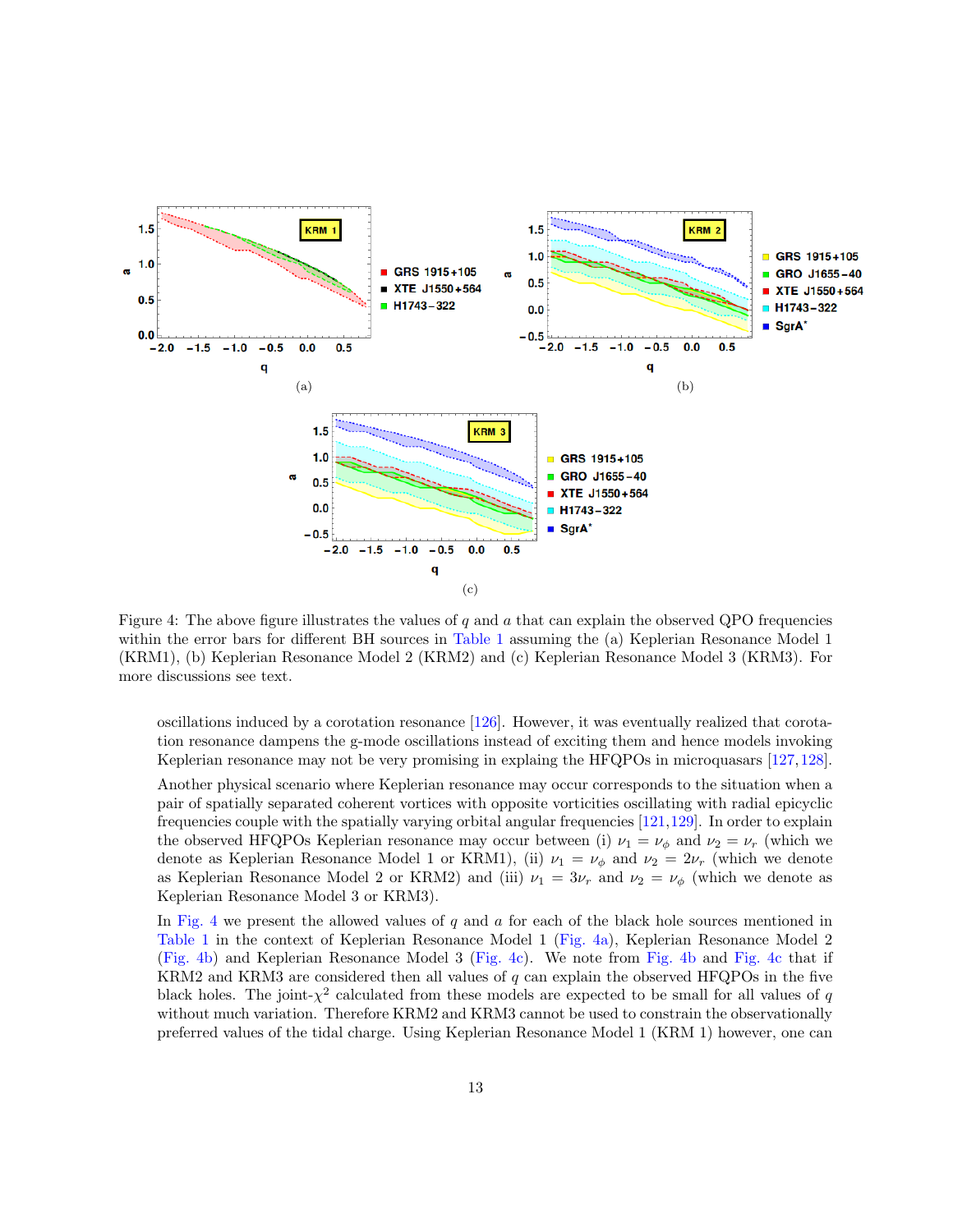Figure 4: The above figure illustrates the values of $q$ and $a$ that can explain the observed QPO frequencies within the error bars for different BH sources in Table 1 assuming the (a) Keplerian Resonance Model 1 (KRM1), (b) Keplerian Resonance Model 2 (KRM2) and (c) Keplerian Resonance Model 3 (KRM3). For more discussions see text.

oscillations induced by a corotation resonance [126]. However, it was eventually realized that corotation resonance dampens the g-mode oscillations instead of exciting them and hence models invoking Keplerian resonance may not be very promising in explaing the HFQPOs in microquasars [127,128].

Another physical scenario where Keplerian resonance may occur corresponds to the situation when a pair of spatially separated coherent vortices with opposite vorticities oscillating with radial epicyclic frequencies couple with the spatially varying orbital angular frequencies [121,129]. In order to explain the observed HFQPOs Keplerian resonance may occur between (i) $\nu_1 = \nu_\phi$ and $\nu_2 = \nu_r$ (which we denote as Keplerian Resonance Model 1 or KRM1), (ii) $\nu_1 = \nu_\phi$ and $\nu_2 = 2\nu_r$ (which we denote as Keplerian Resonance Model 2 or KRM2) and (iii) $\nu_1 = 3\nu_r$ and $\nu_2 = \nu_\phi$ (which we denote as Keplerian Resonance Model 3 or KRM3).

In Fig. 4 we present the allowed values of $q$ and $a$ for each of the black hole sources mentioned in Table 1 in the context of Keplerian Resonance Model 1 (Fig. 4a), Keplerian Resonance Model 2 (Fig. 4b) and Keplerian Resonance Model 3 (Fig. 4c). We note from Fig. 4b and Fig. 4c that if KRM2 and KRM3 are considered then all values of $q$ can explain the observed HFQPOs in the five black holes. The joint-$\chi^2$ calculated from these models are expected to be small for all values of $q$ without much variation. Therefore KRM2 and KRM3 cannot be used to constrain the observationally preferred values of the tidal charge. Using Keplerian Resonance Model 1 (KRM 1) however, one can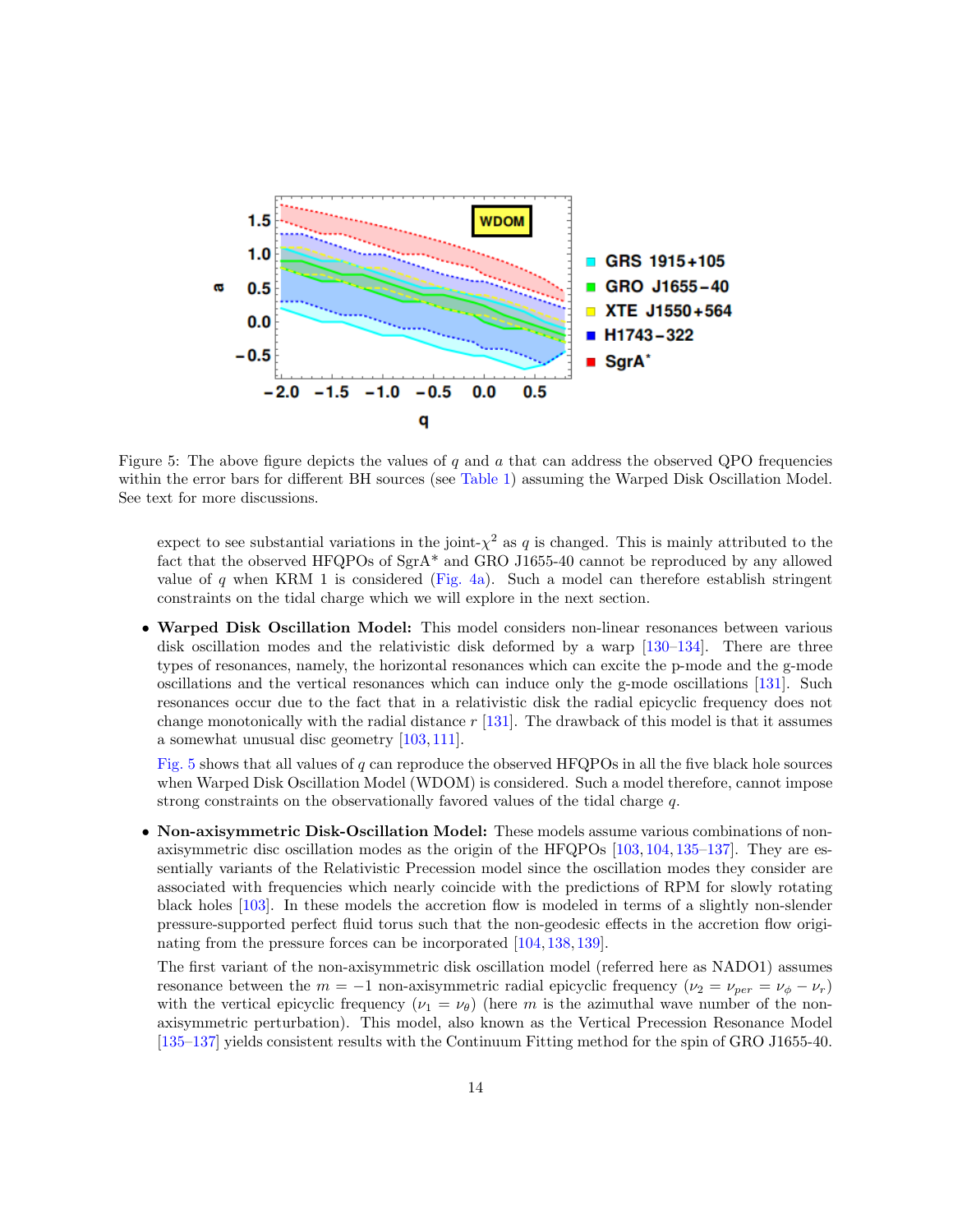Figure 5: The above figure depicts the values of $q$ and $a$ that can address the observed QPO frequencies within the error bars for different BH sources (see Table 1) assuming the Warped Disk Oscillation Model. See text for more discussions.

expect to see substantial variations in the joint-$\chi^2$ as $q$ is changed. This is mainly attributed to the fact that the observed HFQPOs of SgrA* and GRO J1655-40 cannot be reproduced by any allowed value of $q$ when KRM 1 is considered (Fig. 4a). Such a model can therefore establish stringent constraints on the tidal charge which we will explore in the next section.

- **Warped Disk Oscillation Model:** This model considers non-linear resonances between various disk oscillation modes and the relativistic disk deformed by a warp [130–134]. There are three types of resonances, namely, the horizontal resonances which can excite the p-mode and the g-mode oscillations and the vertical resonances which can induce only the g-mode oscillations [131]. Such resonances occur due to the fact that in a relativistic disk the radial epicyclic frequency does not change monotonically with the radial distance $r$ [131]. The drawback of this model is that it assumes a somewhat unusual disc geometry [103, 111].

  Fig. 5 shows that all values of $q$ can reproduce the observed HFQPOs in all the five black hole sources when Warped Disk Oscillation Model (WDOM) is considered. Such a model therefore, cannot impose strong constraints on the observationally favored values of the tidal charge $q$.

- **Non-axisymmetric Disk-Oscillation Model:** These models assume various combinations of non-axisymmetric disc oscillation modes as the origin of the HFQPOs [103, 104, 135–137]. They are essentially variants of the Relativistic Precession model since the oscillation modes they consider are associated with frequencies which nearly coincide with the predictions of RPM for slowly rotating black holes [103]. In these models the accretion flow is modeled in terms of a slightly non-slender pressure-supported perfect fluid torus such that the non-geodesic effects in the accretion flow originating from the pressure forces can be incorporated [104, 138, 139].

  The first variant of the non-axisymmetric disk oscillation model (referred here as NADO1) assumes resonance between the $m = -1$ non-axisymmetric radial epicyclic frequency ($\nu_2 = \nu_{per} = \nu_\phi - \nu_r$) with the vertical epicyclic frequency ($\nu_1 = \nu_\theta$) (here $m$ is the azimuthal wave number of the non-axisymmetric perturbation). This model, also known as the Vertical Precession Resonance Model [135–137] yields consistent results with the Continuum Fitting method for the spin of GRO J1655-40.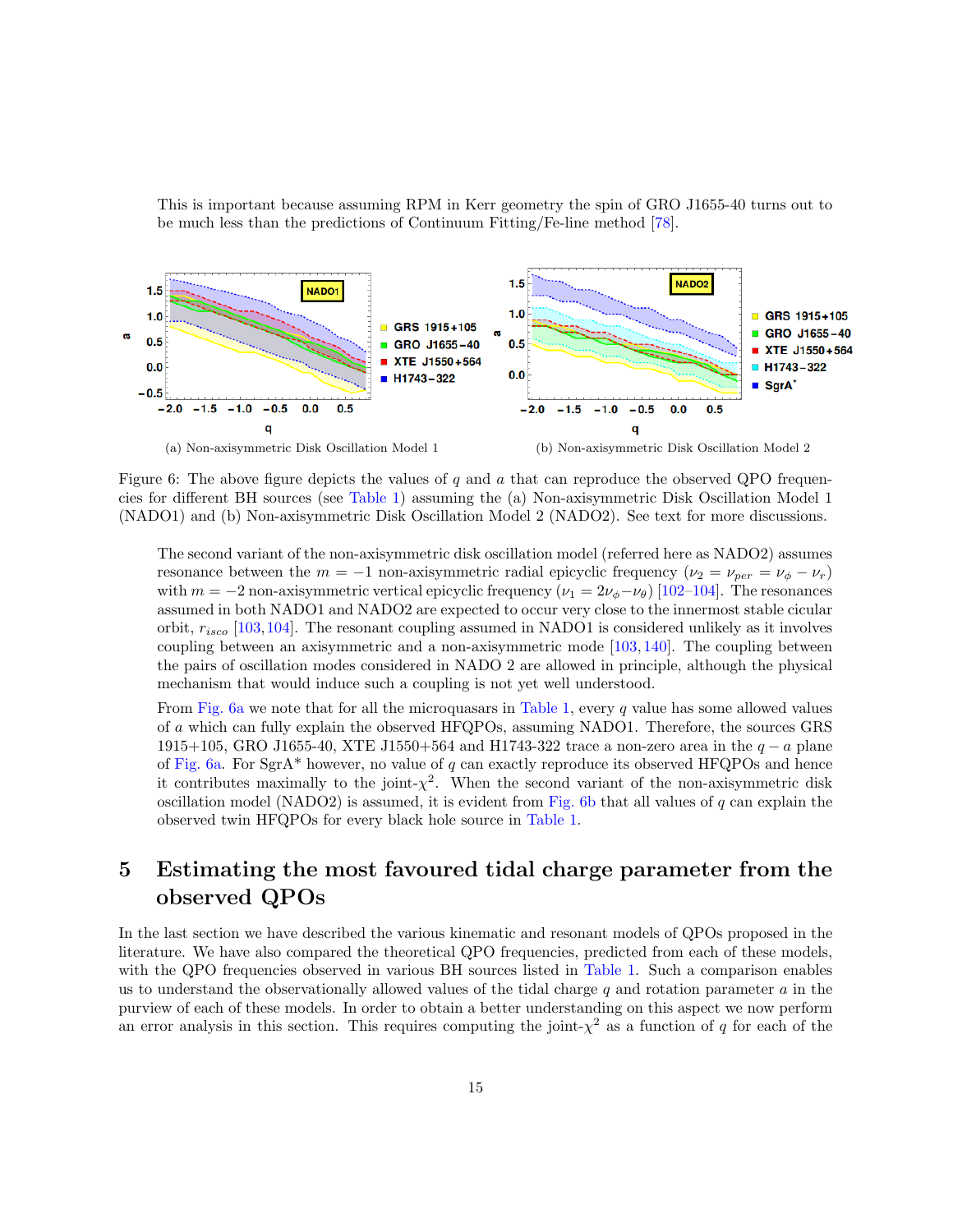This is important because assuming RPM in Kerr geometry the spin of GRO J1655-40 turns out to be much less than the predictions of Continuum Fitting/Fe-line method [78].

(a) Non-axisymmetric Disk Oscillation Model 1

(b) Non-axisymmetric Disk Oscillation Model 2

Figure 6: The above figure depicts the values of $q$ and $a$ that can reproduce the observed QPO frequencies for different BH sources (see Table 1) assuming the (a) Non-axisymmetric Disk Oscillation Model 1 (NADO1) and (b) Non-axisymmetric Disk Oscillation Model 2 (NADO2). See text for more discussions.

The second variant of the non-axisymmetric disk oscillation model (referred here as NADO2) assumes resonance between the $m = -1$ non-axisymmetric radial epicyclic frequency ($\nu_2 = \nu_{per} = \nu_\phi - \nu_r$) with $m = -2$ non-axisymmetric vertical epicyclic frequency ($\nu_1 = 2\nu_\phi - \nu_\theta$) [102–104]. The resonances assumed in both NADO1 and NADO2 are expected to occur very close to the innermost stable cicular orbit, $r_{isco}$ [103, 104]. The resonant coupling assumed in NADO1 is considered unlikely as it involves coupling between an axisymmetric and a non-axisymmetric mode [103, 140]. The coupling between the pairs of oscillation modes considered in NADO 2 are allowed in principle, although the physical mechanism that would induce such a coupling is not yet well understood.

From Fig. 6a we note that for all the microquasars in Table 1, every $q$ value has some allowed values of $a$ which can fully explain the observed HFQPOs, assuming NADO1. Therefore, the sources GRS 1915+105, GRO J1655-40, XTE J1550+564 and H1743-322 trace a non-zero area in the $q - a$ plane of Fig. 6a. For SgrA* however, no value of $q$ can exactly reproduce its observed HFQPOs and hence it contributes maximally to the joint-$\chi^2$. When the second variant of the non-axisymmetric disk oscillation model (NADO2) is assumed, it is evident from Fig. 6b that all values of $q$ can explain the observed twin HFQPOs for every black hole source in Table 1.

# 5 Estimating the most favoured tidal charge parameter from the observed QPOs

In the last section we have described the various kinematic and resonant models of QPOs proposed in the literature. We have also compared the theoretical QPO frequencies, predicted from each of these models, with the QPO frequencies observed in various BH sources listed in Table 1. Such a comparison enables us to understand the observationally allowed values of the tidal charge $q$ and rotation parameter $a$ in the purview of each of these models. In order to obtain a better understanding on this aspect we now perform an error analysis in this section. This requires computing the joint-$\chi^2$ as a function of $q$ for each of the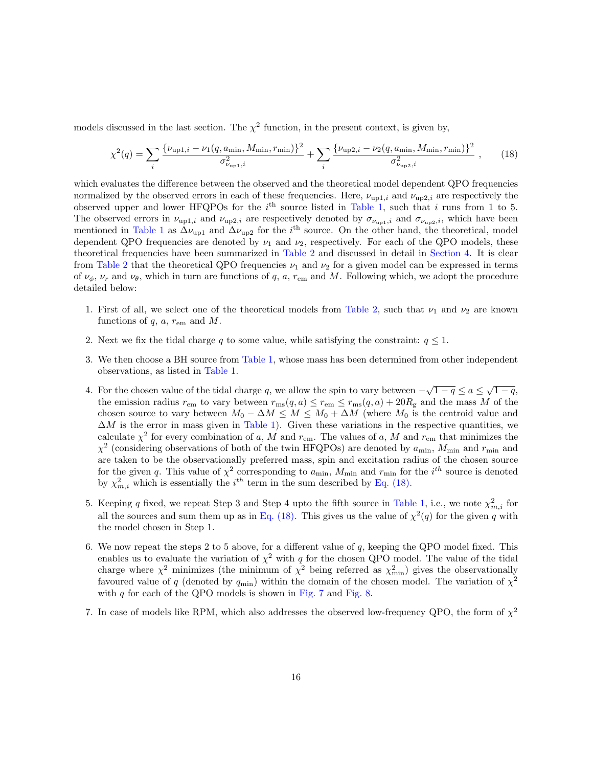models discussed in the last section. The $\chi^2$ function, in the present context, is given by,

$$\chi^2(q) = \sum_i \frac{\{\nu_{\mathrm{up1},i} - \nu_1(q, a_{\min}, M_{\min}, r_{\min})\}^2}{\sigma^2_{\nu_{\mathrm{up1}},i}} + \sum_i \frac{\{\nu_{\mathrm{up2},i} - \nu_2(q, a_{\min}, M_{\min}, r_{\min})\}^2}{\sigma^2_{\nu_{\mathrm{up2}},i}} \ , \tag{18}$$

which evaluates the difference between the observed and the theoretical model dependent QPO frequencies normalized by the observed errors in each of these frequencies. Here, $\nu_{\mathrm{up1},i}$ and $\nu_{\mathrm{up2},i}$ are respectively the observed upper and lower HFQPOs for the $i^{\mathrm{th}}$ source listed in Table 1, such that $i$ runs from 1 to 5. The observed errors in $\nu_{\mathrm{up1},i}$ and $\nu_{\mathrm{up2},i}$ are respectively denoted by $\sigma_{\nu_{\mathrm{up1}},i}$ and $\sigma_{\nu_{\mathrm{up2}},i}$, which have been mentioned in Table 1 as $\Delta\nu_{\mathrm{up1}}$ and $\Delta\nu_{\mathrm{up2}}$ for the $i^{\mathrm{th}}$ source. On the other hand, the theoretical, model dependent QPO frequencies are denoted by $\nu_1$ and $\nu_2$, respectively. For each of the QPO models, these theoretical frequencies have been summarized in Table 2 and discussed in detail in Section 4. It is clear from Table 2 that the theoretical QPO frequencies $\nu_1$ and $\nu_2$ for a given model can be expressed in terms of $\nu_\phi$, $\nu_r$ and $\nu_\theta$, which in turn are functions of $q$, $a$, $r_{\mathrm{em}}$ and $M$. Following which, we adopt the procedure detailed below:

1. First of all, we select one of the theoretical models from Table 2, such that $\nu_1$ and $\nu_2$ are known functions of $q$, $a$, $r_{\mathrm{em}}$ and $M$.

2. Next we fix the tidal charge $q$ to some value, while satisfying the constraint: $q \leq 1$.

3. We then choose a BH source from Table 1, whose mass has been determined from other independent observations, as listed in Table 1.

4. For the chosen value of the tidal charge $q$, we allow the spin to vary between $-\sqrt{1-q} \leq a \leq \sqrt{1-q}$, the emission radius $r_{\mathrm{em}}$ to vary between $r_{\mathrm{ms}}(q,a) \leq r_{\mathrm{em}} \leq r_{\mathrm{ms}}(q,a) + 20R_{\mathrm{g}}$ and the mass $M$ of the chosen source to vary between $M_0 - \Delta M \leq M \leq M_0 + \Delta M$ (where $M_0$ is the centroid value and $\Delta M$ is the error in mass given in Table 1). Given these variations in the respective quantities, we calculate $\chi^2$ for every combination of $a$, $M$ and $r_{\mathrm{em}}$. The values of $a$, $M$ and $r_{\mathrm{em}}$ that minimizes the $\chi^2$ (considering observations of both of the twin HFQPOs) are denoted by $a_{\min}$, $M_{\min}$ and $r_{\min}$ and are taken to be the observationally preferred mass, spin and excitation radius of the chosen source for the given $q$. This value of $\chi^2$ corresponding to $a_{\min}$, $M_{\min}$ and $r_{\min}$ for the $i^{th}$ source is denoted by $\chi^2_{m,i}$ which is essentially the $i^{th}$ term in the sum described by Eq. (18).

5. Keeping $q$ fixed, we repeat Step 3 and Step 4 upto the fifth source in Table 1, i.e., we note $\chi^2_{m,i}$ for all the sources and sum them up as in Eq. (18). This gives us the value of $\chi^2(q)$ for the given $q$ with the model chosen in Step 1.

6. We now repeat the steps 2 to 5 above, for a different value of $q$, keeping the QPO model fixed. This enables us to evaluate the variation of $\chi^2$ with $q$ for the chosen QPO model. The value of the tidal charge where $\chi^2$ minimizes (the minimum of $\chi^2$ being referred as $\chi^2_{\min}$) gives the observationally favoured value of $q$ (denoted by $q_{\min}$) within the domain of the chosen model. The variation of $\chi^2$ with $q$ for each of the QPO models is shown in Fig. 7 and Fig. 8.

7. In case of models like RPM, which also addresses the observed low-frequency QPO, the form of $\chi^2$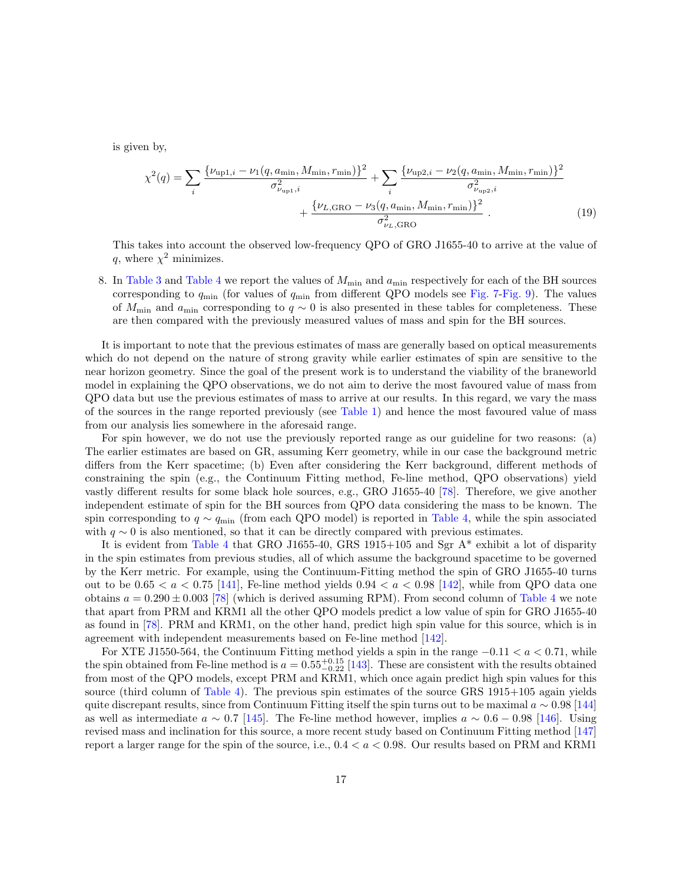is given by,

$$\chi^2(q) = \sum_i \frac{\{\nu_{\rm up1,\it i} - \nu_1(q, a_{\rm min}, M_{\rm min}, r_{\rm min})\}^2}{\sigma^2_{\nu_{\rm up1,\it i}}} + \sum_i \frac{\{\nu_{\rm up2,\it i} - \nu_2(q, a_{\rm min}, M_{\rm min}, r_{\rm min})\}^2}{\sigma^2_{\nu_{\rm up2,\it i}}} + \frac{\{\nu_{L,\rm GRO} - \nu_3(q, a_{\rm min}, M_{\rm min}, r_{\rm min})\}^2}{\sigma^2_{\nu_{L,\rm GRO}}} . \quad (19)$$

This takes into account the observed low-frequency QPO of GRO J1655-40 to arrive at the value of $q$, where $\chi^2$ minimizes.

8. In Table 3 and Table 4 we report the values of $M_{\rm min}$ and $a_{\rm min}$ respectively for each of the BH sources corresponding to $q_{\rm min}$ (for values of $q_{\rm min}$ from different QPO models see Fig. 7-Fig. 9). The values of $M_{\rm min}$ and $a_{\rm min}$ corresponding to $q \sim 0$ is also presented in these tables for completeness. These are then compared with the previously measured values of mass and spin for the BH sources.

It is important to note that the previous estimates of mass are generally based on optical measurements which do not depend on the nature of strong gravity while earlier estimates of spin are sensitive to the near horizon geometry. Since the goal of the present work is to understand the viability of the braneworld model in explaining the QPO observations, we do not aim to derive the most favoured value of mass from QPO data but use the previous estimates of mass to arrive at our results. In this regard, we vary the mass of the sources in the range reported previously (see Table 1) and hence the most favoured value of mass from our analysis lies somewhere in the aforesaid range.

For spin however, we do not use the previously reported range as our guideline for two reasons: (a) The earlier estimates are based on GR, assuming Kerr geometry, while in our case the background metric differs from the Kerr spacetime; (b) Even after considering the Kerr background, different methods of constraining the spin (e.g., the Continuum Fitting method, Fe-line method, QPO observations) yield vastly different results for some black hole sources, e.g., GRO J1655-40 [78]. Therefore, we give another independent estimate of spin for the BH sources from QPO data considering the mass to be known. The spin corresponding to $q \sim q_{\rm min}$ (from each QPO model) is reported in Table 4, while the spin associated with $q \sim 0$ is also mentioned, so that it can be directly compared with previous estimates.

It is evident from Table 4 that GRO J1655-40, GRS 1915+105 and Sgr A* exhibit a lot of disparity in the spin estimates from previous studies, all of which assume the background spacetime to be governed by the Kerr metric. For example, using the Continuum-Fitting method the spin of GRO J1655-40 turns out to be $0.65 < a < 0.75$ [141], Fe-line method yields $0.94 < a < 0.98$ [142], while from QPO data one obtains $a = 0.290 \pm 0.003$ [78] (which is derived assuming RPM). From second column of Table 4 we note that apart from PRM and KRM1 all the other QPO models predict a low value of spin for GRO J1655-40 as found in [78]. PRM and KRM1, on the other hand, predict high spin value for this source, which is in agreement with independent measurements based on Fe-line method [142].

For XTE J1550-564, the Continuum Fitting method yields a spin in the range $-0.11 < a < 0.71$, while the spin obtained from Fe-line method is $a = 0.55^{+0.15}_{-0.22}$ [143]. These are consistent with the results obtained from most of the QPO models, except PRM and KRM1, which once again predict high spin values for this source (third column of Table 4). The previous spin estimates of the source GRS 1915+105 again yields quite discrepant results, since from Continuum Fitting itself the spin turns out to be maximal $a \sim 0.98$ [144] as well as intermediate $a \sim 0.7$ [145]. The Fe-line method however, implies $a \sim 0.6 - 0.98$ [146]. Using revised mass and inclination for this source, a more recent study based on Continuum Fitting method [147] report a larger range for the spin of the source, i.e., $0.4 < a < 0.98$. Our results based on PRM and KRM1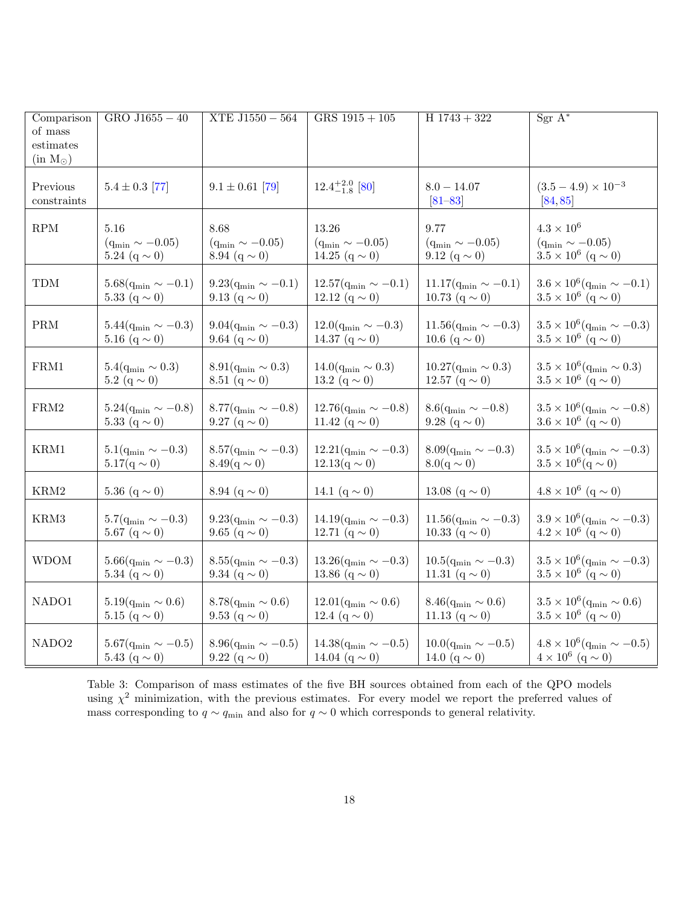| Comparison of mass estimates (in $M_\odot$) | GRO J1655 − 40 | XTE J1550 − 564 | GRS 1915 + 105 | H 1743 + 322 | Sgr A* |
|---|---|---|---|---|---|
| Previous constraints | $5.4 \pm 0.3$ [77] | $9.1 \pm 0.61$ [79] | $12.4^{+2.0}_{-1.8}$ [80] | $8.0 - 14.07$ [81–83] | $(3.5 - 4.9) \times 10^{-3}$ [84, 85] |
| RPM | 5.16 ($q_{\rm min} \sim -0.05$) 5.24 ($q \sim 0$) | 8.68 ($q_{\rm min} \sim -0.05$) 8.94 ($q \sim 0$) | 13.26 ($q_{\rm min} \sim -0.05$) 14.25 ($q \sim 0$) | 9.77 ($q_{\rm min} \sim -0.05$) 9.12 ($q \sim 0$) | $4.3 \times 10^6$ ($q_{\rm min} \sim -0.05$) $3.5 \times 10^6$ ($q \sim 0$) |
| TDM | 5.68($q_{\rm min} \sim -0.1$) 5.33 ($q \sim 0$) | 9.23($q_{\rm min} \sim -0.1$) 9.13 ($q \sim 0$) | 12.57($q_{\rm min} \sim -0.1$) 12.12 ($q \sim 0$) | 11.17($q_{\rm min} \sim -0.1$) 10.73 ($q \sim 0$) | $3.6 \times 10^6$($q_{\rm min} \sim -0.1$) $3.5 \times 10^6$ ($q \sim 0$) |
| PRM | 5.44($q_{\rm min} \sim -0.3$) 5.16 ($q \sim 0$) | 9.04($q_{\rm min} \sim -0.3$) 9.64 ($q \sim 0$) | 12.0($q_{\rm min} \sim -0.3$) 14.37 ($q \sim 0$) | 11.56($q_{\rm min} \sim -0.3$) 10.6 ($q \sim 0$) | $3.5 \times 10^6$($q_{\rm min} \sim -0.3$) $3.5 \times 10^6$ ($q \sim 0$) |
| FRM1 | 5.4($q_{\rm min} \sim 0.3$) 5.2 ($q \sim 0$) | 8.91($q_{\rm min} \sim 0.3$) 8.51 ($q \sim 0$) | 14.0($q_{\rm min} \sim 0.3$) 13.2 ($q \sim 0$) | 10.27($q_{\rm min} \sim 0.3$) 12.57 ($q \sim 0$) | $3.5 \times 10^6$($q_{\rm min} \sim 0.3$) $3.5 \times 10^6$ ($q \sim 0$) |
| FRM2 | 5.24($q_{\rm min} \sim -0.8$) 5.33 ($q \sim 0$) | 8.77($q_{\rm min} \sim -0.8$) 9.27 ($q \sim 0$) | 12.76($q_{\rm min} \sim -0.8$) 11.42 ($q \sim 0$) | 8.6($q_{\rm min} \sim -0.8$) 9.28 ($q \sim 0$) | $3.5 \times 10^6$($q_{\rm min} \sim -0.8$) $3.6 \times 10^6$ ($q \sim 0$) |
| KRM1 | 5.1($q_{\rm min} \sim -0.3$) 5.17($q \sim 0$) | 8.57($q_{\rm min} \sim -0.3$) 8.49($q \sim 0$) | 12.21($q_{\rm min} \sim -0.3$) 12.13($q \sim 0$) | 8.09($q_{\rm min} \sim -0.3$) 8.0($q \sim 0$) | $3.5 \times 10^6$($q_{\rm min} \sim -0.3$) $3.5 \times 10^6$($q \sim 0$) |
| KRM2 | 5.36 ($q \sim 0$) | 8.94 ($q \sim 0$) | 14.1 ($q \sim 0$) | 13.08 ($q \sim 0$) | $4.8 \times 10^6$ ($q \sim 0$) |
| KRM3 | 5.7($q_{\rm min} \sim -0.3$) 5.67 ($q \sim 0$) | 9.23($q_{\rm min} \sim -0.3$) 9.65 ($q \sim 0$) | 14.19($q_{\rm min} \sim -0.3$) 12.71 ($q \sim 0$) | 11.56($q_{\rm min} \sim -0.3$) 10.33 ($q \sim 0$) | $3.9 \times 10^6$($q_{\rm min} \sim -0.3$) $4.2 \times 10^6$ ($q \sim 0$) |
| WDOM | 5.66($q_{\rm min} \sim -0.3$) 5.34 ($q \sim 0$) | 8.55($q_{\rm min} \sim -0.3$) 9.34 ($q \sim 0$) | 13.26($q_{\rm min} \sim -0.3$) 13.86 ($q \sim 0$) | 10.5($q_{\rm min} \sim -0.3$) 11.31 ($q \sim 0$) | $3.5 \times 10^6$($q_{\rm min} \sim -0.3$) $3.5 \times 10^6$ ($q \sim 0$) |
| NADO1 | 5.19($q_{\rm min} \sim 0.6$) 5.15 ($q \sim 0$) | 8.78($q_{\rm min} \sim 0.6$) 9.53 ($q \sim 0$) | 12.01($q_{\rm min} \sim 0.6$) 12.4 ($q \sim 0$) | 8.46($q_{\rm min} \sim 0.6$) 11.13 ($q \sim 0$) | $3.5 \times 10^6$($q_{\rm min} \sim 0.6$) $3.5 \times 10^6$ ($q \sim 0$) |
| NADO2 | 5.67($q_{\rm min} \sim -0.5$) 5.43 ($q \sim 0$) | 8.96($q_{\rm min} \sim -0.5$) 9.22 ($q \sim 0$) | 14.38($q_{\rm min} \sim -0.5$) 14.04 ($q \sim 0$) | 10.0($q_{\rm min} \sim -0.5$) 14.0 ($q \sim 0$) | $4.8 \times 10^6$($q_{\rm min} \sim -0.5$) $4 \times 10^6$ ($q \sim 0$) |

Table 3: Comparison of mass estimates of the five BH sources obtained from each of the QPO models using $\chi^2$ minimization, with the previous estimates. For every model we report the preferred values of mass corresponding to $q \sim q_{\rm min}$ and also for $q \sim 0$ which corresponds to general relativity.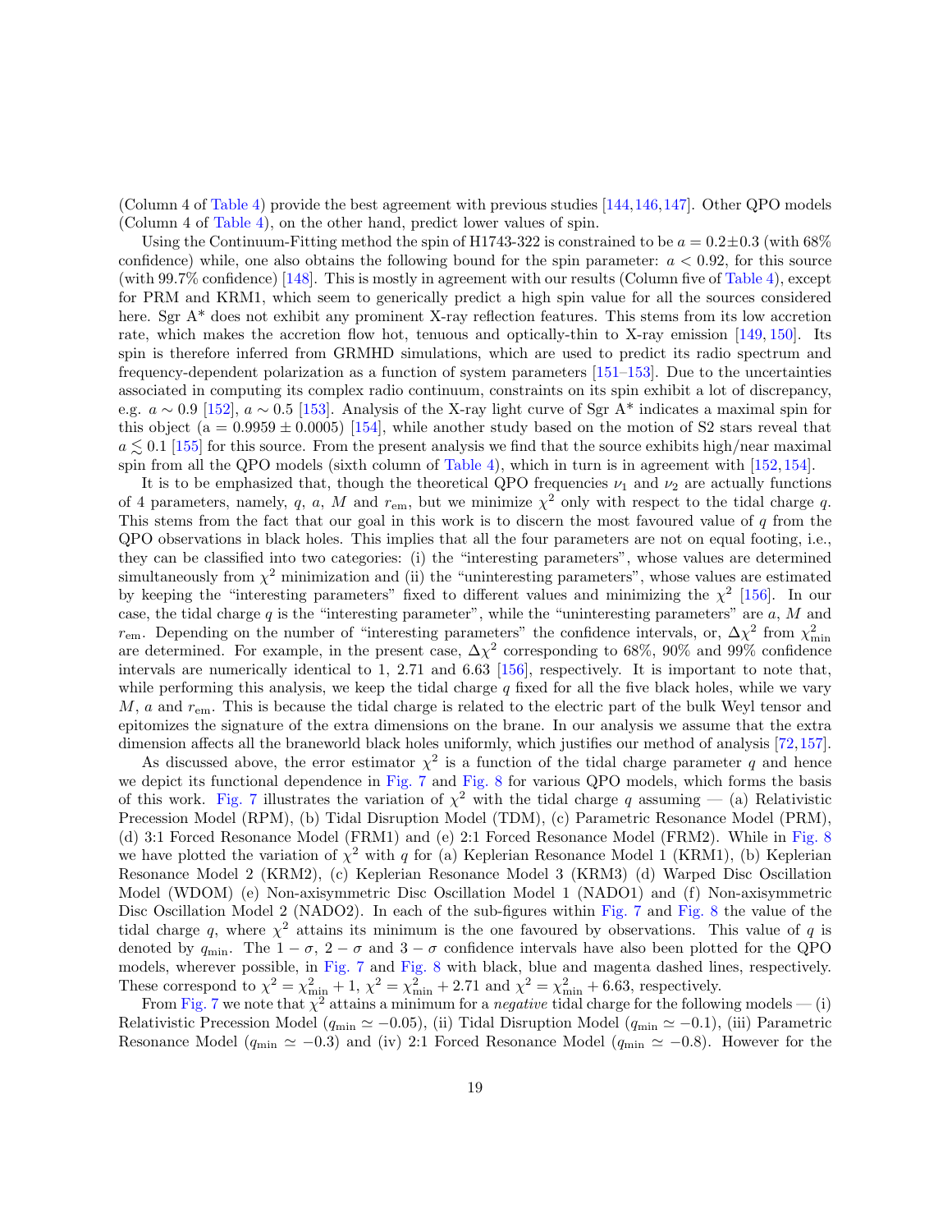(Column 4 of Table 4) provide the best agreement with previous studies [144,146,147]. Other QPO models (Column 4 of Table 4), on the other hand, predict lower values of spin.

Using the Continuum-Fitting method the spin of H1743-322 is constrained to be $a = 0.2 \pm 0.3$ (with 68% confidence) while, one also obtains the following bound for the spin parameter: $a < 0.92$, for this source (with 99.7% confidence) [148]. This is mostly in agreement with our results (Column five of Table 4), except for PRM and KRM1, which seem to generically predict a high spin value for all the sources considered here. Sgr A* does not exhibit any prominent X-ray reflection features. This stems from its low accretion rate, which makes the accretion flow hot, tenuous and optically-thin to X-ray emission [149, 150]. Its spin is therefore inferred from GRMHD simulations, which are used to predict its radio spectrum and frequency-dependent polarization as a function of system parameters [151–153]. Due to the uncertainties associated in computing its complex radio continuum, constraints on its spin exhibit a lot of discrepancy, e.g. $a \sim 0.9$ [152], $a \sim 0.5$ [153]. Analysis of the X-ray light curve of Sgr A* indicates a maximal spin for this object ($a = 0.9959 \pm 0.0005$) [154], while another study based on the motion of S2 stars reveal that $a \lesssim 0.1$ [155] for this source. From the present analysis we find that the source exhibits high/near maximal spin from all the QPO models (sixth column of Table 4), which in turn is in agreement with [152, 154].

It is to be emphasized that, though the theoretical QPO frequencies $\nu_1$ and $\nu_2$ are actually functions of 4 parameters, namely, $q$, $a$, $M$ and $r_{\rm em}$, but we minimize $\chi^2$ only with respect to the tidal charge $q$. This stems from the fact that our goal in this work is to discern the most favoured value of $q$ from the QPO observations in black holes. This implies that all the four parameters are not on equal footing, i.e., they can be classified into two categories: (i) the "interesting parameters", whose values are determined simultaneously from $\chi^2$ minimization and (ii) the "uninteresting parameters", whose values are estimated by keeping the "interesting parameters" fixed to different values and minimizing the $\chi^2$ [156]. In our case, the tidal charge $q$ is the "interesting parameter", while the "uninteresting parameters" are $a$, $M$ and $r_{\rm em}$. Depending on the number of "interesting parameters" the confidence intervals, or, $\Delta\chi^2$ from $\chi^2_{\rm min}$ are determined. For example, in the present case, $\Delta\chi^2$ corresponding to 68%, 90% and 99% confidence intervals are numerically identical to 1, 2.71 and 6.63 [156], respectively. It is important to note that, while performing this analysis, we keep the tidal charge $q$ fixed for all the five black holes, while we vary $M$, $a$ and $r_{\rm em}$. This is because the tidal charge is related to the electric part of the bulk Weyl tensor and epitomizes the signature of the extra dimensions on the brane. In our analysis we assume that the extra dimension affects all the braneworld black holes uniformly, which justifies our method of analysis [72,157].

As discussed above, the error estimator $\chi^2$ is a function of the tidal charge parameter $q$ and hence we depict its functional dependence in Fig. 7 and Fig. 8 for various QPO models, which forms the basis of this work. Fig. 7 illustrates the variation of $\chi^2$ with the tidal charge $q$ assuming — (a) Relativistic Precession Model (RPM), (b) Tidal Disruption Model (TDM), (c) Parametric Resonance Model (PRM), (d) 3:1 Forced Resonance Model (FRM1) and (e) 2:1 Forced Resonance Model (FRM2). While in Fig. 8 we have plotted the variation of $\chi^2$ with $q$ for (a) Keplerian Resonance Model 1 (KRM1), (b) Keplerian Resonance Model 2 (KRM2), (c) Keplerian Resonance Model 3 (KRM3) (d) Warped Disc Oscillation Model (WDOM) (e) Non-axisymmetric Disc Oscillation Model 1 (NADO1) and (f) Non-axisymmetric Disc Oscillation Model 2 (NADO2). In each of the sub-figures within Fig. 7 and Fig. 8 the value of the tidal charge $q$, where $\chi^2$ attains its minimum is the one favoured by observations. This value of $q$ is denoted by $q_{\rm min}$. The $1-\sigma$, $2-\sigma$ and $3-\sigma$ confidence intervals have also been plotted for the QPO models, wherever possible, in Fig. 7 and Fig. 8 with black, blue and magenta dashed lines, respectively. These correspond to $\chi^2 = \chi^2_{\rm min} + 1$, $\chi^2 = \chi^2_{\rm min} + 2.71$ and $\chi^2 = \chi^2_{\rm min} + 6.63$, respectively.

From Fig. 7 we note that $\chi^2$ attains a minimum for a *negative* tidal charge for the following models — (i) Relativistic Precession Model ($q_{\rm min} \simeq -0.05$), (ii) Tidal Disruption Model ($q_{\rm min} \simeq -0.1$), (iii) Parametric Resonance Model ($q_{\rm min} \simeq -0.3$) and (iv) 2:1 Forced Resonance Model ($q_{\rm min} \simeq -0.8$). However for the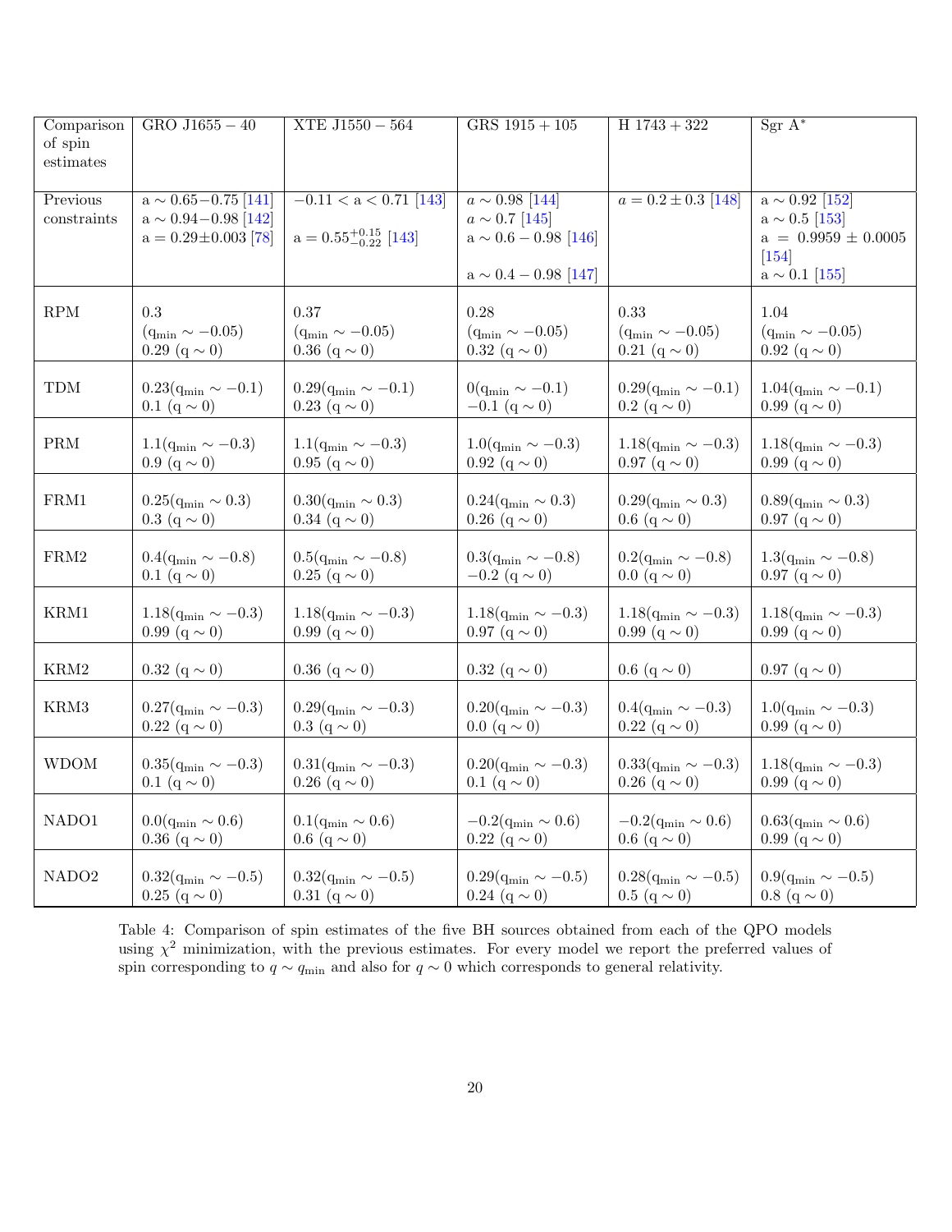| Comparison of spin estimates | GRO J1655 − 40 | XTE J1550 − 564 | GRS 1915 + 105 | H 1743 + 322 | Sgr A* |
|---|---|---|---|---|---|
| Previous constraints | a ∼ 0.65−0.75 [141]<br>a ∼ 0.94−0.98 [142]<br>a = 0.29±0.003 [78] | −0.11 < a < 0.71 [143]<br><br>$a = 0.55^{+0.15}_{-0.22}$ [143] | $a \sim 0.98$ [144]<br>$a \sim 0.7$ [145]<br>a ∼ 0.6 − 0.98 [146]<br><br>a ∼ 0.4 − 0.98 [147] | $a = 0.2 \pm 0.3$ [148] | a ∼ 0.92 [152]<br>a ∼ 0.5 [153]<br>a = 0.9959 ± 0.0005 [154]<br>a ∼ 0.1 [155] |
| RPM | 0.3<br>($q_{min} \sim -0.05$)<br>0.29 ($q \sim 0$) | 0.37<br>($q_{min} \sim -0.05$)<br>0.36 ($q \sim 0$) | 0.28<br>($q_{min} \sim -0.05$)<br>0.32 ($q \sim 0$) | 0.33<br>($q_{min} \sim -0.05$)<br>0.21 ($q \sim 0$) | 1.04<br>($q_{min} \sim -0.05$)<br>0.92 ($q \sim 0$) |
| TDM | 0.23($q_{min} \sim -0.1$)<br>0.1 ($q \sim 0$) | 0.29($q_{min} \sim -0.1$)<br>0.23 ($q \sim 0$) | 0($q_{min} \sim -0.1$)<br>−0.1 ($q \sim 0$) | 0.29($q_{min} \sim -0.1$)<br>0.2 ($q \sim 0$) | 1.04($q_{min} \sim -0.1$)<br>0.99 ($q \sim 0$) |
| PRM | 1.1($q_{min} \sim -0.3$)<br>0.9 ($q \sim 0$) | 1.1($q_{min} \sim -0.3$)<br>0.95 ($q \sim 0$) | 1.0($q_{min} \sim -0.3$)<br>0.92 ($q \sim 0$) | 1.18($q_{min} \sim -0.3$)<br>0.97 ($q \sim 0$) | 1.18($q_{min} \sim -0.3$)<br>0.99 ($q \sim 0$) |
| FRM1 | 0.25($q_{min} \sim 0.3$)<br>0.3 ($q \sim 0$) | 0.30($q_{min} \sim 0.3$)<br>0.34 ($q \sim 0$) | 0.24($q_{min} \sim 0.3$)<br>0.26 ($q \sim 0$) | 0.29($q_{min} \sim 0.3$)<br>0.6 ($q \sim 0$) | 0.89($q_{min} \sim 0.3$)<br>0.97 ($q \sim 0$) |
| FRM2 | 0.4($q_{min} \sim -0.8$)<br>0.1 ($q \sim 0$) | 0.5($q_{min} \sim -0.8$)<br>0.25 ($q \sim 0$) | 0.3($q_{min} \sim -0.8$)<br>−0.2 ($q \sim 0$) | 0.2($q_{min} \sim -0.8$)<br>0.0 ($q \sim 0$) | 1.3($q_{min} \sim -0.8$)<br>0.97 ($q \sim 0$) |
| KRM1 | 1.18($q_{min} \sim -0.3$)<br>0.99 ($q \sim 0$) | 1.18($q_{min} \sim -0.3$)<br>0.99 ($q \sim 0$) | 1.18($q_{min} \sim -0.3$)<br>0.97 ($q \sim 0$) | 1.18($q_{min} \sim -0.3$)<br>0.99 ($q \sim 0$) | 1.18($q_{min} \sim -0.3$)<br>0.99 ($q \sim 0$) |
| KRM2 | 0.32 ($q \sim 0$) | 0.36 ($q \sim 0$) | 0.32 ($q \sim 0$) | 0.6 ($q \sim 0$) | 0.97 ($q \sim 0$) |
| KRM3 | 0.27($q_{min} \sim -0.3$)<br>0.22 ($q \sim 0$) | 0.29($q_{min} \sim -0.3$)<br>0.3 ($q \sim 0$) | 0.20($q_{min} \sim -0.3$)<br>0.0 ($q \sim 0$) | 0.4($q_{min} \sim -0.3$)<br>0.22 ($q \sim 0$) | 1.0($q_{min} \sim -0.3$)<br>0.99 ($q \sim 0$) |
| WDOM | 0.35($q_{min} \sim -0.3$)<br>0.1 ($q \sim 0$) | 0.31($q_{min} \sim -0.3$)<br>0.26 ($q \sim 0$) | 0.20($q_{min} \sim -0.3$)<br>0.1 ($q \sim 0$) | 0.33($q_{min} \sim -0.3$)<br>0.26 ($q \sim 0$) | 1.18($q_{min} \sim -0.3$)<br>0.99 ($q \sim 0$) |
| NADO1 | 0.0($q_{min} \sim 0.6$)<br>0.36 ($q \sim 0$) | 0.1($q_{min} \sim 0.6$)<br>0.6 ($q \sim 0$) | −0.2($q_{min} \sim 0.6$)<br>0.22 ($q \sim 0$) | −0.2($q_{min} \sim 0.6$)<br>0.6 ($q \sim 0$) | 0.63($q_{min} \sim 0.6$)<br>0.99 ($q \sim 0$) |
| NADO2 | 0.32($q_{min} \sim -0.5$)<br>0.25 ($q \sim 0$) | 0.32($q_{min} \sim -0.5$)<br>0.31 ($q \sim 0$) | 0.29($q_{min} \sim -0.5$)<br>0.24 ($q \sim 0$) | 0.28($q_{min} \sim -0.5$)<br>0.5 ($q \sim 0$) | 0.9($q_{min} \sim -0.5$)<br>0.8 ($q \sim 0$) |

Table 4: Comparison of spin estimates of the five BH sources obtained from each of the QPO models using $\chi^2$ minimization, with the previous estimates. For every model we report the preferred values of spin corresponding to $q \sim q_{\rm min}$ and also for $q \sim 0$ which corresponds to general relativity.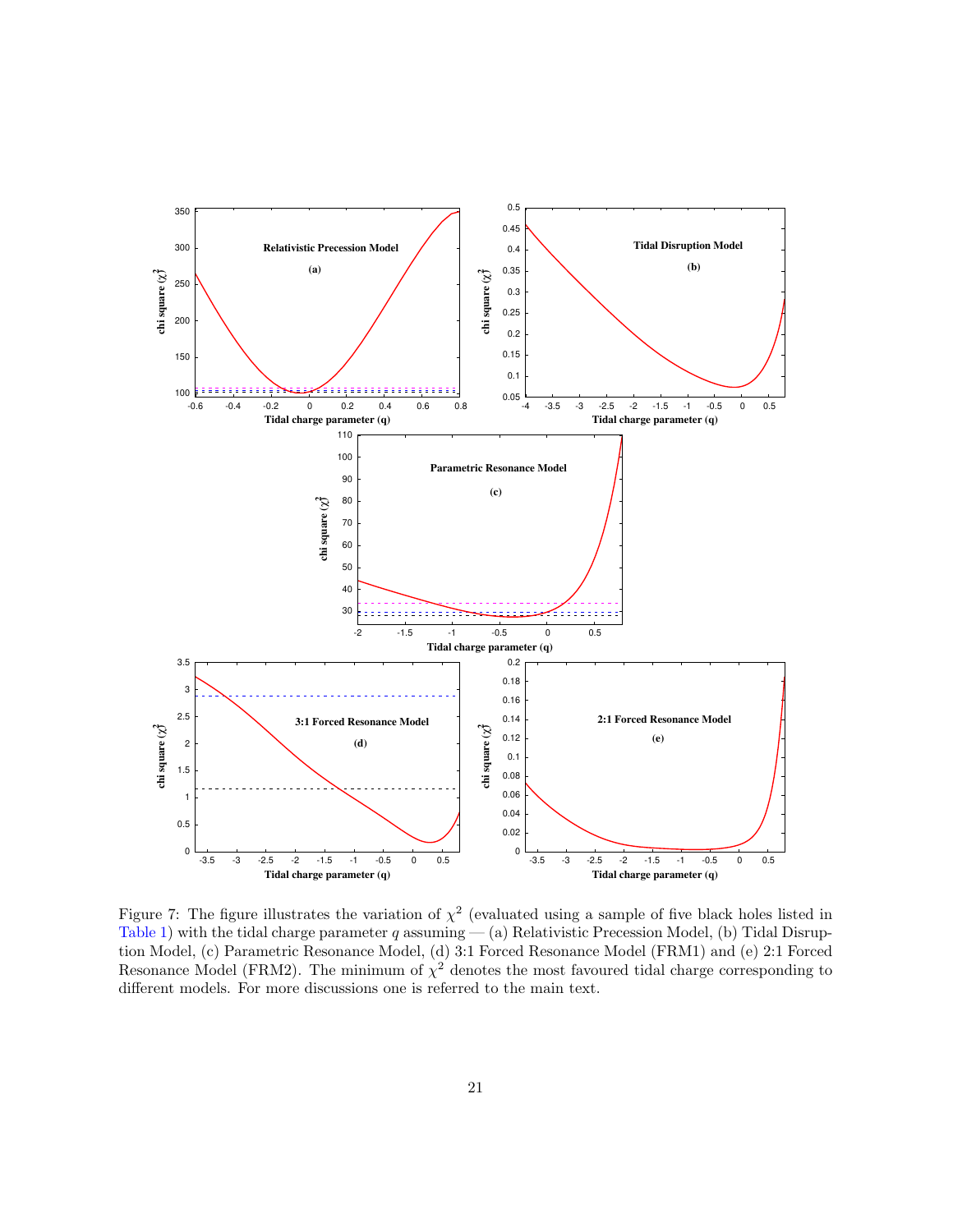Figure 7: The figure illustrates the variation of $\chi^2$ (evaluated using a sample of five black holes listed in Table 1) with the tidal charge parameter $q$ assuming — (a) Relativistic Precession Model, (b) Tidal Disruption Model, (c) Parametric Resonance Model, (d) 3:1 Forced Resonance Model (FRM1) and (e) 2:1 Forced Resonance Model (FRM2). The minimum of $\chi^2$ denotes the most favoured tidal charge corresponding to different models. For more discussions one is referred to the main text.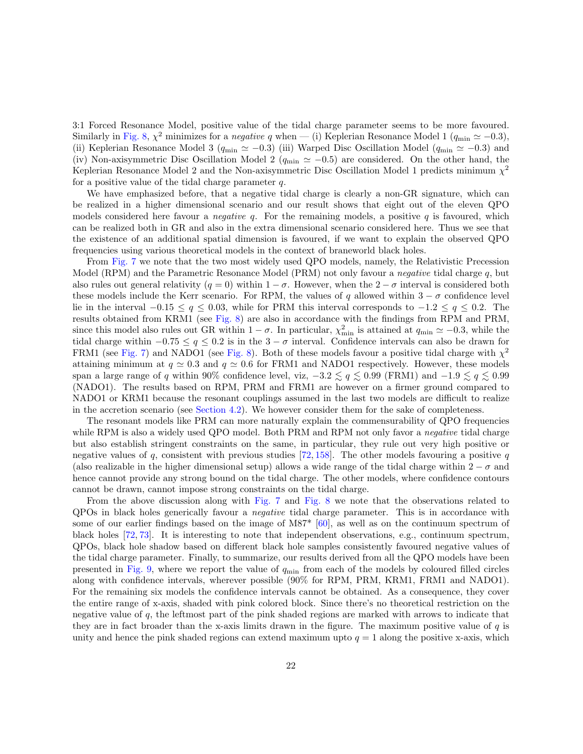3:1 Forced Resonance Model, positive value of the tidal charge parameter seems to be more favoured. Similarly in Fig. 8, $\chi^2$ minimizes for a *negative* $q$ when — (i) Keplerian Resonance Model 1 ($q_{\rm min} \simeq -0.3$), (ii) Keplerian Resonance Model 3 ($q_{\rm min} \simeq -0.3$) (iii) Warped Disc Oscillation Model ($q_{\rm min} \simeq -0.3$) and (iv) Non-axisymmetric Disc Oscillation Model 2 ($q_{\rm min} \simeq -0.5$) are considered. On the other hand, the Keplerian Resonance Model 2 and the Non-axisymmetric Disc Oscillation Model 1 predicts minimum $\chi^2$ for a positive value of the tidal charge parameter $q$.

We have emphasized before, that a negative tidal charge is clearly a non-GR signature, which can be realized in a higher dimensional scenario and our result shows that eight out of the eleven QPO models considered here favour a *negative* $q$. For the remaining models, a positive $q$ is favoured, which can be realized both in GR and also in the extra dimensional scenario considered here. Thus we see that the existence of an additional spatial dimension is favoured, if we want to explain the observed QPO frequencies using various theoretical models in the context of braneworld black holes.

From Fig. 7 we note that the two most widely used QPO models, namely, the Relativistic Precession Model (RPM) and the Parametric Resonance Model (PRM) not only favour a *negative* tidal charge $q$, but also rules out general relativity ($q = 0$) within $1 - \sigma$. However, when the $2 - \sigma$ interval is considered both these models include the Kerr scenario. For RPM, the values of $q$ allowed within $3 - \sigma$ confidence level lie in the interval $-0.15 \leq q \leq 0.03$, while for PRM this interval corresponds to $-1.2 \leq q \leq 0.2$. The results obtained from KRM1 (see Fig. 8) are also in accordance with the findings from RPM and PRM, since this model also rules out GR within $1 - \sigma$. In particular, $\chi^2_{\rm min}$ is attained at $q_{\rm min} \simeq -0.3$, while the tidal charge within $-0.75 \leq q \leq 0.2$ is in the $3 - \sigma$ interval. Confidence intervals can also be drawn for FRM1 (see Fig. 7) and NADO1 (see Fig. 8). Both of these models favour a positive tidal charge with $\chi^2$ attaining minimum at $q \simeq 0.3$ and $q \simeq 0.6$ for FRM1 and NADO1 respectively. However, these models span a large range of $q$ within 90% confidence level, viz, $-3.2 \lesssim q \lesssim 0.99$ (FRM1) and $-1.9 \lesssim q \lesssim 0.99$ (NADO1). The results based on RPM, PRM and FRM1 are however on a firmer ground compared to NADO1 or KRM1 because the resonant couplings assumed in the last two models are difficult to realize in the accretion scenario (see Section 4.2). We however consider them for the sake of completeness.

The resonant models like PRM can more naturally explain the commensurability of QPO frequencies while RPM is also a widely used QPO model. Both PRM and RPM not only favor a *negative* tidal charge but also establish stringent constraints on the same, in particular, they rule out very high positive or negative values of $q$, consistent with previous studies [72, 158]. The other models favouring a positive $q$ (also realizable in the higher dimensional setup) allows a wide range of the tidal charge within $2 - \sigma$ and hence cannot provide any strong bound on the tidal charge. The other models, where confidence contours cannot be drawn, cannot impose strong constraints on the tidal charge.

From the above discussion along with Fig. 7 and Fig. 8 we note that the observations related to QPOs in black holes generically favour a *negative* tidal charge parameter. This is in accordance with some of our earlier findings based on the image of M87* [60], as well as on the continuum spectrum of black holes [72, 73]. It is interesting to note that independent observations, e.g., continuum spectrum, QPOs, black hole shadow based on different black hole samples consistently favoured negative values of the tidal charge parameter. Finally, to summarize, our results derived from all the QPO models have been presented in Fig. 9, where we report the value of $q_{\rm min}$ from each of the models by coloured filled circles along with confidence intervals, wherever possible (90% for RPM, PRM, KRM1, FRM1 and NADO1). For the remaining six models the confidence intervals cannot be obtained. As a consequence, they cover the entire range of x-axis, shaded with pink colored block. Since there's no theoretical restriction on the negative value of $q$, the leftmost part of the pink shaded regions are marked with arrows to indicate that they are in fact broader than the x-axis limits drawn in the figure. The maximum positive value of $q$ is unity and hence the pink shaded regions can extend maximum upto $q = 1$ along the positive x-axis, which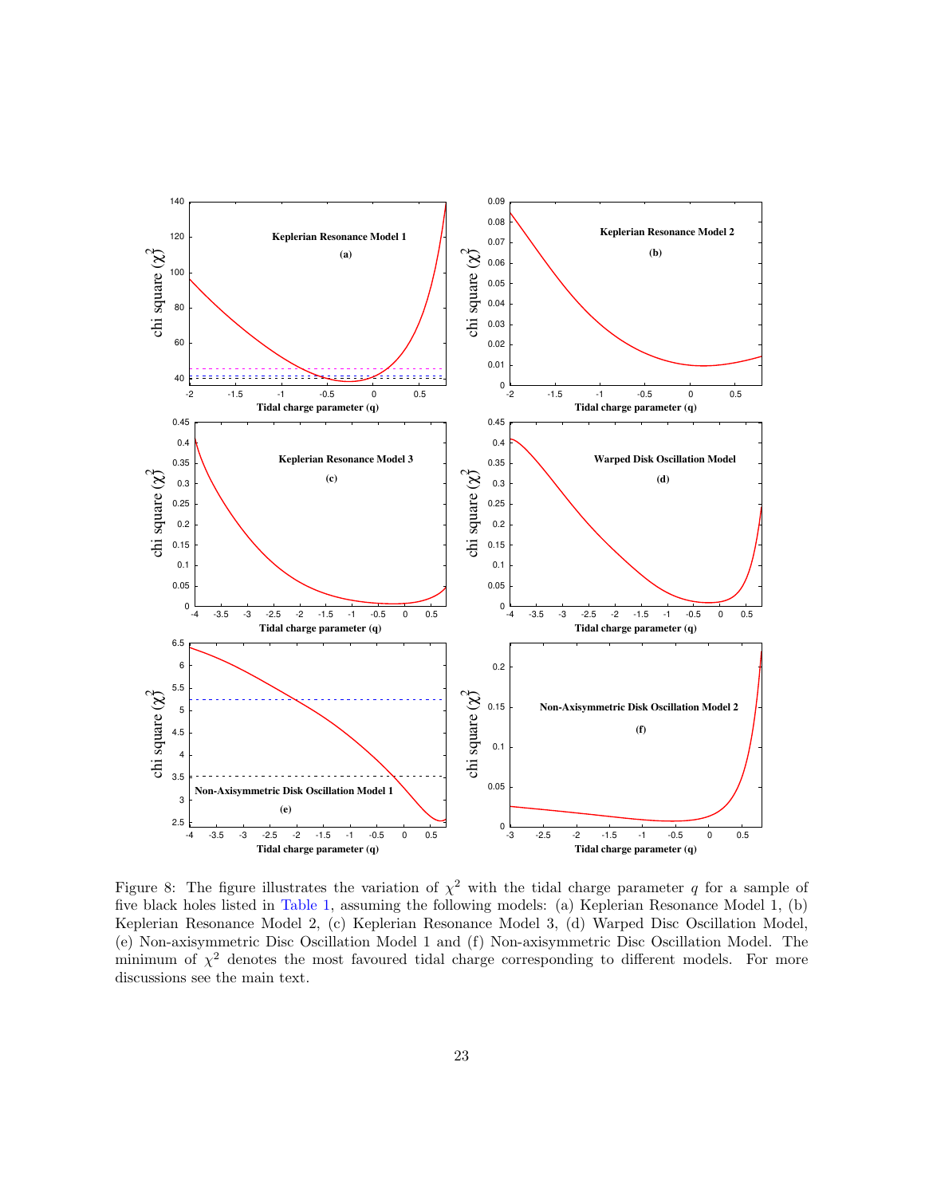Figure 8: The figure illustrates the variation of $\chi^2$ with the tidal charge parameter $q$ for a sample of five black holes listed in Table 1, assuming the following models: (a) Keplerian Resonance Model 1, (b) Keplerian Resonance Model 2, (c) Keplerian Resonance Model 3, (d) Warped Disc Oscillation Model, (e) Non-axisymmetric Disc Oscillation Model 1 and (f) Non-axisymmetric Disc Oscillation Model. The minimum of $\chi^2$ denotes the most favoured tidal charge corresponding to different models. For more discussions see the main text.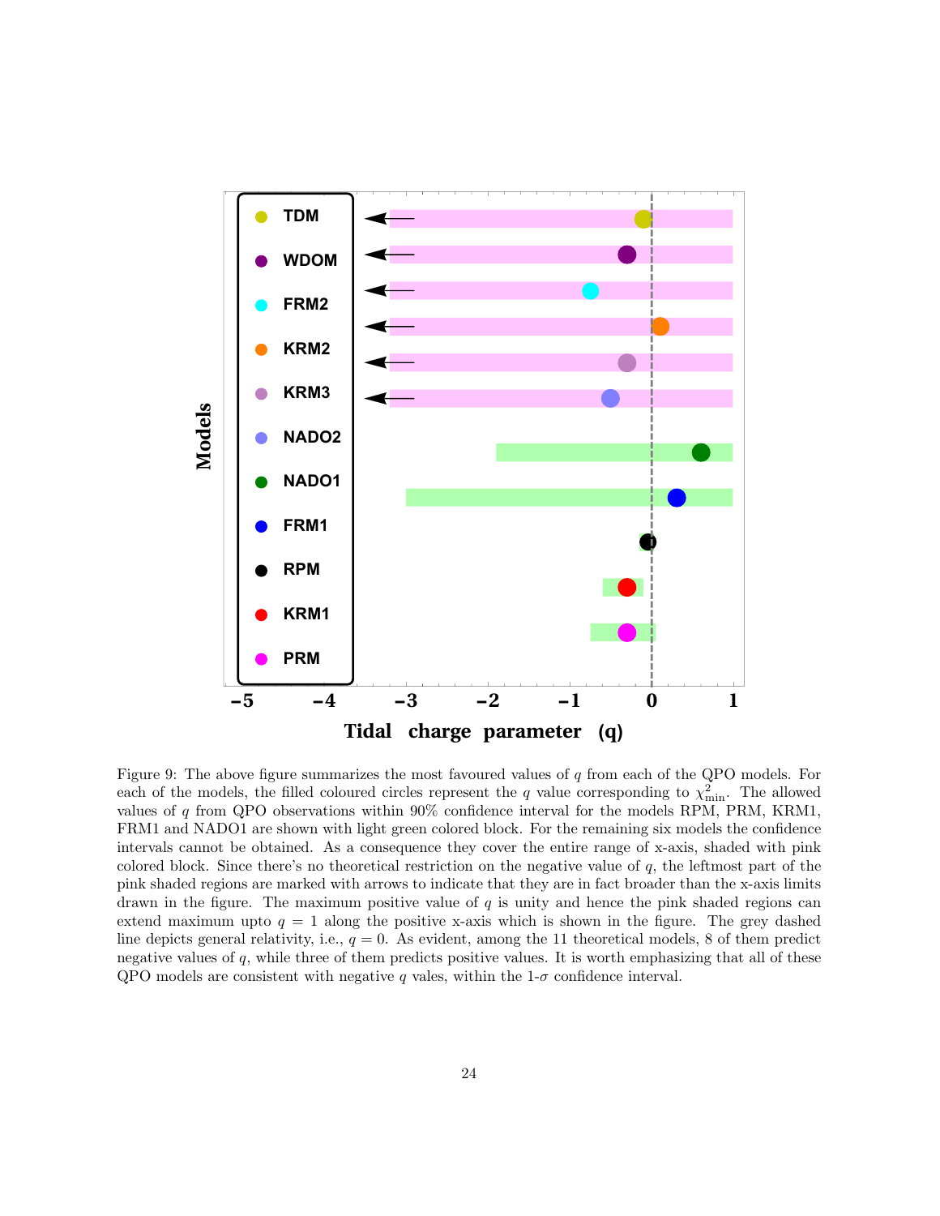Figure 9: The above figure summarizes the most favoured values of $q$ from each of the QPO models. For each of the models, the filled coloured circles represent the $q$ value corresponding to $\chi^2_{\rm min}$. The allowed values of $q$ from QPO observations within 90% confidence interval for the models RPM, PRM, KRM1, FRM1 and NADO1 are shown with light green colored block. For the remaining six models the confidence intervals cannot be obtained. As a consequence they cover the entire range of x-axis, shaded with pink colored block. Since there's no theoretical restriction on the negative value of $q$, the leftmost part of the pink shaded regions are marked with arrows to indicate that they are in fact broader than the x-axis limits drawn in the figure. The maximum positive value of $q$ is unity and hence the pink shaded regions can extend maximum upto $q = 1$ along the positive x-axis which is shown in the figure. The grey dashed line depicts general relativity, i.e., $q = 0$. As evident, among the 11 theoretical models, 8 of them predict negative values of $q$, while three of them predicts positive values. It is worth emphasizing that all of these QPO models are consistent with negative $q$ vales, within the 1-$\sigma$ confidence interval.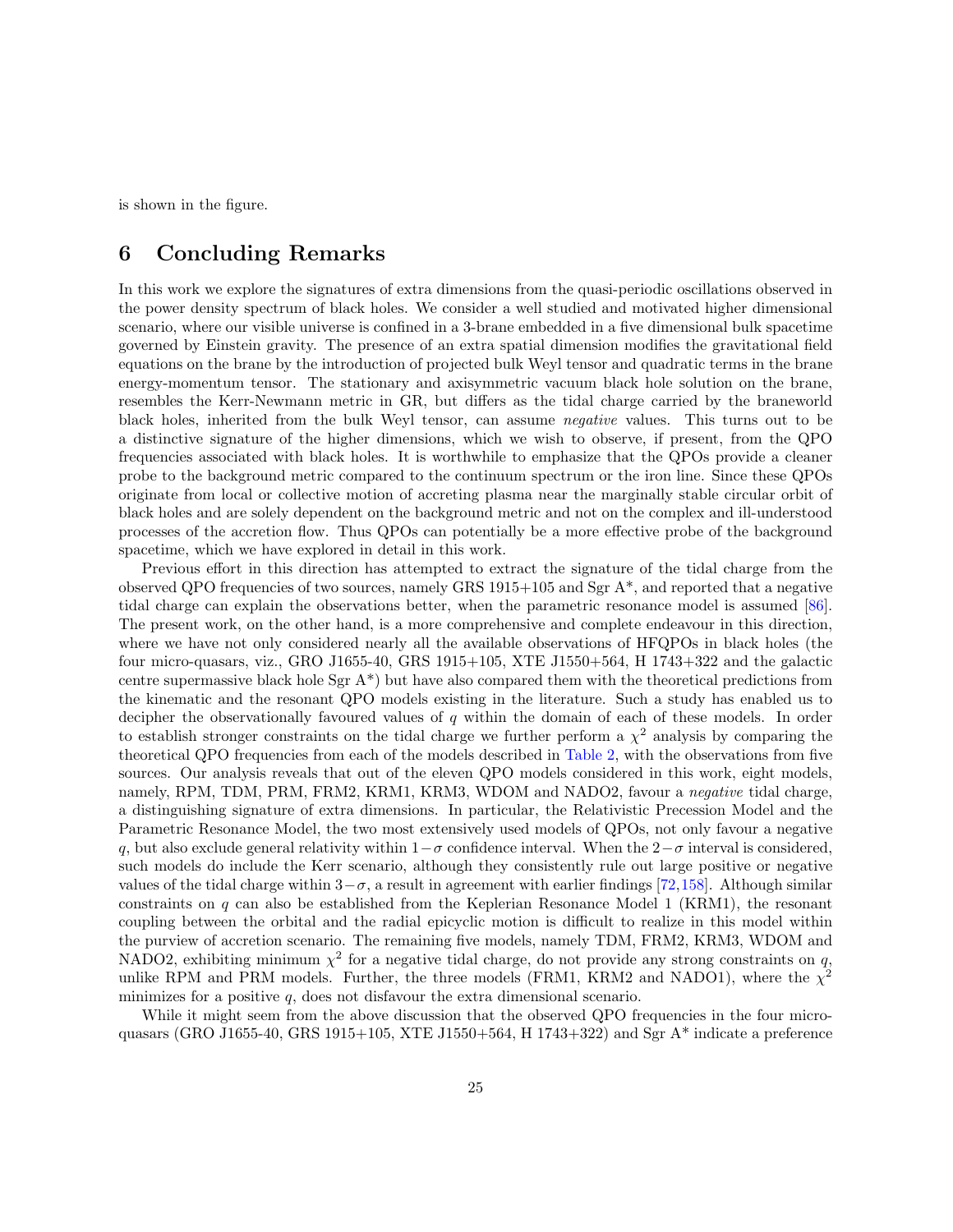is shown in the figure.

## 6 Concluding Remarks

In this work we explore the signatures of extra dimensions from the quasi-periodic oscillations observed in the power density spectrum of black holes. We consider a well studied and motivated higher dimensional scenario, where our visible universe is confined in a 3-brane embedded in a five dimensional bulk spacetime governed by Einstein gravity. The presence of an extra spatial dimension modifies the gravitational field equations on the brane by the introduction of projected bulk Weyl tensor and quadratic terms in the brane energy-momentum tensor. The stationary and axisymmetric vacuum black hole solution on the brane, resembles the Kerr-Newmann metric in GR, but differs as the tidal charge carried by the braneworld black holes, inherited from the bulk Weyl tensor, can assume *negative* values. This turns out to be a distinctive signature of the higher dimensions, which we wish to observe, if present, from the QPO frequencies associated with black holes. It is worthwhile to emphasize that the QPOs provide a cleaner probe to the background metric compared to the continuum spectrum or the iron line. Since these QPOs originate from local or collective motion of accreting plasma near the marginally stable circular orbit of black holes and are solely dependent on the background metric and not on the complex and ill-understood processes of the accretion flow. Thus QPOs can potentially be a more effective probe of the background spacetime, which we have explored in detail in this work.

Previous effort in this direction has attempted to extract the signature of the tidal charge from the observed QPO frequencies of two sources, namely GRS 1915+105 and Sgr A*, and reported that a negative tidal charge can explain the observations better, when the parametric resonance model is assumed [86]. The present work, on the other hand, is a more comprehensive and complete endeavour in this direction, where we have not only considered nearly all the available observations of HFQPOs in black holes (the four micro-quasars, viz., GRO J1655-40, GRS 1915+105, XTE J1550+564, H 1743+322 and the galactic centre supermassive black hole Sgr A*) but have also compared them with the theoretical predictions from the kinematic and the resonant QPO models existing in the literature. Such a study has enabled us to decipher the observationally favoured values of $q$ within the domain of each of these models. In order to establish stronger constraints on the tidal charge we further perform a $\chi^2$ analysis by comparing the theoretical QPO frequencies from each of the models described in Table 2, with the observations from five sources. Our analysis reveals that out of the eleven QPO models considered in this work, eight models, namely, RPM, TDM, PRM, FRM2, KRM1, KRM3, WDOM and NADO2, favour a *negative* tidal charge, a distinguishing signature of extra dimensions. In particular, the Relativistic Precession Model and the Parametric Resonance Model, the two most extensively used models of QPOs, not only favour a negative $q$, but also exclude general relativity within $1-\sigma$ confidence interval. When the $2-\sigma$ interval is considered, such models do include the Kerr scenario, although they consistently rule out large positive or negative values of the tidal charge within $3-\sigma$, a result in agreement with earlier findings [72,158]. Although similar constraints on $q$ can also be established from the Keplerian Resonance Model 1 (KRM1), the resonant coupling between the orbital and the radial epicyclic motion is difficult to realize in this model within the purview of accretion scenario. The remaining five models, namely TDM, FRM2, KRM3, WDOM and NADO2, exhibiting minimum $\chi^2$ for a negative tidal charge, do not provide any strong constraints on $q$, unlike RPM and PRM models. Further, the three models (FRM1, KRM2 and NADO1), where the $\chi^2$ minimizes for a positive $q$, does not disfavour the extra dimensional scenario.

While it might seem from the above discussion that the observed QPO frequencies in the four micro-quasars (GRO J1655-40, GRS 1915+105, XTE J1550+564, H 1743+322) and Sgr A* indicate a preference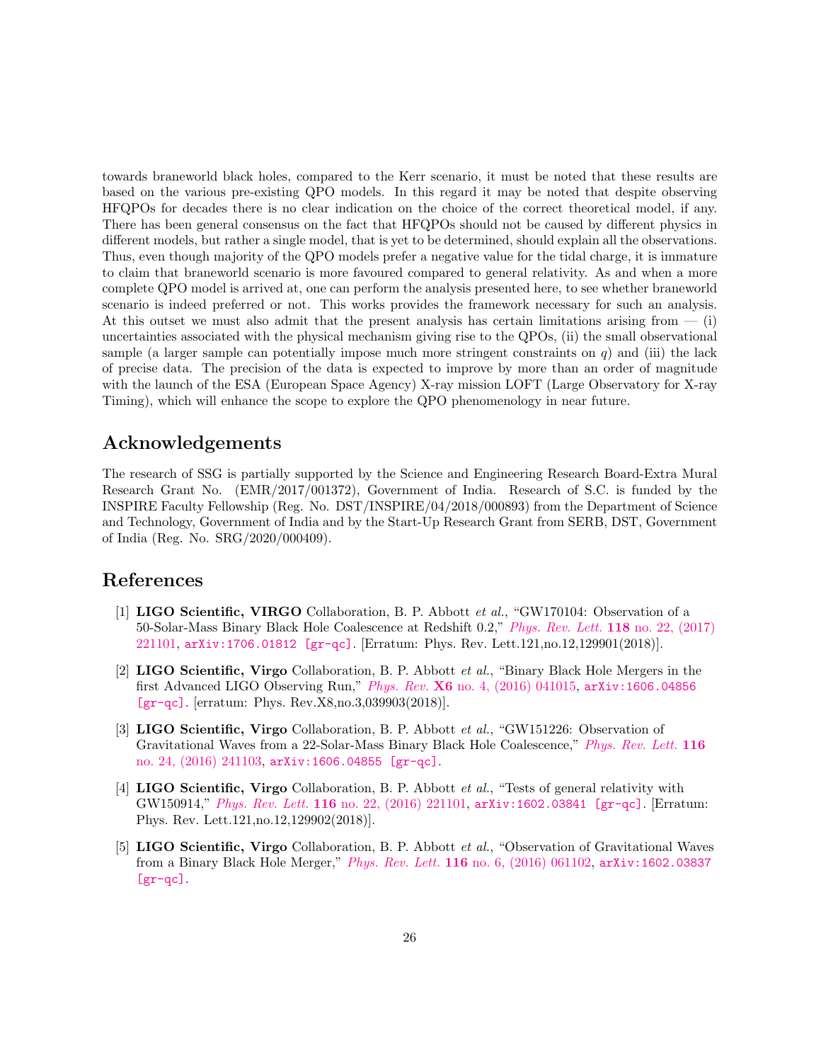towards braneworld black holes, compared to the Kerr scenario, it must be noted that these results are based on the various pre-existing QPO models. In this regard it may be noted that despite observing HFQPOs for decades there is no clear indication on the choice of the correct theoretical model, if any. There has been general consensus on the fact that HFQPOs should not be caused by different physics in different models, but rather a single model, that is yet to be determined, should explain all the observations. Thus, even though majority of the QPO models prefer a negative value for the tidal charge, it is immature to claim that braneworld scenario is more favoured compared to general relativity. As and when a more complete QPO model is arrived at, one can perform the analysis presented here, to see whether braneworld scenario is indeed preferred or not. This works provides the framework necessary for such an analysis. At this outset we must also admit that the present analysis has certain limitations arising from — (i) uncertainties associated with the physical mechanism giving rise to the QPOs, (ii) the small observational sample (a larger sample can potentially impose much more stringent constraints on $q$) and (iii) the lack of precise data. The precision of the data is expected to improve by more than an order of magnitude with the launch of the ESA (European Space Agency) X-ray mission LOFT (Large Observatory for X-ray Timing), which will enhance the scope to explore the QPO phenomenology in near future.

## Acknowledgements

The research of SSG is partially supported by the Science and Engineering Research Board-Extra Mural Research Grant No. (EMR/2017/001372), Government of India. Research of S.C. is funded by the INSPIRE Faculty Fellowship (Reg. No. DST/INSPIRE/04/2018/000893) from the Department of Science and Technology, Government of India and by the Start-Up Research Grant from SERB, DST, Government of India (Reg. No. SRG/2020/000409).

## References

[1] **LIGO Scientific, VIRGO** Collaboration, B. P. Abbott *et al.*, "GW170104: Observation of a 50-Solar-Mass Binary Black Hole Coalescence at Redshift 0.2," *Phys. Rev. Lett.* **118** no. 22, (2017) 221101, arXiv:1706.01812 [gr-qc]. [Erratum: Phys. Rev. Lett.121,no.12,129901(2018)].

[2] **LIGO Scientific, Virgo** Collaboration, B. P. Abbott *et al.*, "Binary Black Hole Mergers in the first Advanced LIGO Observing Run," *Phys. Rev.* **X6** no. 4, (2016) 041015, arXiv:1606.04856 [gr-qc]. [erratum: Phys. Rev.X8,no.3,039903(2018)].

[3] **LIGO Scientific, Virgo** Collaboration, B. P. Abbott *et al.*, "GW151226: Observation of Gravitational Waves from a 22-Solar-Mass Binary Black Hole Coalescence," *Phys. Rev. Lett.* **116** no. 24, (2016) 241103, arXiv:1606.04855 [gr-qc].

[4] **LIGO Scientific, Virgo** Collaboration, B. P. Abbott *et al.*, "Tests of general relativity with GW150914," *Phys. Rev. Lett.* **116** no. 22, (2016) 221101, arXiv:1602.03841 [gr-qc]. [Erratum: Phys. Rev. Lett.121,no.12,129902(2018)].

[5] **LIGO Scientific, Virgo** Collaboration, B. P. Abbott *et al.*, "Observation of Gravitational Waves from a Binary Black Hole Merger," *Phys. Rev. Lett.* **116** no. 6, (2016) 061102, arXiv:1602.03837 [gr-qc].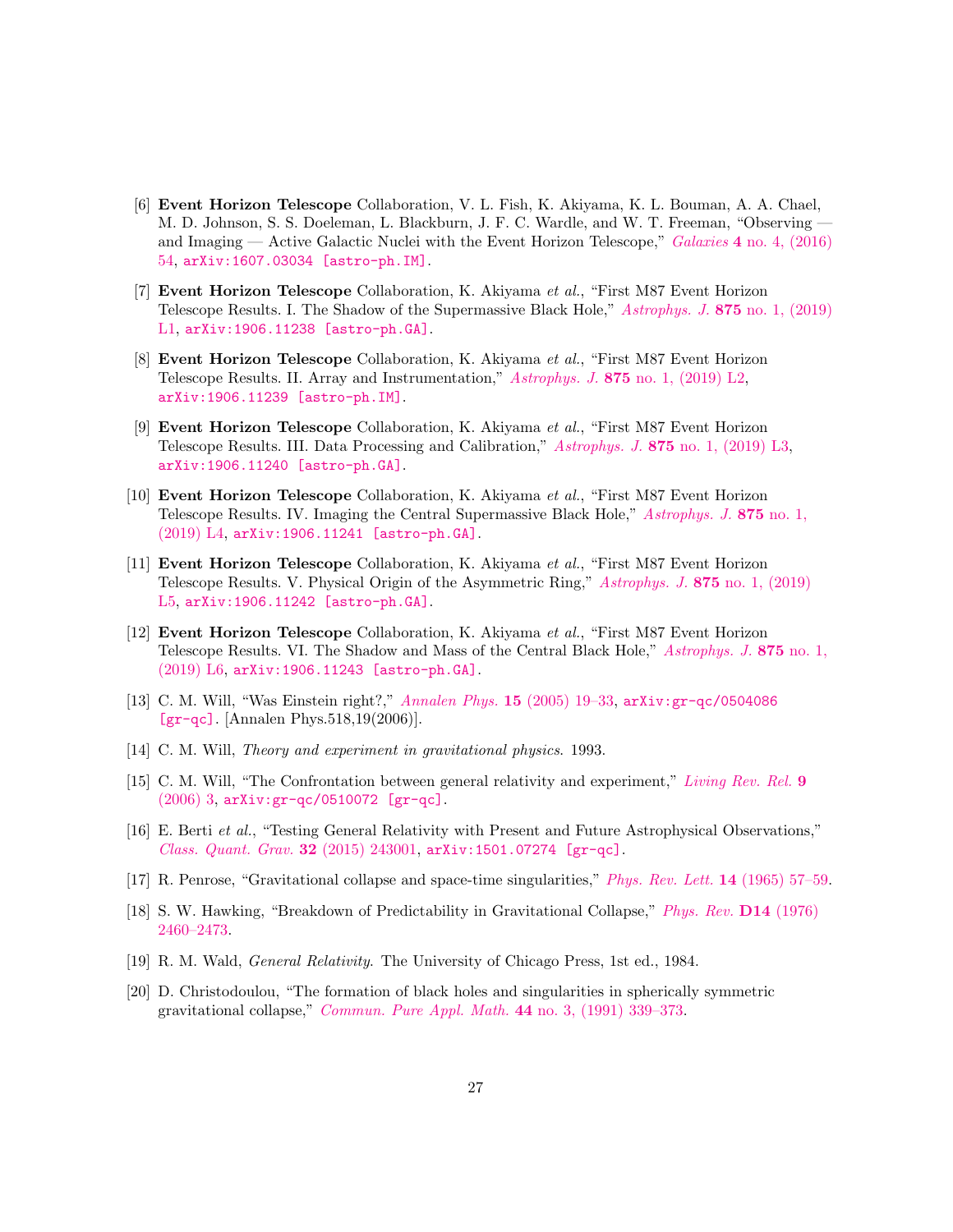[6] **Event Horizon Telescope** Collaboration, V. L. Fish, K. Akiyama, K. L. Bouman, A. A. Chael, M. D. Johnson, S. S. Doeleman, L. Blackburn, J. F. C. Wardle, and W. T. Freeman, "Observing — and Imaging — Active Galactic Nuclei with the Event Horizon Telescope," *Galaxies* **4** no. 4, (2016) 54, arXiv:1607.03034 [astro-ph.IM].

[7] **Event Horizon Telescope** Collaboration, K. Akiyama *et al.*, "First M87 Event Horizon Telescope Results. I. The Shadow of the Supermassive Black Hole," *Astrophys. J.* **875** no. 1, (2019) L1, arXiv:1906.11238 [astro-ph.GA].

[8] **Event Horizon Telescope** Collaboration, K. Akiyama *et al.*, "First M87 Event Horizon Telescope Results. II. Array and Instrumentation," *Astrophys. J.* **875** no. 1, (2019) L2, arXiv:1906.11239 [astro-ph.IM].

[9] **Event Horizon Telescope** Collaboration, K. Akiyama *et al.*, "First M87 Event Horizon Telescope Results. III. Data Processing and Calibration," *Astrophys. J.* **875** no. 1, (2019) L3, arXiv:1906.11240 [astro-ph.GA].

[10] **Event Horizon Telescope** Collaboration, K. Akiyama *et al.*, "First M87 Event Horizon Telescope Results. IV. Imaging the Central Supermassive Black Hole," *Astrophys. J.* **875** no. 1, (2019) L4, arXiv:1906.11241 [astro-ph.GA].

[11] **Event Horizon Telescope** Collaboration, K. Akiyama *et al.*, "First M87 Event Horizon Telescope Results. V. Physical Origin of the Asymmetric Ring," *Astrophys. J.* **875** no. 1, (2019) L5, arXiv:1906.11242 [astro-ph.GA].

[12] **Event Horizon Telescope** Collaboration, K. Akiyama *et al.*, "First M87 Event Horizon Telescope Results. VI. The Shadow and Mass of the Central Black Hole," *Astrophys. J.* **875** no. 1, (2019) L6, arXiv:1906.11243 [astro-ph.GA].

[13] C. M. Will, "Was Einstein right?," *Annalen Phys.* **15** (2005) 19–33, arXiv:gr-qc/0504086 [gr-qc]. [Annalen Phys.518,19(2006)].

[14] C. M. Will, *Theory and experiment in gravitational physics*. 1993.

[15] C. M. Will, "The Confrontation between general relativity and experiment," *Living Rev. Rel.* **9** (2006) 3, arXiv:gr-qc/0510072 [gr-qc].

[16] E. Berti *et al.*, "Testing General Relativity with Present and Future Astrophysical Observations," *Class. Quant. Grav.* **32** (2015) 243001, arXiv:1501.07274 [gr-qc].

[17] R. Penrose, "Gravitational collapse and space-time singularities," *Phys. Rev. Lett.* **14** (1965) 57–59.

[18] S. W. Hawking, "Breakdown of Predictability in Gravitational Collapse," *Phys. Rev.* **D14** (1976) 2460–2473.

[19] R. M. Wald, *General Relativity*. The University of Chicago Press, 1st ed., 1984.

[20] D. Christodoulou, "The formation of black holes and singularities in spherically symmetric gravitational collapse," *Commun. Pure Appl. Math.* **44** no. 3, (1991) 339–373.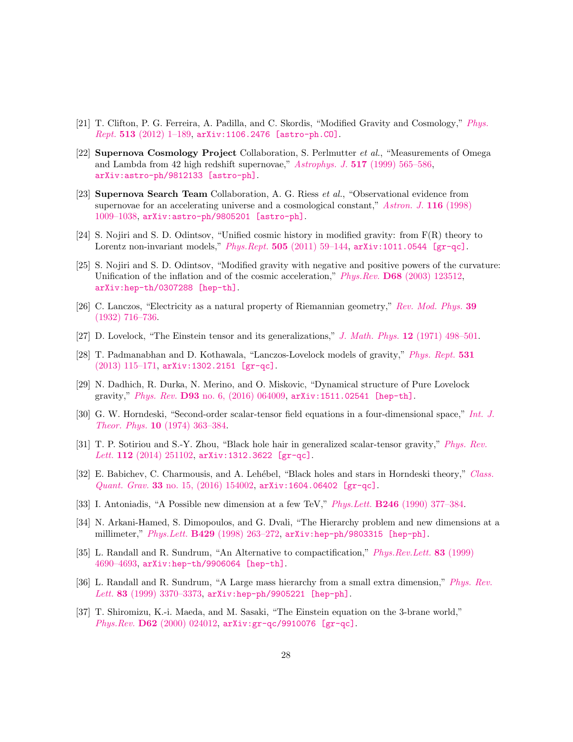[21] T. Clifton, P. G. Ferreira, A. Padilla, and C. Skordis, "Modified Gravity and Cosmology," *Phys. Rept.* **513** (2012) 1–189, arXiv:1106.2476 [astro-ph.CO].

[22] **Supernova Cosmology Project** Collaboration, S. Perlmutter *et al.*, "Measurements of Omega and Lambda from 42 high redshift supernovae," *Astrophys. J.* **517** (1999) 565–586, arXiv:astro-ph/9812133 [astro-ph].

[23] **Supernova Search Team** Collaboration, A. G. Riess *et al.*, "Observational evidence from supernovae for an accelerating universe and a cosmological constant," *Astron. J.* **116** (1998) 1009–1038, arXiv:astro-ph/9805201 [astro-ph].

[24] S. Nojiri and S. D. Odintsov, "Unified cosmic history in modified gravity: from F(R) theory to Lorentz non-invariant models," *Phys.Rept.* **505** (2011) 59–144, arXiv:1011.0544 [gr-qc].

[25] S. Nojiri and S. D. Odintsov, "Modified gravity with negative and positive powers of the curvature: Unification of the inflation and of the cosmic acceleration," *Phys.Rev.* **D68** (2003) 123512, arXiv:hep-th/0307288 [hep-th].

[26] C. Lanczos, "Electricity as a natural property of Riemannian geometry," *Rev. Mod. Phys.* **39** (1932) 716–736.

[27] D. Lovelock, "The Einstein tensor and its generalizations," *J. Math. Phys.* **12** (1971) 498–501.

[28] T. Padmanabhan and D. Kothawala, "Lanczos-Lovelock models of gravity," *Phys. Rept.* **531** (2013) 115–171, arXiv:1302.2151 [gr-qc].

[29] N. Dadhich, R. Durka, N. Merino, and O. Miskovic, "Dynamical structure of Pure Lovelock gravity," *Phys. Rev.* **D93** no. 6, (2016) 064009, arXiv:1511.02541 [hep-th].

[30] G. W. Horndeski, "Second-order scalar-tensor field equations in a four-dimensional space," *Int. J. Theor. Phys.* **10** (1974) 363–384.

[31] T. P. Sotiriou and S.-Y. Zhou, "Black hole hair in generalized scalar-tensor gravity," *Phys. Rev. Lett.* **112** (2014) 251102, arXiv:1312.3622 [gr-qc].

[32] E. Babichev, C. Charmousis, and A. Lehébel, "Black holes and stars in Horndeski theory," *Class. Quant. Grav.* **33** no. 15, (2016) 154002, arXiv:1604.06402 [gr-qc].

[33] I. Antoniadis, "A Possible new dimension at a few TeV," *Phys.Lett.* **B246** (1990) 377–384.

[34] N. Arkani-Hamed, S. Dimopoulos, and G. Dvali, "The Hierarchy problem and new dimensions at a millimeter," *Phys.Lett.* **B429** (1998) 263–272, arXiv:hep-ph/9803315 [hep-ph].

[35] L. Randall and R. Sundrum, "An Alternative to compactification," *Phys.Rev.Lett.* **83** (1999) 4690–4693, arXiv:hep-th/9906064 [hep-th].

[36] L. Randall and R. Sundrum, "A Large mass hierarchy from a small extra dimension," *Phys. Rev. Lett.* **83** (1999) 3370–3373, arXiv:hep-ph/9905221 [hep-ph].

[37] T. Shiromizu, K.-i. Maeda, and M. Sasaki, "The Einstein equation on the 3-brane world," *Phys.Rev.* **D62** (2000) 024012, arXiv:gr-qc/9910076 [gr-qc].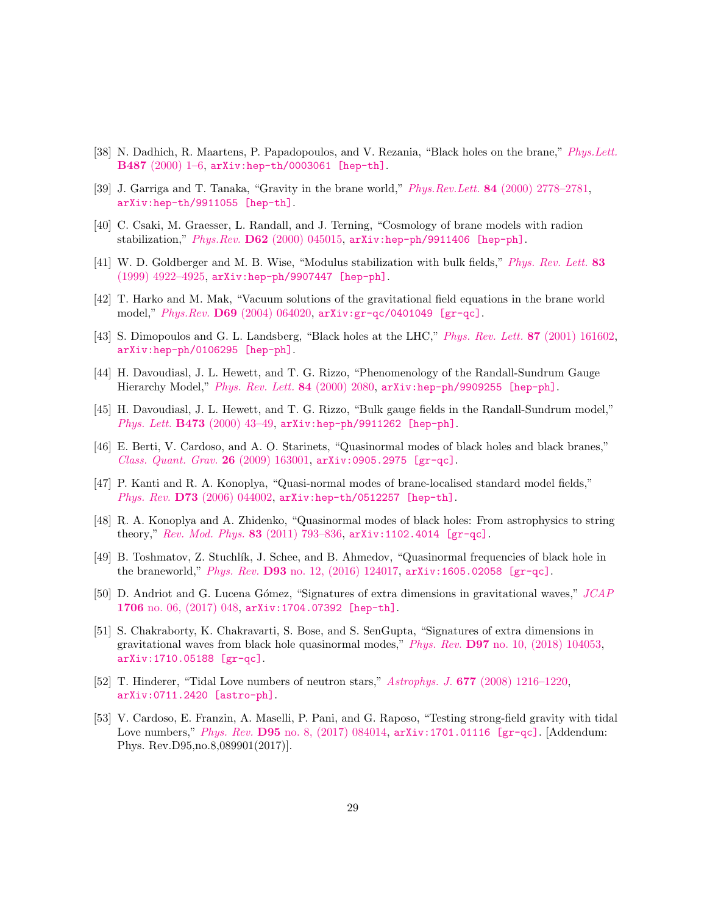[38] N. Dadhich, R. Maartens, P. Papadopoulos, and V. Rezania, "Black holes on the brane," *Phys.Lett.* **B487** (2000) 1–6, arXiv:hep-th/0003061 [hep-th].

[39] J. Garriga and T. Tanaka, "Gravity in the brane world," *Phys.Rev.Lett.* **84** (2000) 2778–2781, arXiv:hep-th/9911055 [hep-th].

[40] C. Csaki, M. Graesser, L. Randall, and J. Terning, "Cosmology of brane models with radion stabilization," *Phys.Rev.* **D62** (2000) 045015, arXiv:hep-ph/9911406 [hep-ph].

[41] W. D. Goldberger and M. B. Wise, "Modulus stabilization with bulk fields," *Phys. Rev. Lett.* **83** (1999) 4922–4925, arXiv:hep-ph/9907447 [hep-ph].

[42] T. Harko and M. Mak, "Vacuum solutions of the gravitational field equations in the brane world model," *Phys.Rev.* **D69** (2004) 064020, arXiv:gr-qc/0401049 [gr-qc].

[43] S. Dimopoulos and G. L. Landsberg, "Black holes at the LHC," *Phys. Rev. Lett.* **87** (2001) 161602, arXiv:hep-ph/0106295 [hep-ph].

[44] H. Davoudiasl, J. L. Hewett, and T. G. Rizzo, "Phenomenology of the Randall-Sundrum Gauge Hierarchy Model," *Phys. Rev. Lett.* **84** (2000) 2080, arXiv:hep-ph/9909255 [hep-ph].

[45] H. Davoudiasl, J. L. Hewett, and T. G. Rizzo, "Bulk gauge fields in the Randall-Sundrum model," *Phys. Lett.* **B473** (2000) 43–49, arXiv:hep-ph/9911262 [hep-ph].

[46] E. Berti, V. Cardoso, and A. O. Starinets, "Quasinormal modes of black holes and black branes," *Class. Quant. Grav.* **26** (2009) 163001, arXiv:0905.2975 [gr-qc].

[47] P. Kanti and R. A. Konoplya, "Quasi-normal modes of brane-localised standard model fields," *Phys. Rev.* **D73** (2006) 044002, arXiv:hep-th/0512257 [hep-th].

[48] R. A. Konoplya and A. Zhidenko, "Quasinormal modes of black holes: From astrophysics to string theory," *Rev. Mod. Phys.* **83** (2011) 793–836, arXiv:1102.4014 [gr-qc].

[49] B. Toshmatov, Z. Stuchlík, J. Schee, and B. Ahmedov, "Quasinormal frequencies of black hole in the braneworld," *Phys. Rev.* **D93** no. 12, (2016) 124017, arXiv:1605.02058 [gr-qc].

[50] D. Andriot and G. Lucena Gómez, "Signatures of extra dimensions in gravitational waves," *JCAP* **1706** no. 06, (2017) 048, arXiv:1704.07392 [hep-th].

[51] S. Chakraborty, K. Chakravarti, S. Bose, and S. SenGupta, "Signatures of extra dimensions in gravitational waves from black hole quasinormal modes," *Phys. Rev.* **D97** no. 10, (2018) 104053, arXiv:1710.05188 [gr-qc].

[52] T. Hinderer, "Tidal Love numbers of neutron stars," *Astrophys. J.* **677** (2008) 1216–1220, arXiv:0711.2420 [astro-ph].

[53] V. Cardoso, E. Franzin, A. Maselli, P. Pani, and G. Raposo, "Testing strong-field gravity with tidal Love numbers," *Phys. Rev.* **D95** no. 8, (2017) 084014, arXiv:1701.01116 [gr-qc]. [Addendum: Phys. Rev.D95,no.8,089901(2017)].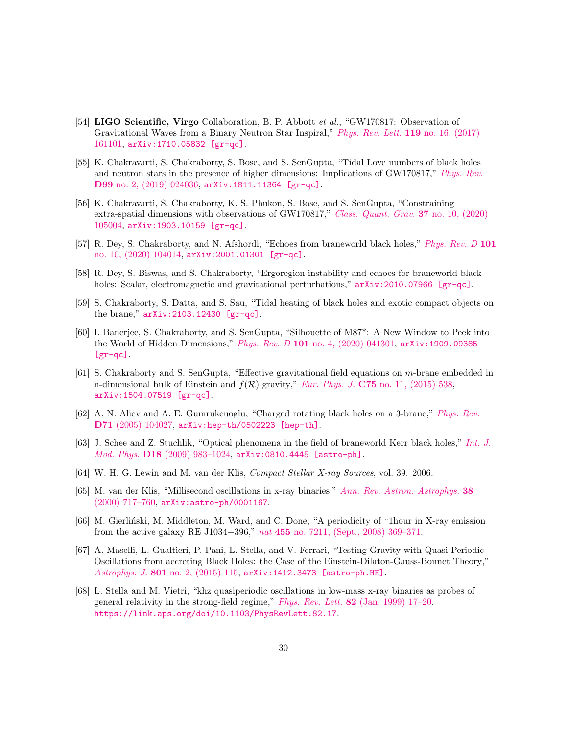[54] **LIGO Scientific, Virgo** Collaboration, B. P. Abbott *et al.*, "GW170817: Observation of Gravitational Waves from a Binary Neutron Star Inspiral," *Phys. Rev. Lett.* **119** no. 16, (2017) 161101, arXiv:1710.05832 [gr-qc].

[55] K. Chakravarti, S. Chakraborty, S. Bose, and S. SenGupta, "Tidal Love numbers of black holes and neutron stars in the presence of higher dimensions: Implications of GW170817," *Phys. Rev.* **D99** no. 2, (2019) 024036, arXiv:1811.11364 [gr-qc].

[56] K. Chakravarti, S. Chakraborty, K. S. Phukon, S. Bose, and S. SenGupta, "Constraining extra-spatial dimensions with observations of GW170817," *Class. Quant. Grav.* **37** no. 10, (2020) 105004, arXiv:1903.10159 [gr-qc].

[57] R. Dey, S. Chakraborty, and N. Afshordi, "Echoes from braneworld black holes," *Phys. Rev. D* **101** no. 10, (2020) 104014, arXiv:2001.01301 [gr-qc].

[58] R. Dey, S. Biswas, and S. Chakraborty, "Ergoregion instability and echoes for braneworld black holes: Scalar, electromagnetic and gravitational perturbations," arXiv:2010.07966 [gr-qc].

[59] S. Chakraborty, S. Datta, and S. Sau, "Tidal heating of black holes and exotic compact objects on the brane," arXiv:2103.12430 [gr-qc].

[60] I. Banerjee, S. Chakraborty, and S. SenGupta, "Silhouette of M87*: A New Window to Peek into the World of Hidden Dimensions," *Phys. Rev. D* **101** no. 4, (2020) 041301, arXiv:1909.09385 [gr-qc].

[61] S. Chakraborty and S. SenGupta, "Effective gravitational field equations on $m$-brane embedded in n-dimensional bulk of Einstein and $f(\mathcal{R})$ gravity," *Eur. Phys. J.* **C75** no. 11, (2015) 538, arXiv:1504.07519 [gr-qc].

[62] A. N. Aliev and A. E. Gumrukcuoglu, "Charged rotating black holes on a 3-brane," *Phys. Rev.* **D71** (2005) 104027, arXiv:hep-th/0502223 [hep-th].

[63] J. Schee and Z. Stuchlik, "Optical phenomena in the field of braneworld Kerr black holes," *Int. J. Mod. Phys.* **D18** (2009) 983–1024, arXiv:0810.4445 [astro-ph].

[64] W. H. G. Lewin and M. van der Klis, *Compact Stellar X-ray Sources*, vol. 39. 2006.

[65] M. van der Klis, "Millisecond oscillations in x-ray binaries," *Ann. Rev. Astron. Astrophys.* **38** (2000) 717–760, arXiv:astro-ph/0001167.

[66] M. Gierliński, M. Middleton, M. Ward, and C. Done, "A periodicity of ~1hour in X-ray emission from the active galaxy RE J1034+396," *nat* **455** no. 7211, (Sept., 2008) 369–371.

[67] A. Maselli, L. Gualtieri, P. Pani, L. Stella, and V. Ferrari, "Testing Gravity with Quasi Periodic Oscillations from accreting Black Holes: the Case of the Einstein-Dilaton-Gauss-Bonnet Theory," *Astrophys. J.* **801** no. 2, (2015) 115, arXiv:1412.3473 [astro-ph.HE].

[68] L. Stella and M. Vietri, "khz quasiperiodic oscillations in low-mass x-ray binaries as probes of general relativity in the strong-field regime," *Phys. Rev. Lett.* **82** (Jan, 1999) 17–20. https://link.aps.org/doi/10.1103/PhysRevLett.82.17.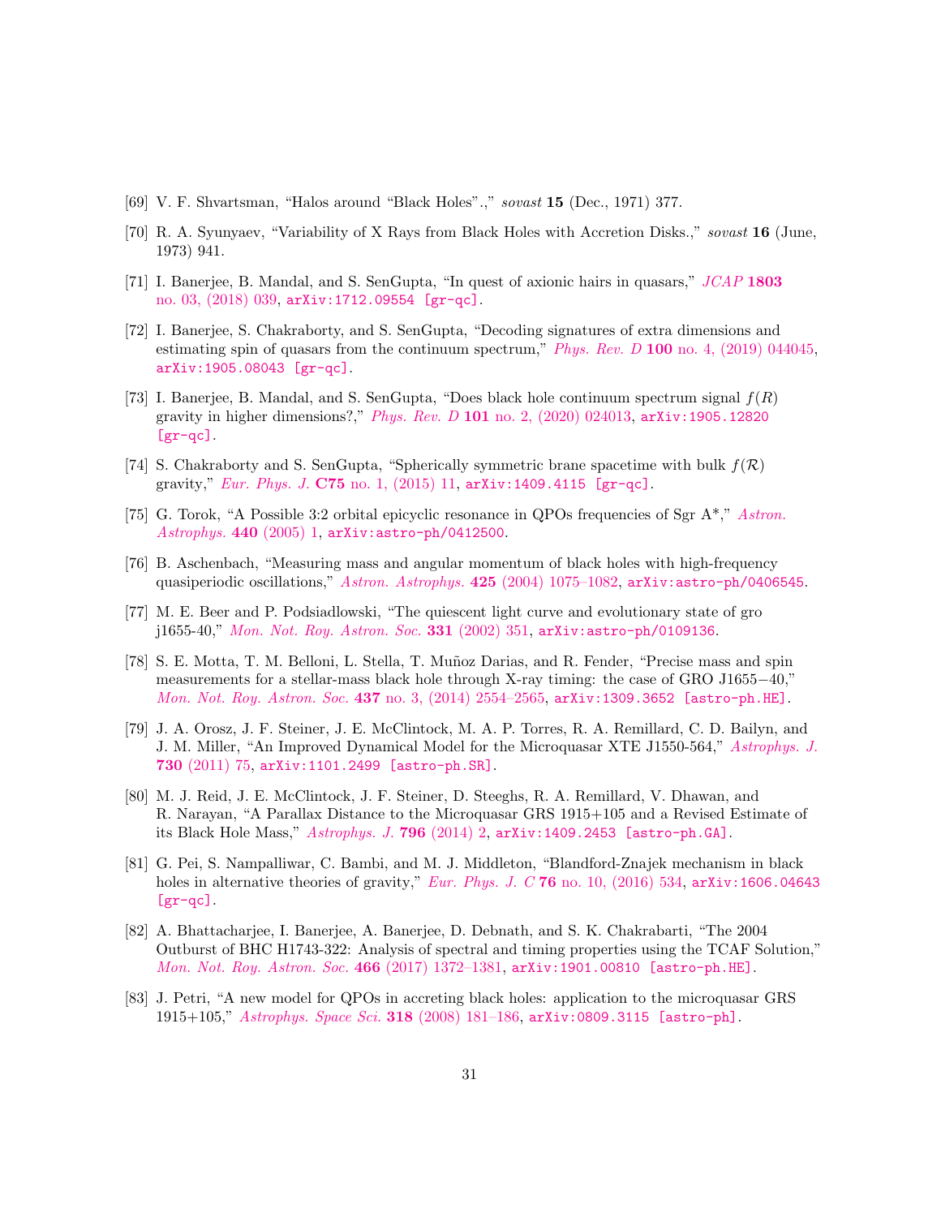[69] V. F. Shvartsman, "Halos around "Black Holes".," *sovast* **15** (Dec., 1971) 377.

[70] R. A. Syunyaev, "Variability of X Rays from Black Holes with Accretion Disks.," *sovast* **16** (June, 1973) 941.

[71] I. Banerjee, B. Mandal, and S. SenGupta, "In quest of axionic hairs in quasars," *JCAP* **1803** no. 03, (2018) 039, arXiv:1712.09554 [gr-qc].

[72] I. Banerjee, S. Chakraborty, and S. SenGupta, "Decoding signatures of extra dimensions and estimating spin of quasars from the continuum spectrum," *Phys. Rev. D* **100** no. 4, (2019) 044045, arXiv:1905.08043 [gr-qc].

[73] I. Banerjee, B. Mandal, and S. SenGupta, "Does black hole continuum spectrum signal $f(R)$ gravity in higher dimensions?," *Phys. Rev. D* **101** no. 2, (2020) 024013, arXiv:1905.12820 [gr-qc].

[74] S. Chakraborty and S. SenGupta, "Spherically symmetric brane spacetime with bulk $f(\mathcal{R})$ gravity," *Eur. Phys. J.* **C75** no. 1, (2015) 11, arXiv:1409.4115 [gr-qc].

[75] G. Torok, "A Possible 3:2 orbital epicyclic resonance in QPOs frequencies of Sgr A*," *Astron. Astrophys.* **440** (2005) 1, arXiv:astro-ph/0412500.

[76] B. Aschenbach, "Measuring mass and angular momentum of black holes with high-frequency quasiperiodic oscillations," *Astron. Astrophys.* **425** (2004) 1075–1082, arXiv:astro-ph/0406545.

[77] M. E. Beer and P. Podsiadlowski, "The quiescent light curve and evolutionary state of gro j1655-40," *Mon. Not. Roy. Astron. Soc.* **331** (2002) 351, arXiv:astro-ph/0109136.

[78] S. E. Motta, T. M. Belloni, L. Stella, T. Muñoz Darias, and R. Fender, "Precise mass and spin measurements for a stellar-mass black hole through X-ray timing: the case of GRO J1655−40," *Mon. Not. Roy. Astron. Soc.* **437** no. 3, (2014) 2554–2565, arXiv:1309.3652 [astro-ph.HE].

[79] J. A. Orosz, J. F. Steiner, J. E. McClintock, M. A. P. Torres, R. A. Remillard, C. D. Bailyn, and J. M. Miller, "An Improved Dynamical Model for the Microquasar XTE J1550-564," *Astrophys. J.* **730** (2011) 75, arXiv:1101.2499 [astro-ph.SR].

[80] M. J. Reid, J. E. McClintock, J. F. Steiner, D. Steeghs, R. A. Remillard, V. Dhawan, and R. Narayan, "A Parallax Distance to the Microquasar GRS 1915+105 and a Revised Estimate of its Black Hole Mass," *Astrophys. J.* **796** (2014) 2, arXiv:1409.2453 [astro-ph.GA].

[81] G. Pei, S. Nampalliwar, C. Bambi, and M. J. Middleton, "Blandford-Znajek mechanism in black holes in alternative theories of gravity," *Eur. Phys. J. C* **76** no. 10, (2016) 534, arXiv:1606.04643 [gr-qc].

[82] A. Bhattacharjee, I. Banerjee, A. Banerjee, D. Debnath, and S. K. Chakrabarti, "The 2004 Outburst of BHC H1743-322: Analysis of spectral and timing properties using the TCAF Solution," *Mon. Not. Roy. Astron. Soc.* **466** (2017) 1372–1381, arXiv:1901.00810 [astro-ph.HE].

[83] J. Petri, "A new model for QPOs in accreting black holes: application to the microquasar GRS 1915+105," *Astrophys. Space Sci.* **318** (2008) 181–186, arXiv:0809.3115 [astro-ph].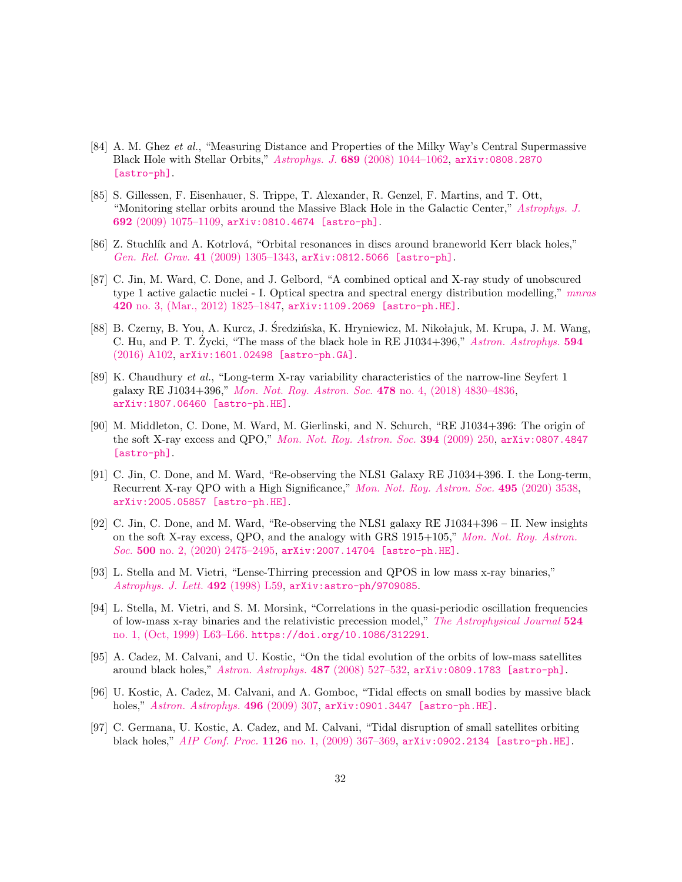[84] A. M. Ghez *et al.*, "Measuring Distance and Properties of the Milky Way's Central Supermassive Black Hole with Stellar Orbits," *Astrophys. J.* **689** (2008) 1044–1062, arXiv:0808.2870 [astro-ph].

[85] S. Gillessen, F. Eisenhauer, S. Trippe, T. Alexander, R. Genzel, F. Martins, and T. Ott, "Monitoring stellar orbits around the Massive Black Hole in the Galactic Center," *Astrophys. J.* **692** (2009) 1075–1109, arXiv:0810.4674 [astro-ph].

[86] Z. Stuchlík and A. Kotrlová, "Orbital resonances in discs around braneworld Kerr black holes," *Gen. Rel. Grav.* **41** (2009) 1305–1343, arXiv:0812.5066 [astro-ph].

[87] C. Jin, M. Ward, C. Done, and J. Gelbord, "A combined optical and X-ray study of unobscured type 1 active galactic nuclei - I. Optical spectra and spectral energy distribution modelling," *mnras* **420** no. 3, (Mar., 2012) 1825–1847, arXiv:1109.2069 [astro-ph.HE].

[88] B. Czerny, B. You, A. Kurcz, J. Średzińska, K. Hryniewicz, M. Nikołajuk, M. Krupa, J. M. Wang, C. Hu, and P. T. Życki, "The mass of the black hole in RE J1034+396," *Astron. Astrophys.* **594** (2016) A102, arXiv:1601.02498 [astro-ph.GA].

[89] K. Chaudhury *et al.*, "Long-term X-ray variability characteristics of the narrow-line Seyfert 1 galaxy RE J1034+396," *Mon. Not. Roy. Astron. Soc.* **478** no. 4, (2018) 4830–4836, arXiv:1807.06460 [astro-ph.HE].

[90] M. Middleton, C. Done, M. Ward, M. Gierlinski, and N. Schurch, "RE J1034+396: The origin of the soft X-ray excess and QPO," *Mon. Not. Roy. Astron. Soc.* **394** (2009) 250, arXiv:0807.4847 [astro-ph].

[91] C. Jin, C. Done, and M. Ward, "Re-observing the NLS1 Galaxy RE J1034+396. I. the Long-term, Recurrent X-ray QPO with a High Significance," *Mon. Not. Roy. Astron. Soc.* **495** (2020) 3538, arXiv:2005.05857 [astro-ph.HE].

[92] C. Jin, C. Done, and M. Ward, "Re-observing the NLS1 galaxy RE J1034+396 – II. New insights on the soft X-ray excess, QPO, and the analogy with GRS 1915+105," *Mon. Not. Roy. Astron. Soc.* **500** no. 2, (2020) 2475–2495, arXiv:2007.14704 [astro-ph.HE].

[93] L. Stella and M. Vietri, "Lense-Thirring precession and QPOS in low mass x-ray binaries," *Astrophys. J. Lett.* **492** (1998) L59, arXiv:astro-ph/9709085.

[94] L. Stella, M. Vietri, and S. M. Morsink, "Correlations in the quasi-periodic oscillation frequencies of low-mass x-ray binaries and the relativistic precession model," *The Astrophysical Journal* **524** no. 1, (Oct, 1999) L63–L66. https://doi.org/10.1086/312291.

[95] A. Cadez, M. Calvani, and U. Kostic, "On the tidal evolution of the orbits of low-mass satellites around black holes," *Astron. Astrophys.* **487** (2008) 527–532, arXiv:0809.1783 [astro-ph].

[96] U. Kostic, A. Cadez, M. Calvani, and A. Gomboc, "Tidal effects on small bodies by massive black holes," *Astron. Astrophys.* **496** (2009) 307, arXiv:0901.3447 [astro-ph.HE].

[97] C. Germana, U. Kostic, A. Cadez, and M. Calvani, "Tidal disruption of small satellites orbiting black holes," *AIP Conf. Proc.* **1126** no. 1, (2009) 367–369, arXiv:0902.2134 [astro-ph.HE].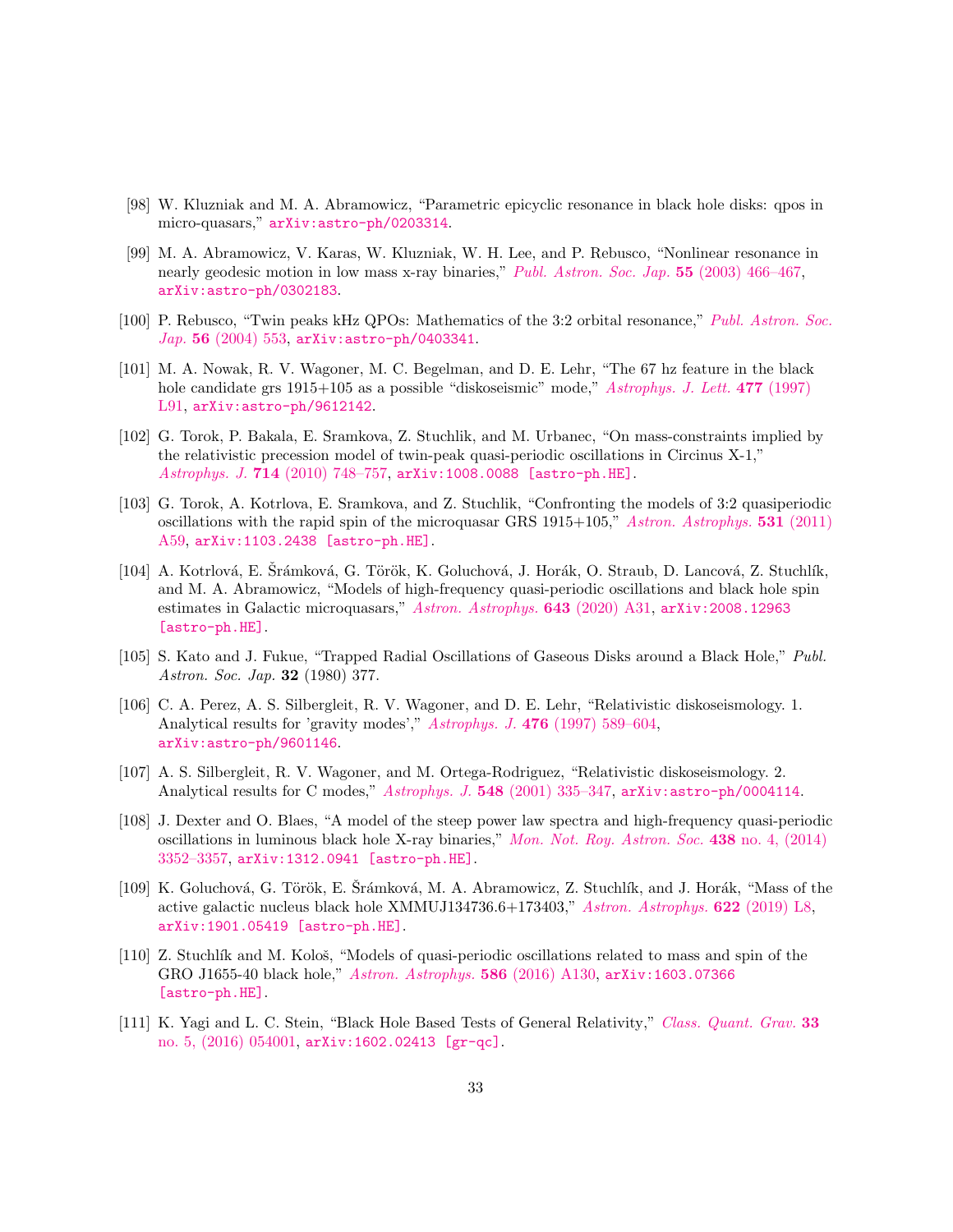[98] W. Kluzniak and M. A. Abramowicz, "Parametric epicyclic resonance in black hole disks: qpos in micro-quasars," arXiv:astro-ph/0203314.

[99] M. A. Abramowicz, V. Karas, W. Kluzniak, W. H. Lee, and P. Rebusco, "Nonlinear resonance in nearly geodesic motion in low mass x-ray binaries," *Publ. Astron. Soc. Jap.* **55** (2003) 466–467, arXiv:astro-ph/0302183.

[100] P. Rebusco, "Twin peaks kHz QPOs: Mathematics of the 3:2 orbital resonance," *Publ. Astron. Soc. Jap.* **56** (2004) 553, arXiv:astro-ph/0403341.

[101] M. A. Nowak, R. V. Wagoner, M. C. Begelman, and D. E. Lehr, "The 67 hz feature in the black hole candidate grs 1915+105 as a possible "diskoseismic" mode," *Astrophys. J. Lett.* **477** (1997) L91, arXiv:astro-ph/9612142.

[102] G. Torok, P. Bakala, E. Sramkova, Z. Stuchlik, and M. Urbanec, "On mass-constraints implied by the relativistic precession model of twin-peak quasi-periodic oscillations in Circinus X-1," *Astrophys. J.* **714** (2010) 748–757, arXiv:1008.0088 [astro-ph.HE].

[103] G. Torok, A. Kotrlova, E. Sramkova, and Z. Stuchlik, "Confronting the models of 3:2 quasiperiodic oscillations with the rapid spin of the microquasar GRS 1915+105," *Astron. Astrophys.* **531** (2011) A59, arXiv:1103.2438 [astro-ph.HE].

[104] A. Kotrlová, E. Šrámková, G. Török, K. Goluchová, J. Horák, O. Straub, D. Lancová, Z. Stuchlík, and M. A. Abramowicz, "Models of high-frequency quasi-periodic oscillations and black hole spin estimates in Galactic microquasars," *Astron. Astrophys.* **643** (2020) A31, arXiv:2008.12963 [astro-ph.HE].

[105] S. Kato and J. Fukue, "Trapped Radial Oscillations of Gaseous Disks around a Black Hole," *Publ. Astron. Soc. Jap.* **32** (1980) 377.

[106] C. A. Perez, A. S. Silbergleit, R. V. Wagoner, and D. E. Lehr, "Relativistic diskoseismology. 1. Analytical results for 'gravity modes'," *Astrophys. J.* **476** (1997) 589–604, arXiv:astro-ph/9601146.

[107] A. S. Silbergleit, R. V. Wagoner, and M. Ortega-Rodriguez, "Relativistic diskoseismology. 2. Analytical results for C modes," *Astrophys. J.* **548** (2001) 335–347, arXiv:astro-ph/0004114.

[108] J. Dexter and O. Blaes, "A model of the steep power law spectra and high-frequency quasi-periodic oscillations in luminous black hole X-ray binaries," *Mon. Not. Roy. Astron. Soc.* **438** no. 4, (2014) 3352–3357, arXiv:1312.0941 [astro-ph.HE].

[109] K. Goluchová, G. Török, E. Šrámková, M. A. Abramowicz, Z. Stuchlík, and J. Horák, "Mass of the active galactic nucleus black hole XMMUJ134736.6+173403," *Astron. Astrophys.* **622** (2019) L8, arXiv:1901.05419 [astro-ph.HE].

[110] Z. Stuchlík and M. Kološ, "Models of quasi-periodic oscillations related to mass and spin of the GRO J1655-40 black hole," *Astron. Astrophys.* **586** (2016) A130, arXiv:1603.07366 [astro-ph.HE].

[111] K. Yagi and L. C. Stein, "Black Hole Based Tests of General Relativity," *Class. Quant. Grav.* **33** no. 5, (2016) 054001, arXiv:1602.02413 [gr-qc].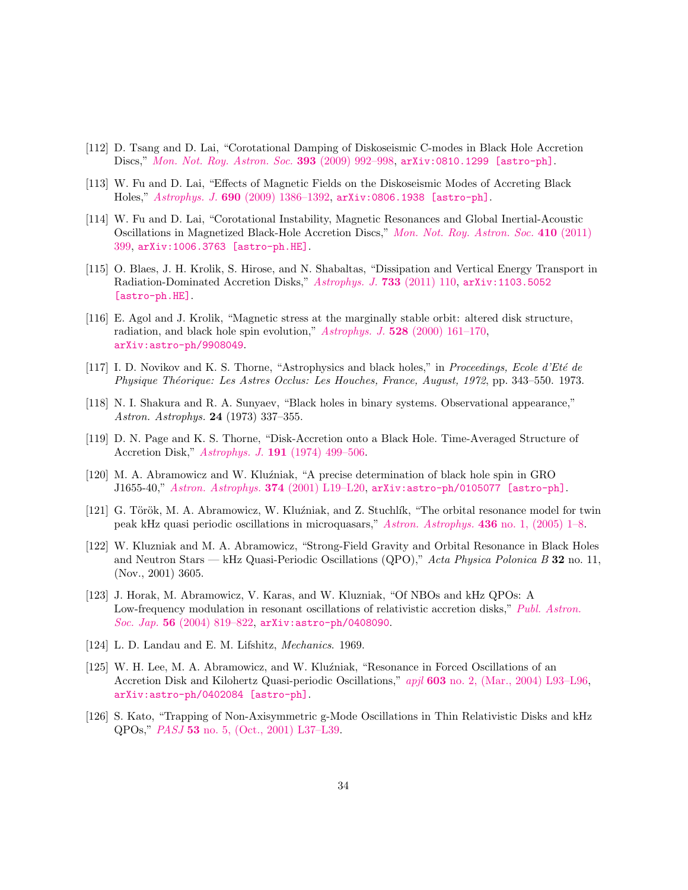[112] D. Tsang and D. Lai, "Corotational Damping of Diskoseismic C-modes in Black Hole Accretion Discs," *Mon. Not. Roy. Astron. Soc.* **393** (2009) 992–998, arXiv:0810.1299 [astro-ph].

[113] W. Fu and D. Lai, "Effects of Magnetic Fields on the Diskoseismic Modes of Accreting Black Holes," *Astrophys. J.* **690** (2009) 1386–1392, arXiv:0806.1938 [astro-ph].

[114] W. Fu and D. Lai, "Corotational Instability, Magnetic Resonances and Global Inertial-Acoustic Oscillations in Magnetized Black-Hole Accretion Discs," *Mon. Not. Roy. Astron. Soc.* **410** (2011) 399, arXiv:1006.3763 [astro-ph.HE].

[115] O. Blaes, J. H. Krolik, S. Hirose, and N. Shabaltas, "Dissipation and Vertical Energy Transport in Radiation-Dominated Accretion Disks," *Astrophys. J.* **733** (2011) 110, arXiv:1103.5052 [astro-ph.HE].

[116] E. Agol and J. Krolik, "Magnetic stress at the marginally stable orbit: altered disk structure, radiation, and black hole spin evolution," *Astrophys. J.* **528** (2000) 161–170, arXiv:astro-ph/9908049.

[117] I. D. Novikov and K. S. Thorne, "Astrophysics and black holes," in *Proceedings, Ecole d'Eté de Physique Théorique: Les Astres Occlus: Les Houches, France, August, 1972*, pp. 343–550. 1973.

[118] N. I. Shakura and R. A. Sunyaev, "Black holes in binary systems. Observational appearance," *Astron. Astrophys.* **24** (1973) 337–355.

[119] D. N. Page and K. S. Thorne, "Disk-Accretion onto a Black Hole. Time-Averaged Structure of Accretion Disk," *Astrophys. J.* **191** (1974) 499–506.

[120] M. A. Abramowicz and W. Kluźniak, "A precise determination of black hole spin in GRO J1655-40," *Astron. Astrophys.* **374** (2001) L19–L20, arXiv:astro-ph/0105077 [astro-ph].

[121] G. Török, M. A. Abramowicz, W. Kluźniak, and Z. Stuchlík, "The orbital resonance model for twin peak kHz quasi periodic oscillations in microquasars," *Astron. Astrophys.* **436** no. 1, (2005) 1–8.

[122] W. Kluzniak and M. A. Abramowicz, "Strong-Field Gravity and Orbital Resonance in Black Holes and Neutron Stars — kHz Quasi-Periodic Oscillations (QPO)," *Acta Physica Polonica B* **32** no. 11, (Nov., 2001) 3605.

[123] J. Horak, M. Abramowicz, V. Karas, and W. Kluzniak, "Of NBOs and kHz QPOs: A Low-frequency modulation in resonant oscillations of relativistic accretion disks," *Publ. Astron. Soc. Jap.* **56** (2004) 819–822, arXiv:astro-ph/0408090.

[124] L. D. Landau and E. M. Lifshitz, *Mechanics*. 1969.

[125] W. H. Lee, M. A. Abramowicz, and W. Kluźniak, "Resonance in Forced Oscillations of an Accretion Disk and Kilohertz Quasi-periodic Oscillations," *apjl* **603** no. 2, (Mar., 2004) L93–L96, arXiv:astro-ph/0402084 [astro-ph].

[126] S. Kato, "Trapping of Non-Axisymmetric g-Mode Oscillations in Thin Relativistic Disks and kHz QPOs," *PASJ* **53** no. 5, (Oct., 2001) L37–L39.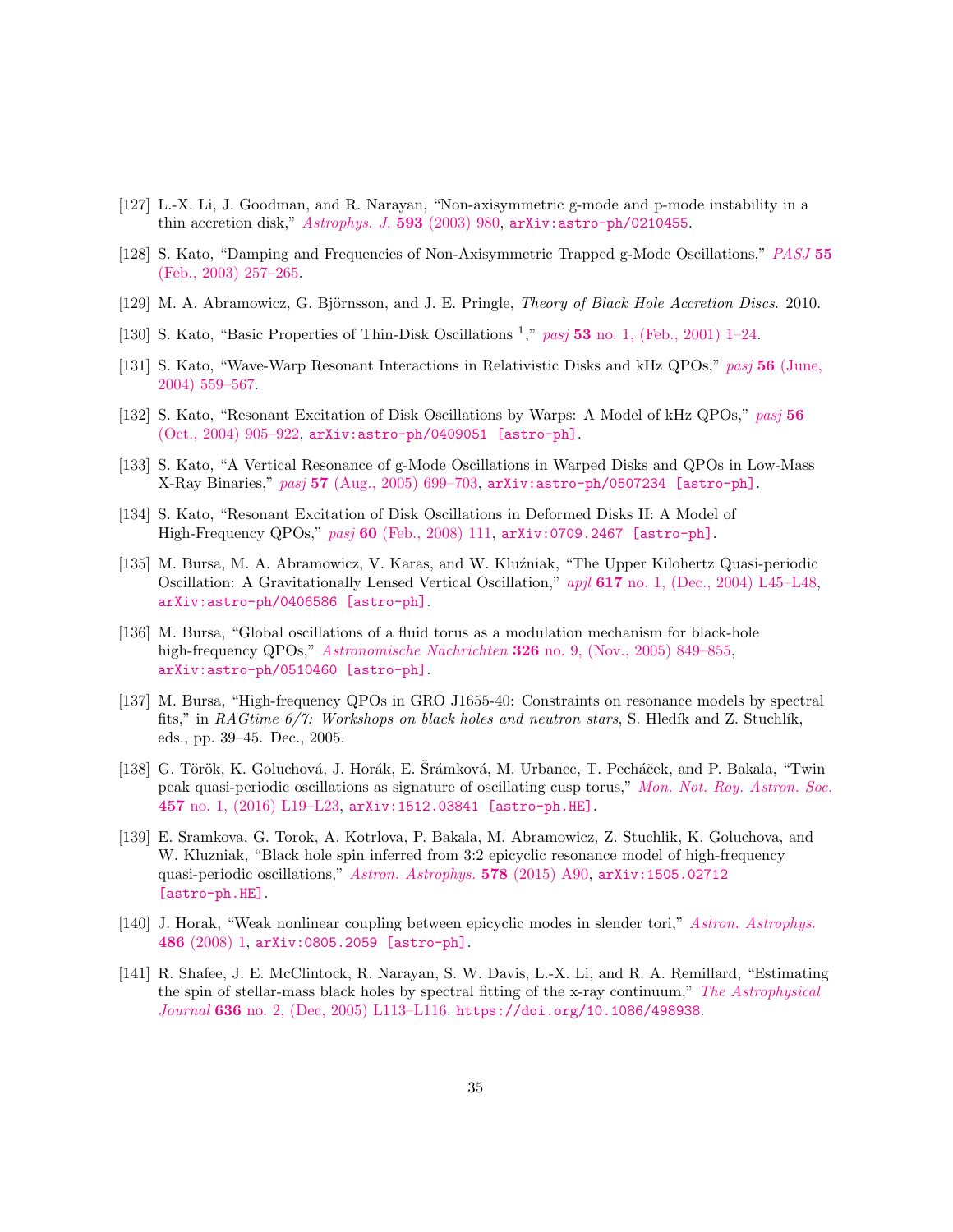[127] L.-X. Li, J. Goodman, and R. Narayan, "Non-axisymmetric g-mode and p-mode instability in a thin accretion disk," *Astrophys. J.* **593** (2003) 980, arXiv:astro-ph/0210455.

[128] S. Kato, "Damping and Frequencies of Non-Axisymmetric Trapped g-Mode Oscillations," *PASJ* **55** (Feb., 2003) 257–265.

[129] M. A. Abramowicz, G. Björnsson, and J. E. Pringle, *Theory of Black Hole Accretion Discs*. 2010.

[130] S. Kato, "Basic Properties of Thin-Disk Oscillations [1]," *pasj* **53** no. 1, (Feb., 2001) 1–24.

[131] S. Kato, "Wave-Warp Resonant Interactions in Relativistic Disks and kHz QPOs," *pasj* **56** (June, 2004) 559–567.

[132] S. Kato, "Resonant Excitation of Disk Oscillations by Warps: A Model of kHz QPOs," *pasj* **56** (Oct., 2004) 905–922, arXiv:astro-ph/0409051 [astro-ph].

[133] S. Kato, "A Vertical Resonance of g-Mode Oscillations in Warped Disks and QPOs in Low-Mass X-Ray Binaries," *pasj* **57** (Aug., 2005) 699–703, arXiv:astro-ph/0507234 [astro-ph].

[134] S. Kato, "Resonant Excitation of Disk Oscillations in Deformed Disks II: A Model of High-Frequency QPOs," *pasj* **60** (Feb., 2008) 111, arXiv:0709.2467 [astro-ph].

[135] M. Bursa, M. A. Abramowicz, V. Karas, and W. Kluźniak, "The Upper Kilohertz Quasi-periodic Oscillation: A Gravitationally Lensed Vertical Oscillation," *apjl* **617** no. 1, (Dec., 2004) L45–L48, arXiv:astro-ph/0406586 [astro-ph].

[136] M. Bursa, "Global oscillations of a fluid torus as a modulation mechanism for black-hole high-frequency QPOs," *Astronomische Nachrichten* **326** no. 9, (Nov., 2005) 849–855, arXiv:astro-ph/0510460 [astro-ph].

[137] M. Bursa, "High-frequency QPOs in GRO J1655-40: Constraints on resonance models by spectral fits," in *RAGtime 6/7: Workshops on black holes and neutron stars*, S. Hledík and Z. Stuchlík, eds., pp. 39–45. Dec., 2005.

[138] G. Török, K. Goluchová, J. Horák, E. Šrámková, M. Urbanec, T. Pecháček, and P. Bakala, "Twin peak quasi-periodic oscillations as signature of oscillating cusp torus," *Mon. Not. Roy. Astron. Soc.* **457** no. 1, (2016) L19–L23, arXiv:1512.03841 [astro-ph.HE].

[139] E. Sramkova, G. Torok, A. Kotrlova, P. Bakala, M. Abramowicz, Z. Stuchlik, K. Goluchova, and W. Kluzniak, "Black hole spin inferred from 3:2 epicyclic resonance model of high-frequency quasi-periodic oscillations," *Astron. Astrophys.* **578** (2015) A90, arXiv:1505.02712 [astro-ph.HE].

[140] J. Horak, "Weak nonlinear coupling between epicyclic modes in slender tori," *Astron. Astrophys.* **486** (2008) 1, arXiv:0805.2059 [astro-ph].

[141] R. Shafee, J. E. McClintock, R. Narayan, S. W. Davis, L.-X. Li, and R. A. Remillard, "Estimating the spin of stellar-mass black holes by spectral fitting of the x-ray continuum," *The Astrophysical Journal* **636** no. 2, (Dec, 2005) L113–L116. https://doi.org/10.1086/498938.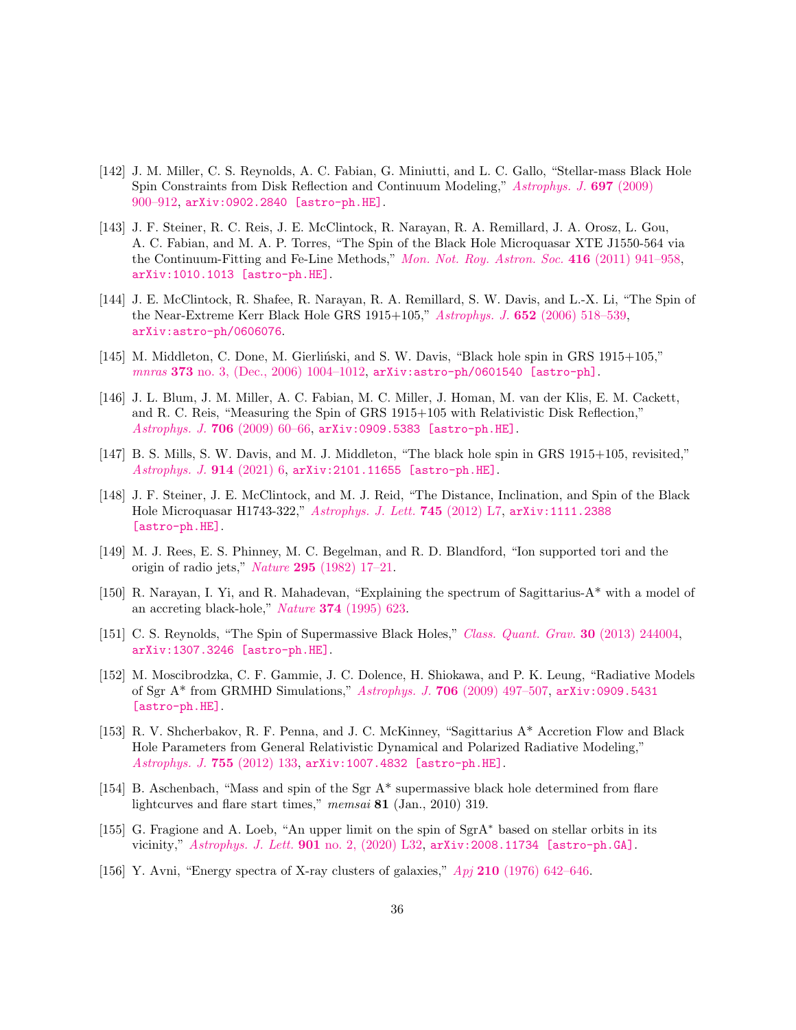[142] J. M. Miller, C. S. Reynolds, A. C. Fabian, G. Miniutti, and L. C. Gallo, "Stellar-mass Black Hole Spin Constraints from Disk Reflection and Continuum Modeling," *Astrophys. J.* **697** (2009) 900–912, arXiv:0902.2840 [astro-ph.HE].

[143] J. F. Steiner, R. C. Reis, J. E. McClintock, R. Narayan, R. A. Remillard, J. A. Orosz, L. Gou, A. C. Fabian, and M. A. P. Torres, "The Spin of the Black Hole Microquasar XTE J1550-564 via the Continuum-Fitting and Fe-Line Methods," *Mon. Not. Roy. Astron. Soc.* **416** (2011) 941–958, arXiv:1010.1013 [astro-ph.HE].

[144] J. E. McClintock, R. Shafee, R. Narayan, R. A. Remillard, S. W. Davis, and L.-X. Li, "The Spin of the Near-Extreme Kerr Black Hole GRS 1915+105," *Astrophys. J.* **652** (2006) 518–539, arXiv:astro-ph/0606076.

[145] M. Middleton, C. Done, M. Gierliński, and S. W. Davis, "Black hole spin in GRS 1915+105," *mnras* **373** no. 3, (Dec., 2006) 1004–1012, arXiv:astro-ph/0601540 [astro-ph].

[146] J. L. Blum, J. M. Miller, A. C. Fabian, M. C. Miller, J. Homan, M. van der Klis, E. M. Cackett, and R. C. Reis, "Measuring the Spin of GRS 1915+105 with Relativistic Disk Reflection," *Astrophys. J.* **706** (2009) 60–66, arXiv:0909.5383 [astro-ph.HE].

[147] B. S. Mills, S. W. Davis, and M. J. Middleton, "The black hole spin in GRS 1915+105, revisited," *Astrophys. J.* **914** (2021) 6, arXiv:2101.11655 [astro-ph.HE].

[148] J. F. Steiner, J. E. McClintock, and M. J. Reid, "The Distance, Inclination, and Spin of the Black Hole Microquasar H1743-322," *Astrophys. J. Lett.* **745** (2012) L7, arXiv:1111.2388 [astro-ph.HE].

[149] M. J. Rees, E. S. Phinney, M. C. Begelman, and R. D. Blandford, "Ion supported tori and the origin of radio jets," *Nature* **295** (1982) 17–21.

[150] R. Narayan, I. Yi, and R. Mahadevan, "Explaining the spectrum of Sagittarius-A* with a model of an accreting black-hole," *Nature* **374** (1995) 623.

[151] C. S. Reynolds, "The Spin of Supermassive Black Holes," *Class. Quant. Grav.* **30** (2013) 244004, arXiv:1307.3246 [astro-ph.HE].

[152] M. Moscibrodzka, C. F. Gammie, J. C. Dolence, H. Shiokawa, and P. K. Leung, "Radiative Models of Sgr A* from GRMHD Simulations," *Astrophys. J.* **706** (2009) 497–507, arXiv:0909.5431 [astro-ph.HE].

[153] R. V. Shcherbakov, R. F. Penna, and J. C. McKinney, "Sagittarius A* Accretion Flow and Black Hole Parameters from General Relativistic Dynamical and Polarized Radiative Modeling," *Astrophys. J.* **755** (2012) 133, arXiv:1007.4832 [astro-ph.HE].

[154] B. Aschenbach, "Mass and spin of the Sgr A* supermassive black hole determined from flare lightcurves and flare start times," *memsai* **81** (Jan., 2010) 319.

[155] G. Fragione and A. Loeb, "An upper limit on the spin of SgrA* based on stellar orbits in its vicinity," *Astrophys. J. Lett.* **901** no. 2, (2020) L32, arXiv:2008.11734 [astro-ph.GA].

[156] Y. Avni, "Energy spectra of X-ray clusters of galaxies," *Apj* **210** (1976) 642–646.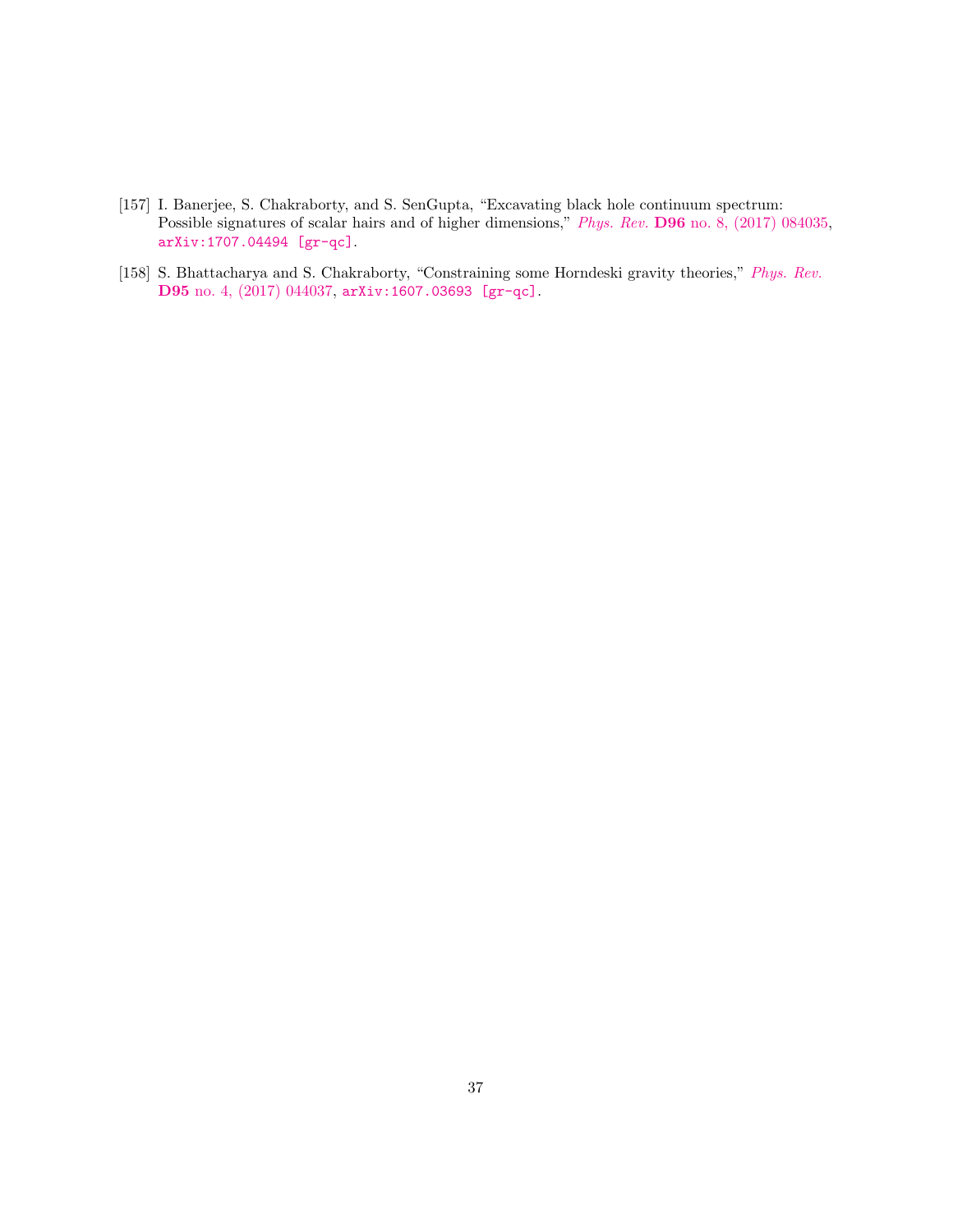[157] I. Banerjee, S. Chakraborty, and S. SenGupta, "Excavating black hole continuum spectrum: Possible signatures of scalar hairs and of higher dimensions," *Phys. Rev.* **D96** no. 8, (2017) 084035, arXiv:1707.04494 [gr-qc].

[158] S. Bhattacharya and S. Chakraborty, "Constraining some Horndeski gravity theories," *Phys. Rev.* **D95** no. 4, (2017) 044037, arXiv:1607.03693 [gr-qc].